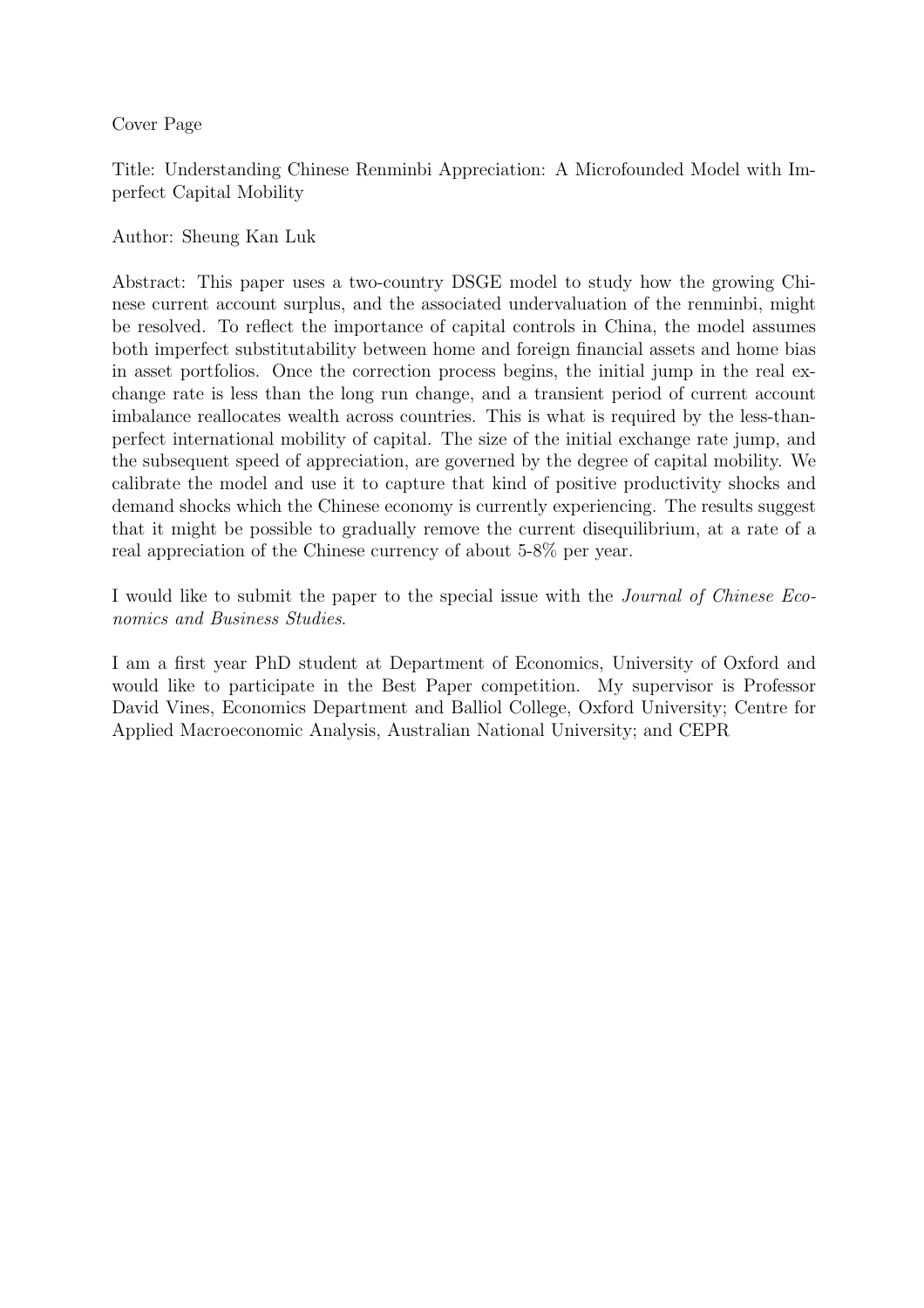Cover Page

Title: Understanding Chinese Renminbi Appreciation: A Microfounded Model with Imperfect Capital Mobility

Author: Sheung Kan Luk

Abstract: This paper uses a two-country DSGE model to study how the growing Chinese current account surplus, and the associated undervaluation of the renminbi, might be resolved. To reflect the importance of capital controls in China, the model assumes both imperfect substitutability between home and foreign financial assets and home bias in asset portfolios. Once the correction process begins, the initial jump in the real exchange rate is less than the long run change, and a transient period of current account imbalance reallocates wealth across countries. This is what is required by the less-than-perfect international mobility of capital. The size of the initial exchange rate jump, and the subsequent speed of appreciation, are governed by the degree of capital mobility. We calibrate the model and use it to capture that kind of positive productivity shocks and demand shocks which the Chinese economy is currently experiencing. The results suggest that it might be possible to gradually remove the current disequilibrium, at a rate of a real appreciation of the Chinese currency of about 5-8% per year.

I would like to submit the paper to the special issue with the *Journal of Chinese Economics and Business Studies*.

I am a first year PhD student at Department of Economics, University of Oxford and would like to participate in the Best Paper competition. My supervisor is Professor David Vines, Economics Department and Balliol College, Oxford University; Centre for Applied Macroeconomic Analysis, Australian National University; and CEPR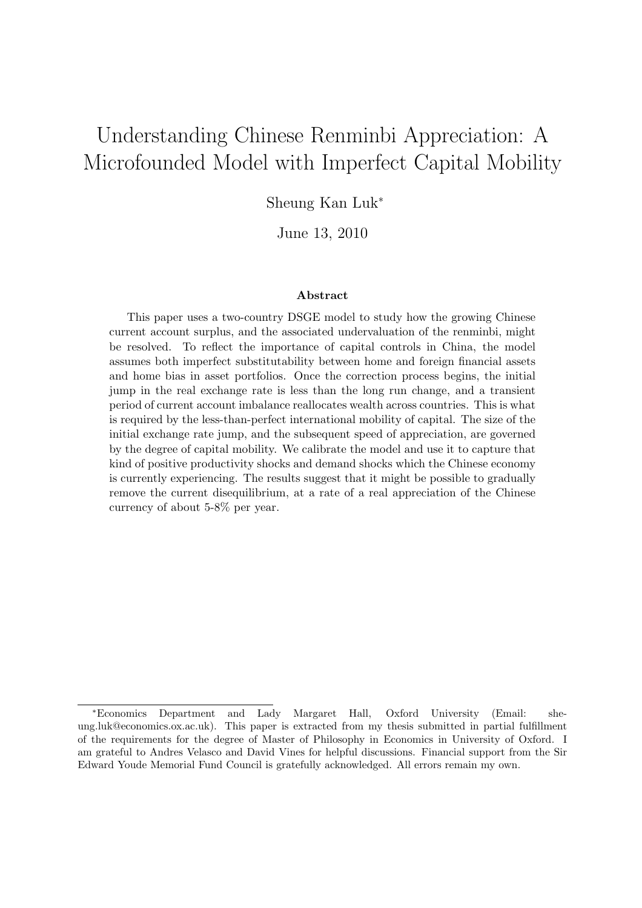# Understanding Chinese Renminbi Appreciation: A Microfounded Model with Imperfect Capital Mobility

Sheung Kan Luk[*]

June 13, 2010

### Abstract

This paper uses a two-country DSGE model to study how the growing Chinese current account surplus, and the associated undervaluation of the renminbi, might be resolved. To reflect the importance of capital controls in China, the model assumes both imperfect substitutability between home and foreign financial assets and home bias in asset portfolios. Once the correction process begins, the initial jump in the real exchange rate is less than the long run change, and a transient period of current account imbalance reallocates wealth across countries. This is what is required by the less-than-perfect international mobility of capital. The size of the initial exchange rate jump, and the subsequent speed of appreciation, are governed by the degree of capital mobility. We calibrate the model and use it to capture that kind of positive productivity shocks and demand shocks which the Chinese economy is currently experiencing. The results suggest that it might be possible to gradually remove the current disequilibrium, at a rate of a real appreciation of the Chinese currency of about 5-8% per year.

---

[*] Economics Department and Lady Margaret Hall, Oxford University (Email: sheung.luk@economics.ox.ac.uk). This paper is extracted from my thesis submitted in partial fulfillment of the requirements for the degree of Master of Philosophy in Economics in University of Oxford. I am grateful to Andres Velasco and David Vines for helpful discussions. Financial support from the Sir Edward Youde Memorial Fund Council is gratefully acknowledged. All errors remain my own.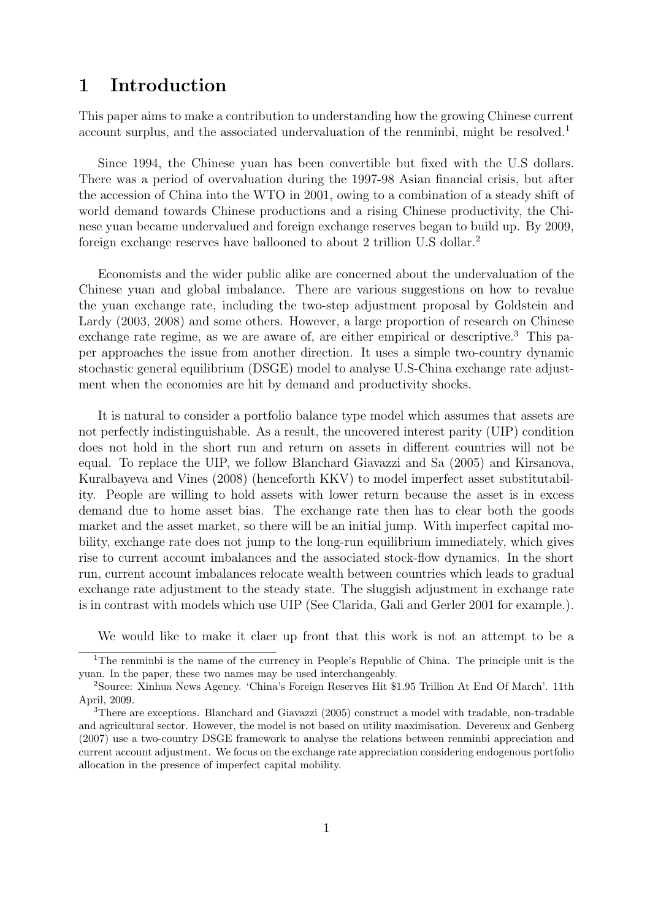# 1 Introduction

This paper aims to make a contribution to understanding how the growing Chinese current account surplus, and the associated undervaluation of the renminbi, might be resolved.[1]

Since 1994, the Chinese yuan has been convertible but fixed with the U.S dollars. There was a period of overvaluation during the 1997-98 Asian financial crisis, but after the accession of China into the WTO in 2001, owing to a combination of a steady shift of world demand towards Chinese productions and a rising Chinese productivity, the Chinese yuan became undervalued and foreign exchange reserves began to build up. By 2009, foreign exchange reserves have ballooned to about 2 trillion U.S dollar.[2]

Economists and the wider public alike are concerned about the undervaluation of the Chinese yuan and global imbalance. There are various suggestions on how to revalue the yuan exchange rate, including the two-step adjustment proposal by Goldstein and Lardy (2003, 2008) and some others. However, a large proportion of research on Chinese exchange rate regime, as we are aware of, are either empirical or descriptive.[3] This paper approaches the issue from another direction. It uses a simple two-country dynamic stochastic general equilibrium (DSGE) model to analyse U.S-China exchange rate adjustment when the economies are hit by demand and productivity shocks.

It is natural to consider a portfolio balance type model which assumes that assets are not perfectly indistinguishable. As a result, the uncovered interest parity (UIP) condition does not hold in the short run and return on assets in different countries will not be equal. To replace the UIP, we follow Blanchard Giavazzi and Sa (2005) and Kirsanova, Kuralbayeva and Vines (2008) (henceforth KKV) to model imperfect asset substitutability. People are willing to hold assets with lower return because the asset is in excess demand due to home asset bias. The exchange rate then has to clear both the goods market and the asset market, so there will be an initial jump. With imperfect capital mobility, exchange rate does not jump to the long-run equilibrium immediately, which gives rise to current account imbalances and the associated stock-flow dynamics. In the short run, current account imbalances relocate wealth between countries which leads to gradual exchange rate adjustment to the steady state. The sluggish adjustment in exchange rate is in contrast with models which use UIP (See Clarida, Gali and Gerler 2001 for example.).

We would like to make it claer up front that this work is not an attempt to be a

---

[1] The renminbi is the name of the currency in People's Republic of China. The principle unit is the yuan. In the paper, these two names may be used interchangeably.

[2] Source: Xinhua News Agency. 'China's Foreign Reserves Hit \$1.95 Trillion At End Of March'. 11th April, 2009.

[3] There are exceptions. Blanchard and Giavazzi (2005) construct a model with tradable, non-tradable and agricultural sector. However, the model is not based on utility maximisation. Devereux and Genberg (2007) use a two-country DSGE framework to analyse the relations between renminbi appreciation and current account adjustment. We focus on the exchange rate appreciation considering endogenous portfolio allocation in the presence of imperfect capital mobility.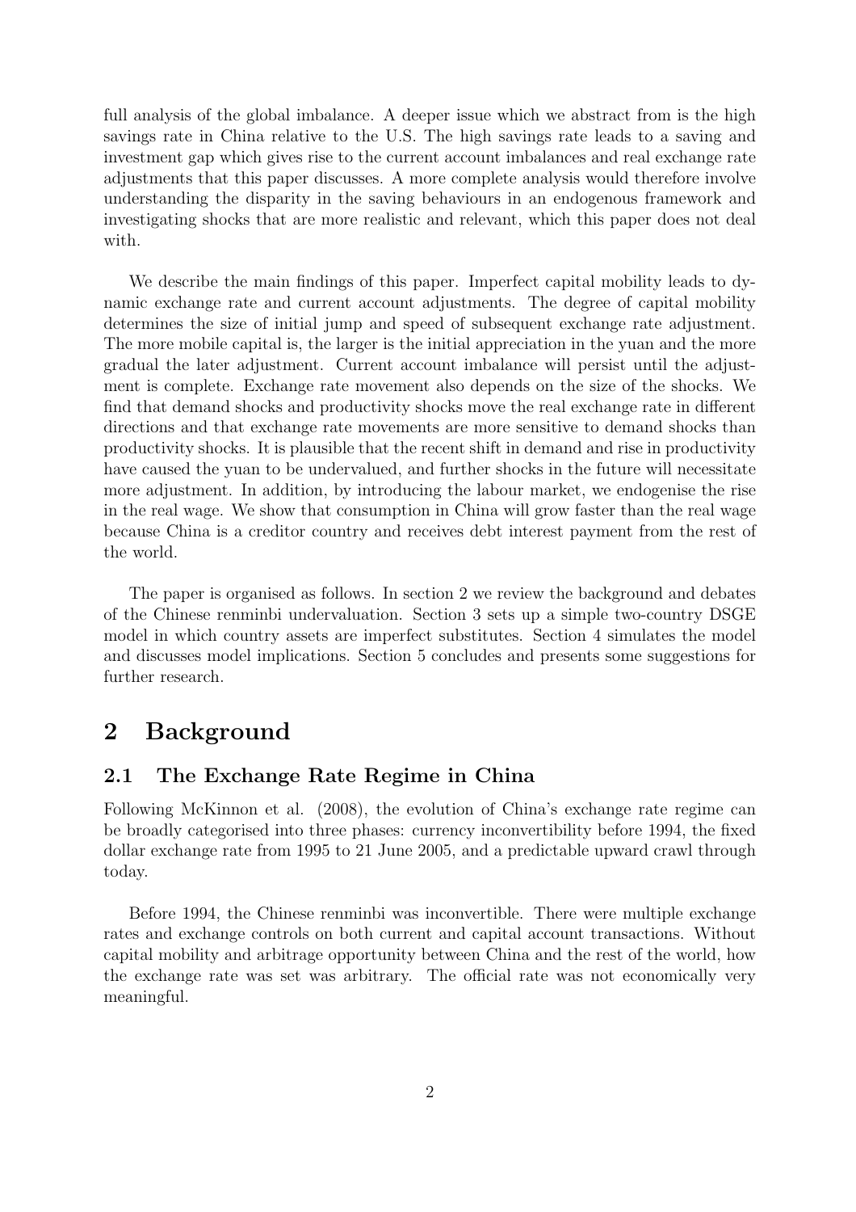full analysis of the global imbalance. A deeper issue which we abstract from is the high savings rate in China relative to the U.S. The high savings rate leads to a saving and investment gap which gives rise to the current account imbalances and real exchange rate adjustments that this paper discusses. A more complete analysis would therefore involve understanding the disparity in the saving behaviours in an endogenous framework and investigating shocks that are more realistic and relevant, which this paper does not deal with.

We describe the main findings of this paper. Imperfect capital mobility leads to dynamic exchange rate and current account adjustments. The degree of capital mobility determines the size of initial jump and speed of subsequent exchange rate adjustment. The more mobile capital is, the larger is the initial appreciation in the yuan and the more gradual the later adjustment. Current account imbalance will persist until the adjustment is complete. Exchange rate movement also depends on the size of the shocks. We find that demand shocks and productivity shocks move the real exchange rate in different directions and that exchange rate movements are more sensitive to demand shocks than productivity shocks. It is plausible that the recent shift in demand and rise in productivity have caused the yuan to be undervalued, and further shocks in the future will necessitate more adjustment. In addition, by introducing the labour market, we endogenise the rise in the real wage. We show that consumption in China will grow faster than the real wage because China is a creditor country and receives debt interest payment from the rest of the world.

The paper is organised as follows. In section 2 we review the background and debates of the Chinese renminbi undervaluation. Section 3 sets up a simple two-country DSGE model in which country assets are imperfect substitutes. Section 4 simulates the model and discusses model implications. Section 5 concludes and presents some suggestions for further research.

# 2 Background

## 2.1 The Exchange Rate Regime in China

Following McKinnon et al. (2008), the evolution of China's exchange rate regime can be broadly categorised into three phases: currency inconvertibility before 1994, the fixed dollar exchange rate from 1995 to 21 June 2005, and a predictable upward crawl through today.

Before 1994, the Chinese renminbi was inconvertible. There were multiple exchange rates and exchange controls on both current and capital account transactions. Without capital mobility and arbitrage opportunity between China and the rest of the world, how the exchange rate was set was arbitrary. The official rate was not economically very meaningful.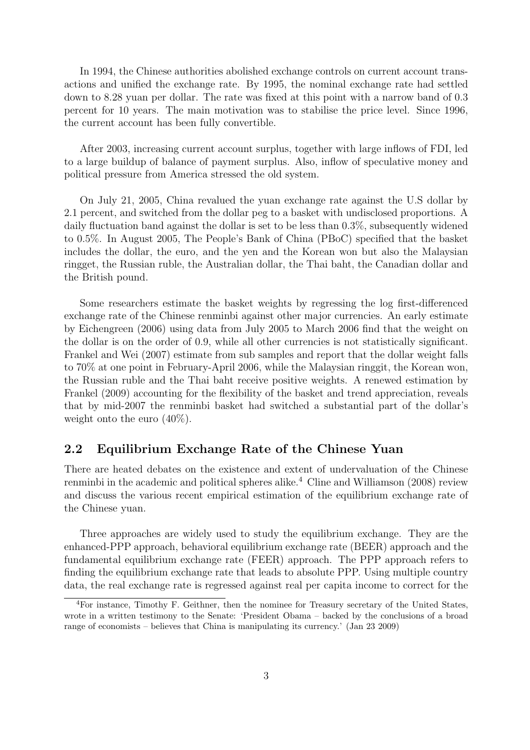In 1994, the Chinese authorities abolished exchange controls on current account transactions and unified the exchange rate. By 1995, the nominal exchange rate had settled down to 8.28 yuan per dollar. The rate was fixed at this point with a narrow band of 0.3 percent for 10 years. The main motivation was to stabilise the price level. Since 1996, the current account has been fully convertible.

After 2003, increasing current account surplus, together with large inflows of FDI, led to a large buildup of balance of payment surplus. Also, inflow of speculative money and political pressure from America stressed the old system.

On July 21, 2005, China revalued the yuan exchange rate against the U.S dollar by 2.1 percent, and switched from the dollar peg to a basket with undisclosed proportions. A daily fluctuation band against the dollar is set to be less than 0.3%, subsequently widened to 0.5%. In August 2005, The People's Bank of China (PBoC) specified that the basket includes the dollar, the euro, and the yen and the Korean won but also the Malaysian ringget, the Russian ruble, the Australian dollar, the Thai baht, the Canadian dollar and the British pound.

Some researchers estimate the basket weights by regressing the log first-differenced exchange rate of the Chinese renminbi against other major currencies. An early estimate by Eichengreen (2006) using data from July 2005 to March 2006 find that the weight on the dollar is on the order of 0.9, while all other currencies is not statistically significant. Frankel and Wei (2007) estimate from sub samples and report that the dollar weight falls to 70% at one point in February-April 2006, while the Malaysian ringgit, the Korean won, the Russian ruble and the Thai baht receive positive weights. A renewed estimation by Frankel (2009) accounting for the flexibility of the basket and trend appreciation, reveals that by mid-2007 the renminbi basket had switched a substantial part of the dollar's weight onto the euro (40%).

## 2.2 Equilibrium Exchange Rate of the Chinese Yuan

There are heated debates on the existence and extent of undervaluation of the Chinese renminbi in the academic and political spheres alike.[4] Cline and Williamson (2008) review and discuss the various recent empirical estimation of the equilibrium exchange rate of the Chinese yuan.

Three approaches are widely used to study the equilibrium exchange. They are the enhanced-PPP approach, behavioral equilibrium exchange rate (BEER) approach and the fundamental equilibrium exchange rate (FEER) approach. The PPP approach refers to finding the equilibrium exchange rate that leads to absolute PPP. Using multiple country data, the real exchange rate is regressed against real per capita income to correct for the

[4] For instance, Timothy F. Geithner, then the nominee for Treasury secretary of the United States, wrote in a written testimony to the Senate: 'President Obama – backed by the conclusions of a broad range of economists – believes that China is manipulating its currency.' (Jan 23 2009)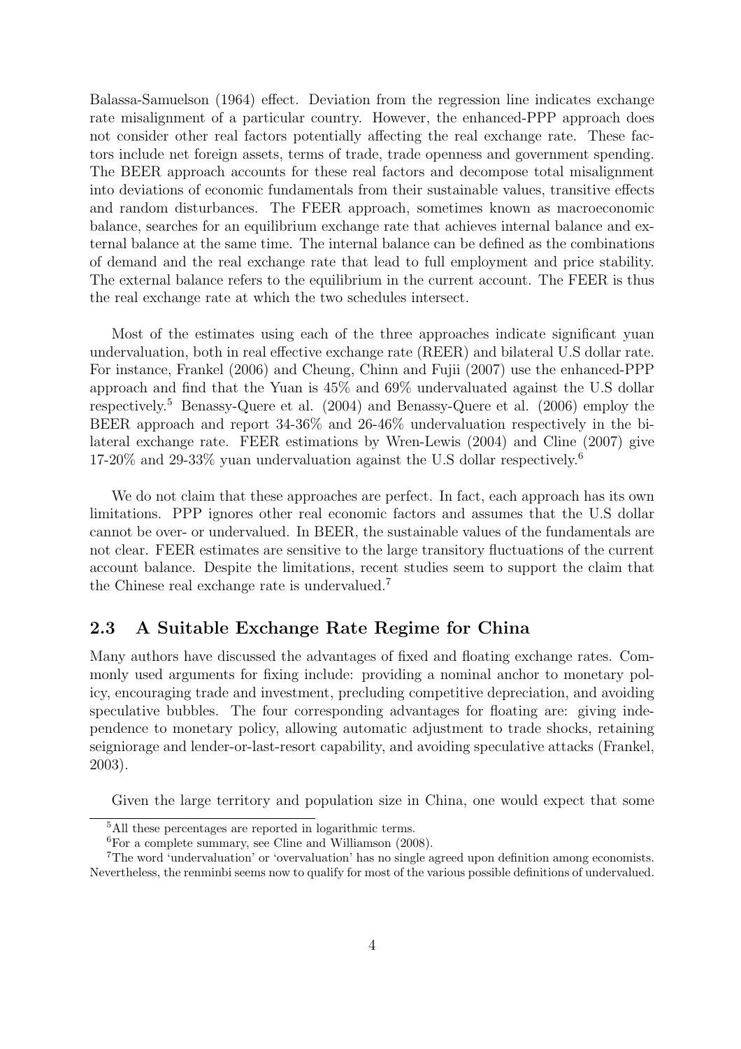Balassa-Samuelson (1964) effect. Deviation from the regression line indicates exchange rate misalignment of a particular country. However, the enhanced-PPP approach does not consider other real factors potentially affecting the real exchange rate. These factors include net foreign assets, terms of trade, trade openness and government spending. The BEER approach accounts for these real factors and decompose total misalignment into deviations of economic fundamentals from their sustainable values, transitive effects and random disturbances. The FEER approach, sometimes known as macroeconomic balance, searches for an equilibrium exchange rate that achieves internal balance and external balance at the same time. The internal balance can be defined as the combinations of demand and the real exchange rate that lead to full employment and price stability. The external balance refers to the equilibrium in the current account. The FEER is thus the real exchange rate at which the two schedules intersect.

Most of the estimates using each of the three approaches indicate significant yuan undervaluation, both in real effective exchange rate (REER) and bilateral U.S dollar rate. For instance, Frankel (2006) and Cheung, Chinn and Fujii (2007) use the enhanced-PPP approach and find that the Yuan is 45% and 69% undervaluated against the U.S dollar respectively.[5] Benassy-Quere et al. (2004) and Benassy-Quere et al. (2006) employ the BEER approach and report 34-36% and 26-46% undervaluation respectively in the bilateral exchange rate. FEER estimations by Wren-Lewis (2004) and Cline (2007) give 17-20% and 29-33% yuan undervaluation against the U.S dollar respectively.[6]

We do not claim that these approaches are perfect. In fact, each approach has its own limitations. PPP ignores other real economic factors and assumes that the U.S dollar cannot be over- or undervalued. In BEER, the sustainable values of the fundamentals are not clear. FEER estimates are sensitive to the large transitory fluctuations of the current account balance. Despite the limitations, recent studies seem to support the claim that the Chinese real exchange rate is undervalued.[7]

## 2.3 A Suitable Exchange Rate Regime for China

Many authors have discussed the advantages of fixed and floating exchange rates. Commonly used arguments for fixing include: providing a nominal anchor to monetary policy, encouraging trade and investment, precluding competitive depreciation, and avoiding speculative bubbles. The four corresponding advantages for floating are: giving independence to monetary policy, allowing automatic adjustment to trade shocks, retaining seigniorage and lender-or-last-resort capability, and avoiding speculative attacks (Frankel, 2003).

Given the large territory and population size in China, one would expect that some

---

[5] All these percentages are reported in logarithmic terms.

[6] For a complete summary, see Cline and Williamson (2008).

[7] The word 'undervaluation' or 'overvaluation' has no single agreed upon definition among economists. Nevertheless, the renminbi seems now to qualify for most of the various possible definitions of undervalued.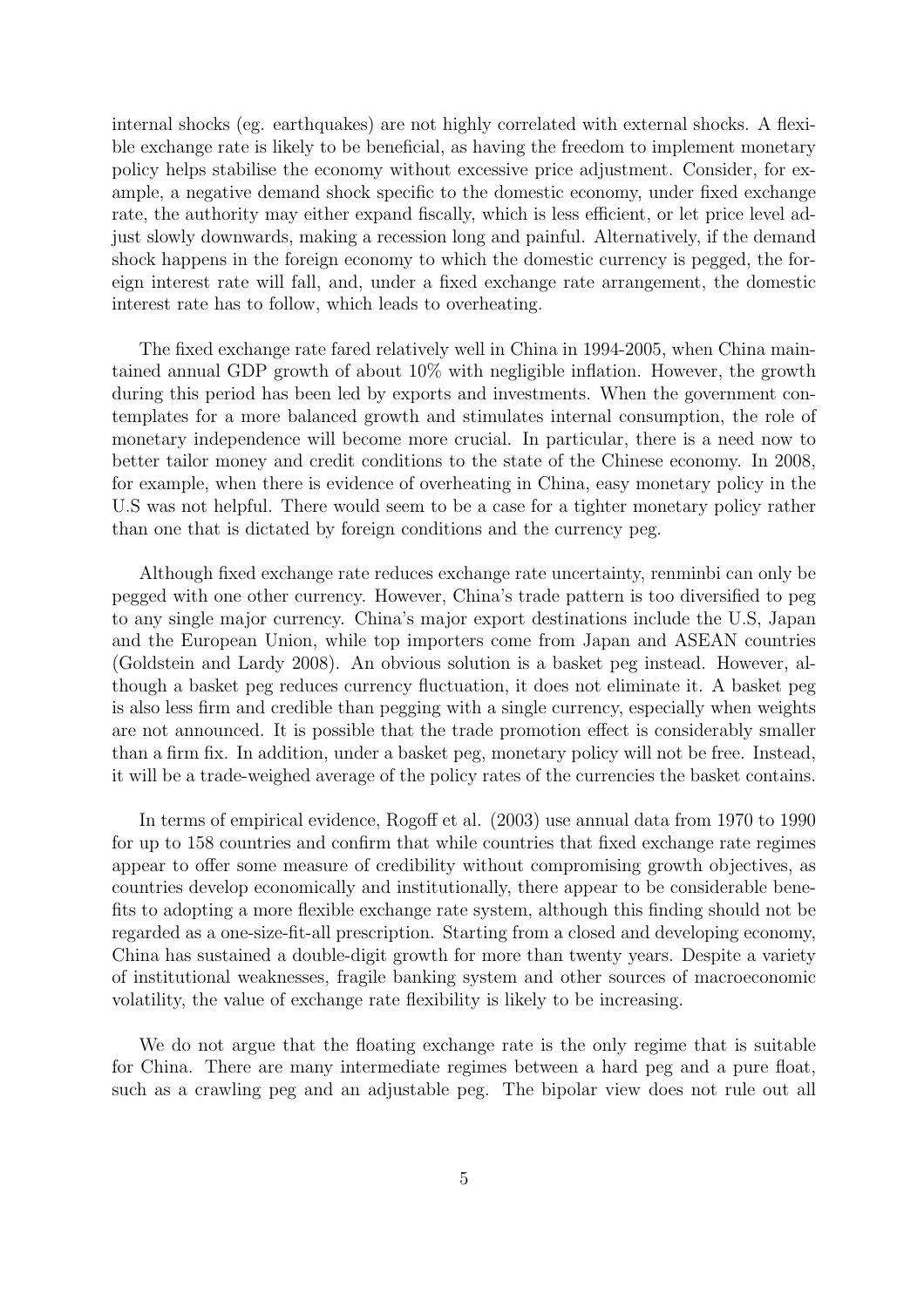internal shocks (eg. earthquakes) are not highly correlated with external shocks. A flexible exchange rate is likely to be beneficial, as having the freedom to implement monetary policy helps stabilise the economy without excessive price adjustment. Consider, for example, a negative demand shock specific to the domestic economy, under fixed exchange rate, the authority may either expand fiscally, which is less efficient, or let price level adjust slowly downwards, making a recession long and painful. Alternatively, if the demand shock happens in the foreign economy to which the domestic currency is pegged, the foreign interest rate will fall, and, under a fixed exchange rate arrangement, the domestic interest rate has to follow, which leads to overheating.

The fixed exchange rate fared relatively well in China in 1994-2005, when China maintained annual GDP growth of about 10% with negligible inflation. However, the growth during this period has been led by exports and investments. When the government contemplates for a more balanced growth and stimulates internal consumption, the role of monetary independence will become more crucial. In particular, there is a need now to better tailor money and credit conditions to the state of the Chinese economy. In 2008, for example, when there is evidence of overheating in China, easy monetary policy in the U.S was not helpful. There would seem to be a case for a tighter monetary policy rather than one that is dictated by foreign conditions and the currency peg.

Although fixed exchange rate reduces exchange rate uncertainty, renminbi can only be pegged with one other currency. However, China's trade pattern is too diversified to peg to any single major currency. China's major export destinations include the U.S, Japan and the European Union, while top importers come from Japan and ASEAN countries (Goldstein and Lardy 2008). An obvious solution is a basket peg instead. However, although a basket peg reduces currency fluctuation, it does not eliminate it. A basket peg is also less firm and credible than pegging with a single currency, especially when weights are not announced. It is possible that the trade promotion effect is considerably smaller than a firm fix. In addition, under a basket peg, monetary policy will not be free. Instead, it will be a trade-weighed average of the policy rates of the currencies the basket contains.

In terms of empirical evidence, Rogoff et al. (2003) use annual data from 1970 to 1990 for up to 158 countries and confirm that while countries that fixed exchange rate regimes appear to offer some measure of credibility without compromising growth objectives, as countries develop economically and institutionally, there appear to be considerable benefits to adopting a more flexible exchange rate system, although this finding should not be regarded as a one-size-fit-all prescription. Starting from a closed and developing economy, China has sustained a double-digit growth for more than twenty years. Despite a variety of institutional weaknesses, fragile banking system and other sources of macroeconomic volatility, the value of exchange rate flexibility is likely to be increasing.

We do not argue that the floating exchange rate is the only regime that is suitable for China. There are many intermediate regimes between a hard peg and a pure float, such as a crawling peg and an adjustable peg. The bipolar view does not rule out all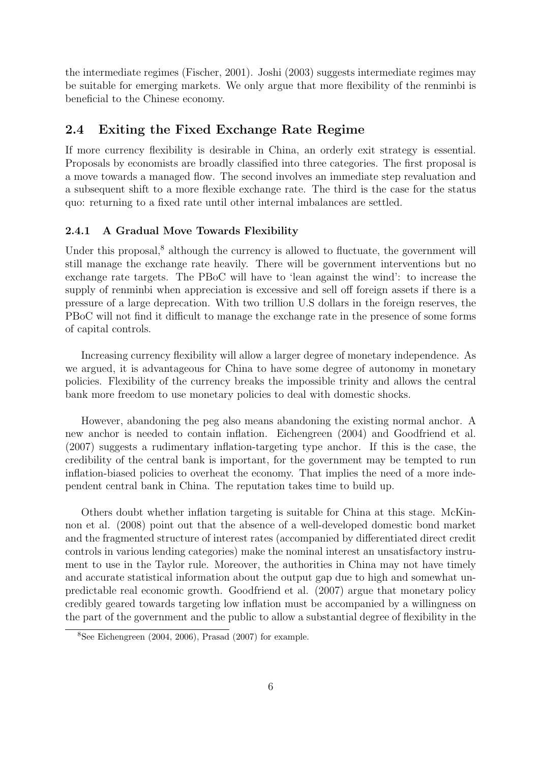the intermediate regimes (Fischer, 2001). Joshi (2003) suggests intermediate regimes may be suitable for emerging markets. We only argue that more flexibility of the renminbi is beneficial to the Chinese economy.

## 2.4 Exiting the Fixed Exchange Rate Regime

If more currency flexibility is desirable in China, an orderly exit strategy is essential. Proposals by economists are broadly classified into three categories. The first proposal is a move towards a managed flow. The second involves an immediate step revaluation and a subsequent shift to a more flexible exchange rate. The third is the case for the status quo: returning to a fixed rate until other internal imbalances are settled.

### 2.4.1 A Gradual Move Towards Flexibility

Under this proposal,[8] although the currency is allowed to fluctuate, the government will still manage the exchange rate heavily. There will be government interventions but no exchange rate targets. The PBoC will have to 'lean against the wind': to increase the supply of renminbi when appreciation is excessive and sell off foreign assets if there is a pressure of a large deprecation. With two trillion U.S dollars in the foreign reserves, the PBoC will not find it difficult to manage the exchange rate in the presence of some forms of capital controls.

Increasing currency flexibility will allow a larger degree of monetary independence. As we argued, it is advantageous for China to have some degree of autonomy in monetary policies. Flexibility of the currency breaks the impossible trinity and allows the central bank more freedom to use monetary policies to deal with domestic shocks.

However, abandoning the peg also means abandoning the existing normal anchor. A new anchor is needed to contain inflation. Eichengreen (2004) and Goodfriend et al. (2007) suggests a rudimentary inflation-targeting type anchor. If this is the case, the credibility of the central bank is important, for the government may be tempted to run inflation-biased policies to overheat the economy. That implies the need of a more independent central bank in China. The reputation takes time to build up.

Others doubt whether inflation targeting is suitable for China at this stage. McKinnon et al. (2008) point out that the absence of a well-developed domestic bond market and the fragmented structure of interest rates (accompanied by differentiated direct credit controls in various lending categories) make the nominal interest an unsatisfactory instrument to use in the Taylor rule. Moreover, the authorities in China may not have timely and accurate statistical information about the output gap due to high and somewhat unpredictable real economic growth. Goodfriend et al. (2007) argue that monetary policy credibly geared towards targeting low inflation must be accompanied by a willingness on the part of the government and the public to allow a substantial degree of flexibility in the

[8] See Eichengreen (2004, 2006), Prasad (2007) for example.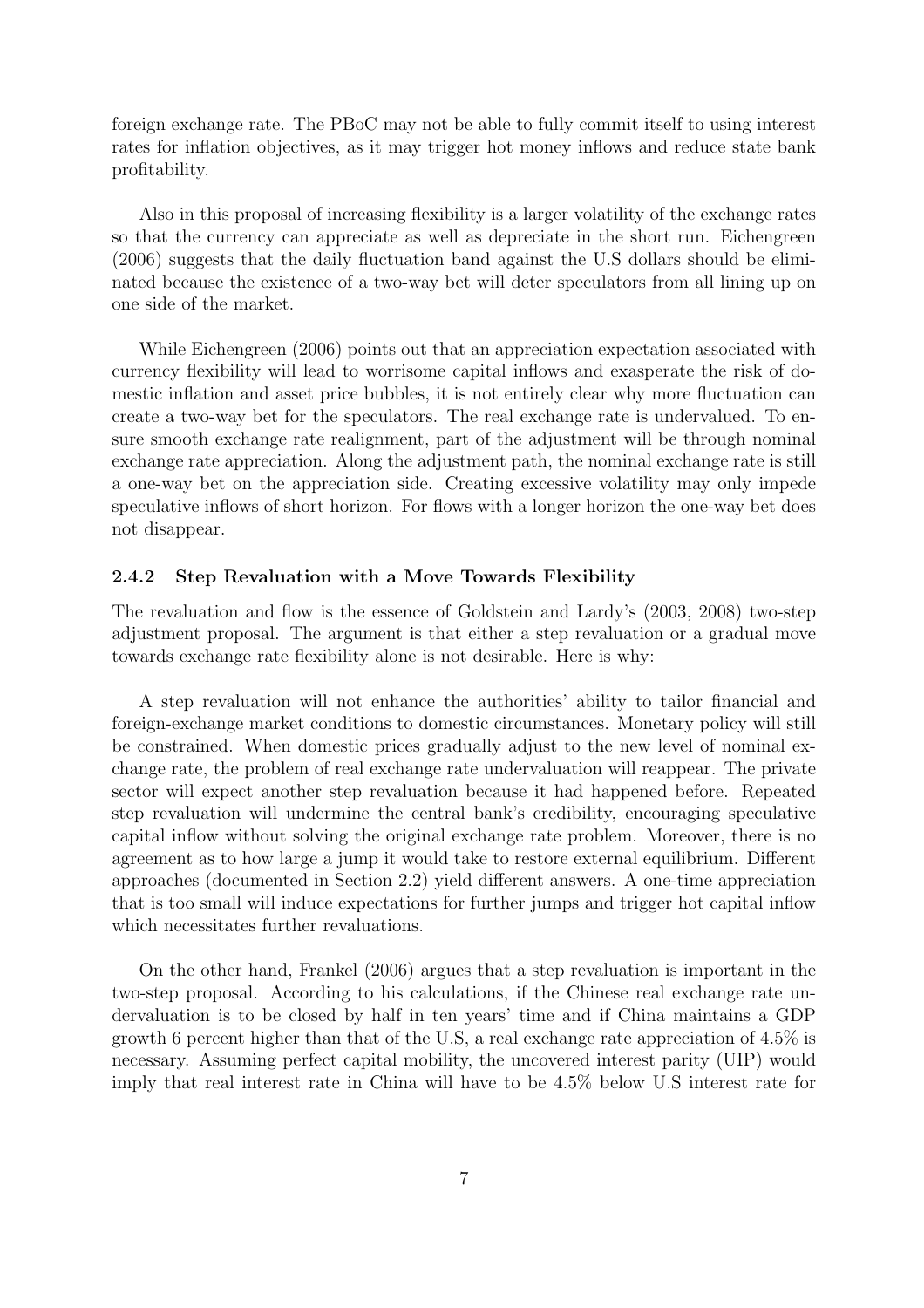foreign exchange rate. The PBoC may not be able to fully commit itself to using interest rates for inflation objectives, as it may trigger hot money inflows and reduce state bank profitability.

Also in this proposal of increasing flexibility is a larger volatility of the exchange rates so that the currency can appreciate as well as depreciate in the short run. Eichengreen (2006) suggests that the daily fluctuation band against the U.S dollars should be eliminated because the existence of a two-way bet will deter speculators from all lining up on one side of the market.

While Eichengreen (2006) points out that an appreciation expectation associated with currency flexibility will lead to worrisome capital inflows and exasperate the risk of domestic inflation and asset price bubbles, it is not entirely clear why more fluctuation can create a two-way bet for the speculators. The real exchange rate is undervalued. To ensure smooth exchange rate realignment, part of the adjustment will be through nominal exchange rate appreciation. Along the adjustment path, the nominal exchange rate is still a one-way bet on the appreciation side. Creating excessive volatility may only impede speculative inflows of short horizon. For flows with a longer horizon the one-way bet does not disappear.

### 2.4.2 Step Revaluation with a Move Towards Flexibility

The revaluation and flow is the essence of Goldstein and Lardy's (2003, 2008) two-step adjustment proposal. The argument is that either a step revaluation or a gradual move towards exchange rate flexibility alone is not desirable. Here is why:

A step revaluation will not enhance the authorities' ability to tailor financial and foreign-exchange market conditions to domestic circumstances. Monetary policy will still be constrained. When domestic prices gradually adjust to the new level of nominal exchange rate, the problem of real exchange rate undervaluation will reappear. The private sector will expect another step revaluation because it had happened before. Repeated step revaluation will undermine the central bank's credibility, encouraging speculative capital inflow without solving the original exchange rate problem. Moreover, there is no agreement as to how large a jump it would take to restore external equilibrium. Different approaches (documented in Section 2.2) yield different answers. A one-time appreciation that is too small will induce expectations for further jumps and trigger hot capital inflow which necessitates further revaluations.

On the other hand, Frankel (2006) argues that a step revaluation is important in the two-step proposal. According to his calculations, if the Chinese real exchange rate undervaluation is to be closed by half in ten years' time and if China maintains a GDP growth 6 percent higher than that of the U.S, a real exchange rate appreciation of 4.5% is necessary. Assuming perfect capital mobility, the uncovered interest parity (UIP) would imply that real interest rate in China will have to be 4.5% below U.S interest rate for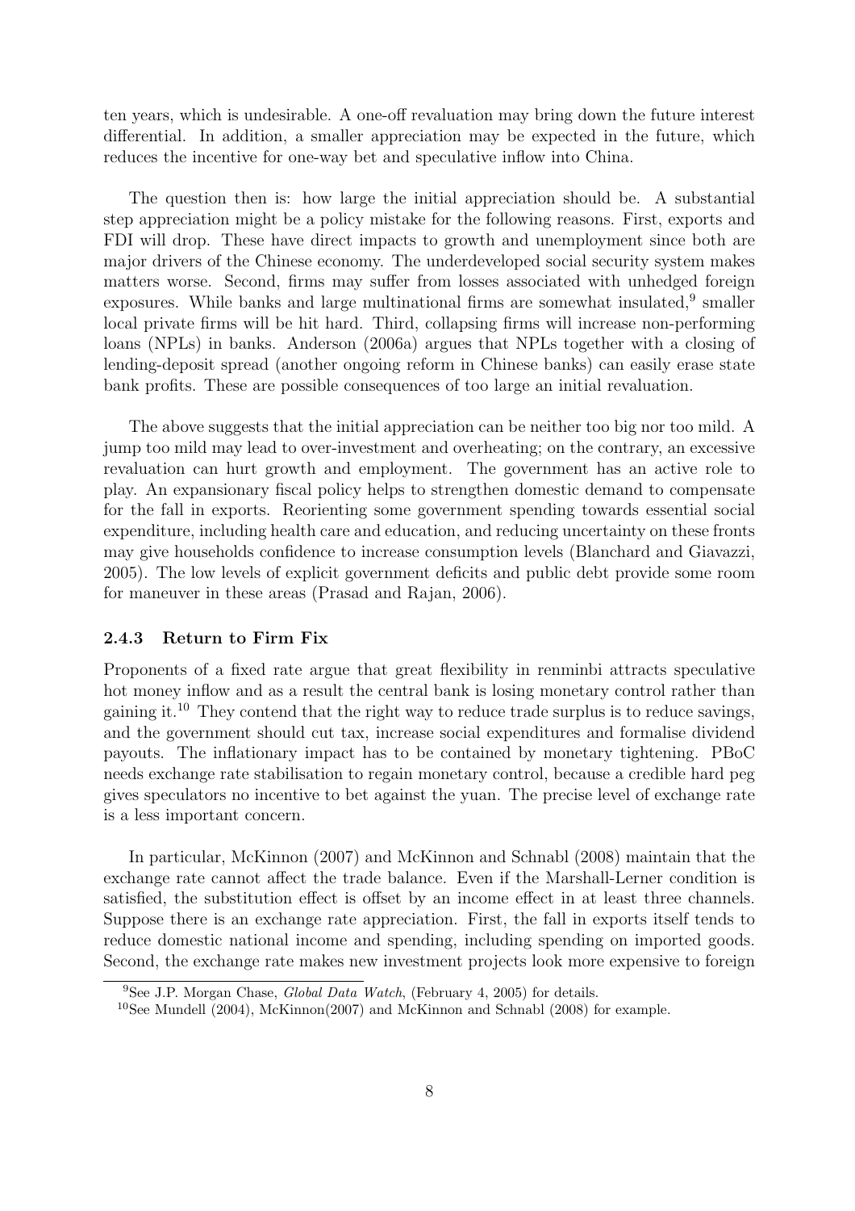ten years, which is undesirable. A one-off revaluation may bring down the future interest differential. In addition, a smaller appreciation may be expected in the future, which reduces the incentive for one-way bet and speculative inflow into China.

The question then is: how large the initial appreciation should be. A substantial step appreciation might be a policy mistake for the following reasons. First, exports and FDI will drop. These have direct impacts to growth and unemployment since both are major drivers of the Chinese economy. The underdeveloped social security system makes matters worse. Second, firms may suffer from losses associated with unhedged foreign exposures. While banks and large multinational firms are somewhat insulated,[9] smaller local private firms will be hit hard. Third, collapsing firms will increase non-performing loans (NPLs) in banks. Anderson (2006a) argues that NPLs together with a closing of lending-deposit spread (another ongoing reform in Chinese banks) can easily erase state bank profits. These are possible consequences of too large an initial revaluation.

The above suggests that the initial appreciation can be neither too big nor too mild. A jump too mild may lead to over-investment and overheating; on the contrary, an excessive revaluation can hurt growth and employment. The government has an active role to play. An expansionary fiscal policy helps to strengthen domestic demand to compensate for the fall in exports. Reorienting some government spending towards essential social expenditure, including health care and education, and reducing uncertainty on these fronts may give households confidence to increase consumption levels (Blanchard and Giavazzi, 2005). The low levels of explicit government deficits and public debt provide some room for maneuver in these areas (Prasad and Rajan, 2006).

### 2.4.3 Return to Firm Fix

Proponents of a fixed rate argue that great flexibility in renminbi attracts speculative hot money inflow and as a result the central bank is losing monetary control rather than gaining it.[10] They contend that the right way to reduce trade surplus is to reduce savings, and the government should cut tax, increase social expenditures and formalise dividend payouts. The inflationary impact has to be contained by monetary tightening. PBoC needs exchange rate stabilisation to regain monetary control, because a credible hard peg gives speculators no incentive to bet against the yuan. The precise level of exchange rate is a less important concern.

In particular, McKinnon (2007) and McKinnon and Schnabl (2008) maintain that the exchange rate cannot affect the trade balance. Even if the Marshall-Lerner condition is satisfied, the substitution effect is offset by an income effect in at least three channels. Suppose there is an exchange rate appreciation. First, the fall in exports itself tends to reduce domestic national income and spending, including spending on imported goods. Second, the exchange rate makes new investment projects look more expensive to foreign

[9] See J.P. Morgan Chase, *Global Data Watch*, (February 4, 2005) for details.

[10] See Mundell (2004), McKinnon(2007) and McKinnon and Schnabl (2008) for example.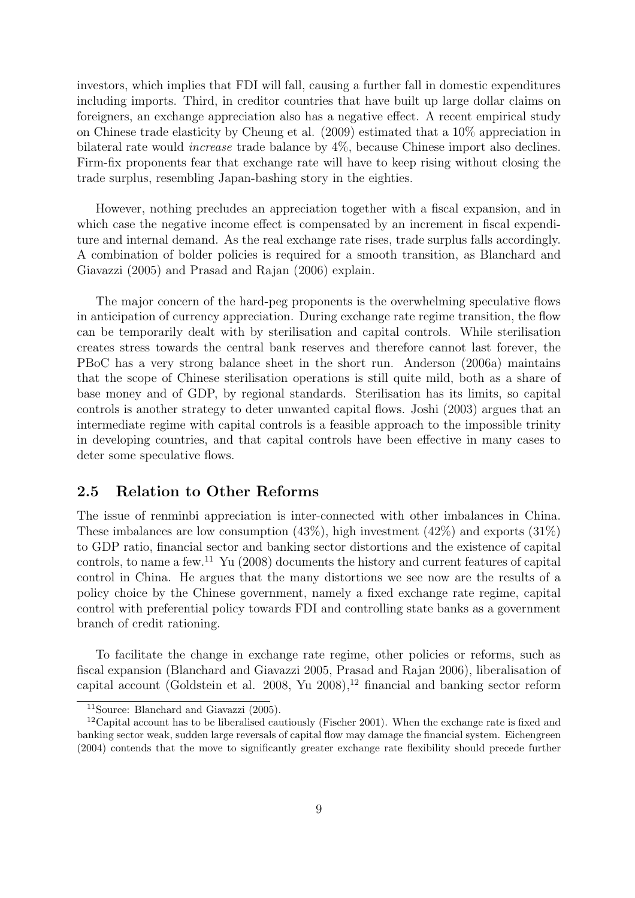investors, which implies that FDI will fall, causing a further fall in domestic expenditures including imports. Third, in creditor countries that have built up large dollar claims on foreigners, an exchange appreciation also has a negative effect. A recent empirical study on Chinese trade elasticity by Cheung et al. (2009) estimated that a 10% appreciation in bilateral rate would *increase* trade balance by 4%, because Chinese import also declines. Firm-fix proponents fear that exchange rate will have to keep rising without closing the trade surplus, resembling Japan-bashing story in the eighties.

However, nothing precludes an appreciation together with a fiscal expansion, and in which case the negative income effect is compensated by an increment in fiscal expenditure and internal demand. As the real exchange rate rises, trade surplus falls accordingly. A combination of bolder policies is required for a smooth transition, as Blanchard and Giavazzi (2005) and Prasad and Rajan (2006) explain.

The major concern of the hard-peg proponents is the overwhelming speculative flows in anticipation of currency appreciation. During exchange rate regime transition, the flow can be temporarily dealt with by sterilisation and capital controls. While sterilisation creates stress towards the central bank reserves and therefore cannot last forever, the PBoC has a very strong balance sheet in the short run. Anderson (2006a) maintains that the scope of Chinese sterilisation operations is still quite mild, both as a share of base money and of GDP, by regional standards. Sterilisation has its limits, so capital controls is another strategy to deter unwanted capital flows. Joshi (2003) argues that an intermediate regime with capital controls is a feasible approach to the impossible trinity in developing countries, and that capital controls have been effective in many cases to deter some speculative flows.

## 2.5 Relation to Other Reforms

The issue of renminbi appreciation is inter-connected with other imbalances in China. These imbalances are low consumption (43%), high investment (42%) and exports (31%) to GDP ratio, financial sector and banking sector distortions and the existence of capital controls, to name a few.[11] Yu (2008) documents the history and current features of capital control in China. He argues that the many distortions we see now are the results of a policy choice by the Chinese government, namely a fixed exchange rate regime, capital control with preferential policy towards FDI and controlling state banks as a government branch of credit rationing.

To facilitate the change in exchange rate regime, other policies or reforms, such as fiscal expansion (Blanchard and Giavazzi 2005, Prasad and Rajan 2006), liberalisation of capital account (Goldstein et al. 2008, Yu 2008),[12] financial and banking sector reform

[11] Source: Blanchard and Giavazzi (2005).

[12] Capital account has to be liberalised cautiously (Fischer 2001). When the exchange rate is fixed and banking sector weak, sudden large reversals of capital flow may damage the financial system. Eichengreen (2004) contends that the move to significantly greater exchange rate flexibility should precede further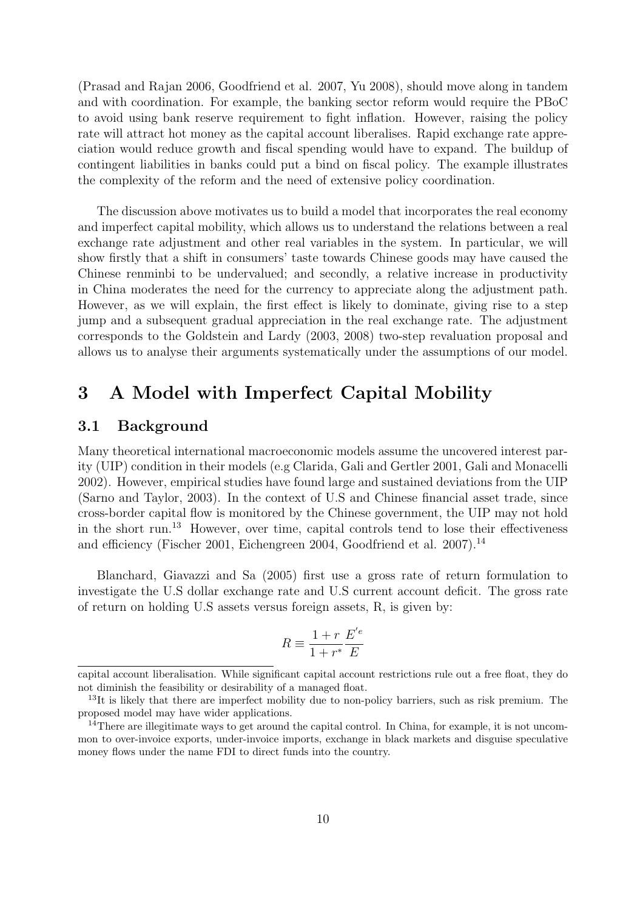(Prasad and Rajan 2006, Goodfriend et al. 2007, Yu 2008), should move along in tandem and with coordination. For example, the banking sector reform would require the PBoC to avoid using bank reserve requirement to fight inflation. However, raising the policy rate will attract hot money as the capital account liberalises. Rapid exchange rate appreciation would reduce growth and fiscal spending would have to expand. The buildup of contingent liabilities in banks could put a bind on fiscal policy. The example illustrates the complexity of the reform and the need of extensive policy coordination.

The discussion above motivates us to build a model that incorporates the real economy and imperfect capital mobility, which allows us to understand the relations between a real exchange rate adjustment and other real variables in the system. In particular, we will show firstly that a shift in consumers' taste towards Chinese goods may have caused the Chinese renminbi to be undervalued; and secondly, a relative increase in productivity in China moderates the need for the currency to appreciate along the adjustment path. However, as we will explain, the first effect is likely to dominate, giving rise to a step jump and a subsequent gradual appreciation in the real exchange rate. The adjustment corresponds to the Goldstein and Lardy (2003, 2008) two-step revaluation proposal and allows us to analyse their arguments systematically under the assumptions of our model.

# 3 A Model with Imperfect Capital Mobility

## 3.1 Background

Many theoretical international macroeconomic models assume the uncovered interest parity (UIP) condition in their models (e.g Clarida, Gali and Gertler 2001, Gali and Monacelli 2002). However, empirical studies have found large and sustained deviations from the UIP (Sarno and Taylor, 2003). In the context of U.S and Chinese financial asset trade, since cross-border capital flow is monitored by the Chinese government, the UIP may not hold in the short run.[13] However, over time, capital controls tend to lose their effectiveness and efficiency (Fischer 2001, Eichengreen 2004, Goodfriend et al. 2007).[14]

Blanchard, Giavazzi and Sa (2005) first use a gross rate of return formulation to investigate the U.S dollar exchange rate and U.S current account deficit. The gross rate of return on holding U.S assets versus foreign assets, R, is given by:

$$R \equiv \frac{1+r}{1+r^*}\frac{E^{'e}}{E}$$

capital account liberalisation. While significant capital account restrictions rule out a free float, they do not diminish the feasibility or desirability of a managed float.

[13] It is likely that there are imperfect mobility due to non-policy barriers, such as risk premium. The proposed model may have wider applications.

[14] There are illegitimate ways to get around the capital control. In China, for example, it is not uncommon to over-invoice exports, under-invoice imports, exchange in black markets and disguise speculative money flows under the name FDI to direct funds into the country.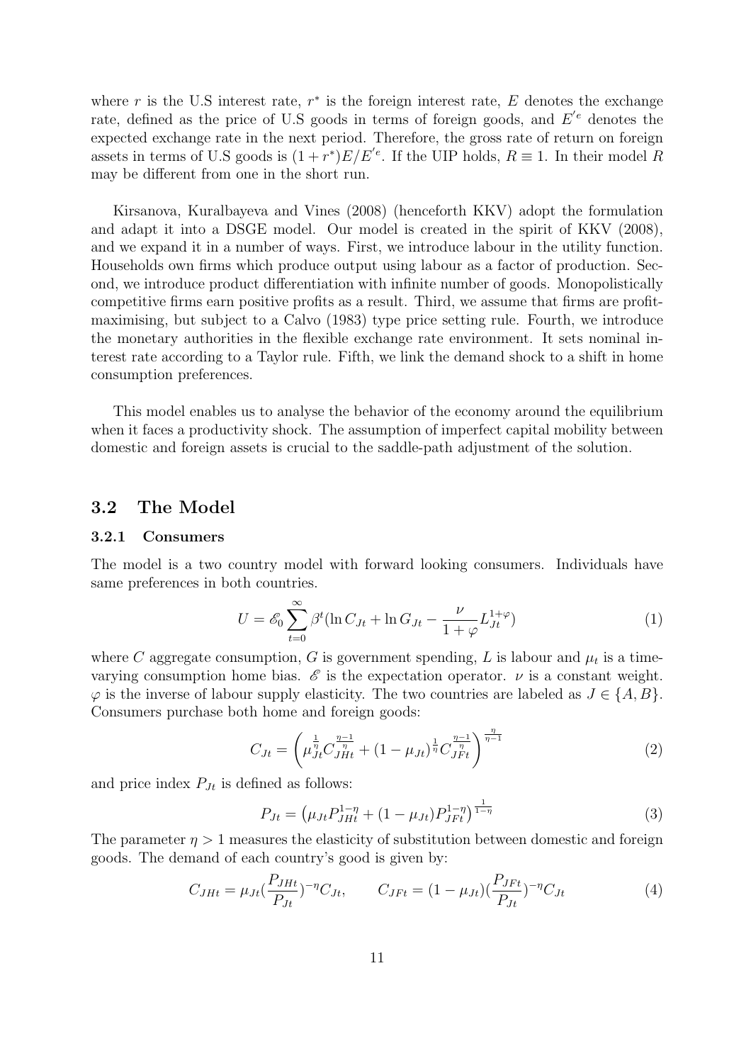where $r$ is the U.S interest rate, $r^*$ is the foreign interest rate, $E$ denotes the exchange rate, defined as the price of U.S goods in terms of foreign goods, and $E^{'e}$ denotes the expected exchange rate in the next period. Therefore, the gross rate of return on foreign assets in terms of U.S goods is $(1+r^*)E/E^{'e}$. If the UIP holds, $R \equiv 1$. In their model $R$ may be different from one in the short run.

Kirsanova, Kuralbayeva and Vines (2008) (henceforth KKV) adopt the formulation and adapt it into a DSGE model. Our model is created in the spirit of KKV (2008), and we expand it in a number of ways. First, we introduce labour in the utility function. Households own firms which produce output using labour as a factor of production. Second, we introduce product differentiation with infinite number of goods. Monopolistically competitive firms earn positive profits as a result. Third, we assume that firms are profit-maximising, but subject to a Calvo (1983) type price setting rule. Fourth, we introduce the monetary authorities in the flexible exchange rate environment. It sets nominal interest rate according to a Taylor rule. Fifth, we link the demand shock to a shift in home consumption preferences.

This model enables us to analyse the behavior of the economy around the equilibrium when it faces a productivity shock. The assumption of imperfect capital mobility between domestic and foreign assets is crucial to the saddle-path adjustment of the solution.

## 3.2 The Model

### 3.2.1 Consumers

The model is a two country model with forward looking consumers. Individuals have same preferences in both countries.

$$U = \mathscr{E}_0 \sum_{t=0}^{\infty} \beta^t (\ln C_{Jt} + \ln G_{Jt} - \frac{\nu}{1+\varphi} L_{Jt}^{1+\varphi}) \tag{1}$$

where $C$ aggregate consumption, $G$ is government spending, $L$ is labour and $\mu_t$ is a time-varying consumption home bias. $\mathscr{E}$ is the expectation operator. $\nu$ is a constant weight. $\varphi$ is the inverse of labour supply elasticity. The two countries are labeled as $J \in \{A, B\}$. Consumers purchase both home and foreign goods:

$$C_{Jt} = \left( \mu_{Jt}^{\frac{1}{\eta}} C_{JHt}^{\frac{\eta-1}{\eta}} + (1-\mu_{Jt})^{\frac{1}{\eta}} C_{JFt}^{\frac{\eta-1}{\eta}} \right)^{\frac{\eta}{\eta-1}} \tag{2}$$

and price index $P_{Jt}$ is defined as follows:

$$P_{Jt} = \left( \mu_{Jt} P_{JHt}^{1-\eta} + (1-\mu_{Jt}) P_{JFt}^{1-\eta} \right)^{\frac{1}{1-\eta}} \tag{3}$$

The parameter $\eta > 1$ measures the elasticity of substitution between domestic and foreign goods. The demand of each country's good is given by:

$$C_{JHt} = \mu_{Jt} (\frac{P_{JHt}}{P_{Jt}})^{-\eta} C_{Jt}, \qquad C_{JFt} = (1-\mu_{Jt}) (\frac{P_{JFt}}{P_{Jt}})^{-\eta} C_{Jt} \tag{4}$$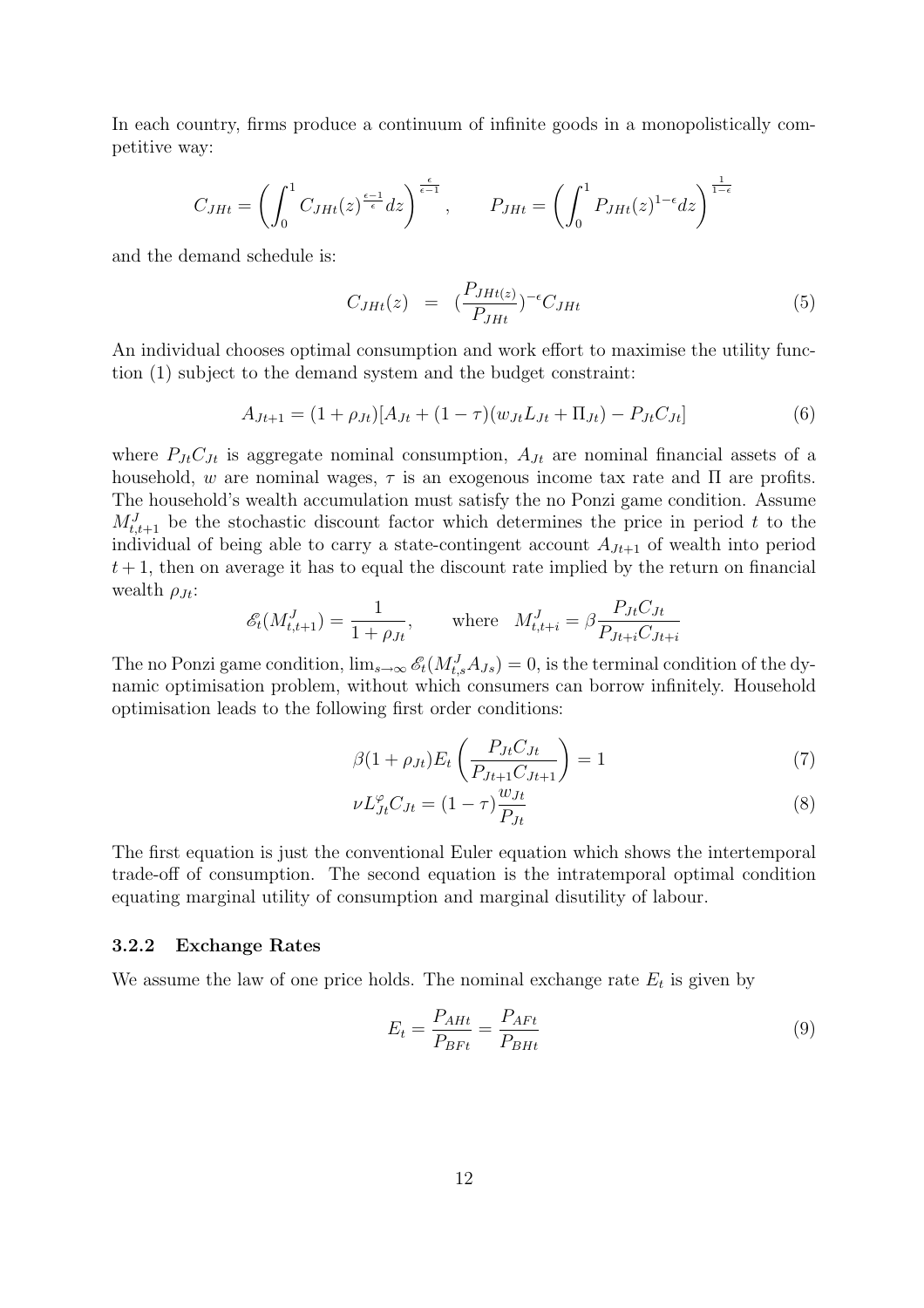In each country, firms produce a continuum of infinite goods in a monopolistically competitive way:

$$C_{JHt} = \left( \int_0^1 C_{JHt}(z)^{\frac{\epsilon-1}{\epsilon}} dz \right)^{\frac{\epsilon}{\epsilon-1}}, \qquad P_{JHt} = \left( \int_0^1 P_{JHt}(z)^{1-\epsilon} dz \right)^{\frac{1}{1-\epsilon}}$$

and the demand schedule is:

$$C_{JHt}(z) \;\; = \;\; (\frac{P_{JHt(z)}}{P_{JHt}})^{-\epsilon} C_{JHt} \tag{5}$$

An individual chooses optimal consumption and work effort to maximise the utility function (1) subject to the demand system and the budget constraint:

$$A_{Jt+1} = (1+\rho_{Jt})[A_{Jt} + (1-\tau)(w_{Jt}L_{Jt} + \Pi_{Jt}) - P_{Jt}C_{Jt}] \tag{6}$$

where $P_{Jt}C_{Jt}$ is aggregate nominal consumption, $A_{Jt}$ are nominal financial assets of a household, $w$ are nominal wages, $\tau$ is an exogenous income tax rate and $\Pi$ are profits. The household's wealth accumulation must satisfy the no Ponzi game condition. Assume $M^J_{t,t+1}$ be the stochastic discount factor which determines the price in period $t$ to the individual of being able to carry a state-contingent account $A_{Jt+1}$ of wealth into period $t+1$, then on average it has to equal the discount rate implied by the return on financial wealth $\rho_{Jt}$:

$$\mathscr{E}_t(M^J_{t,t+1}) = \frac{1}{1+\rho_{Jt}}, \qquad \text{where} \quad M^J_{t,t+i} = \beta \frac{P_{Jt}C_{Jt}}{P_{Jt+i}C_{Jt+i}}$$

The no Ponzi game condition, $\lim_{s\to\infty} \mathscr{E}_t(M^J_{t,s}A_{Js}) = 0$, is the terminal condition of the dynamic optimisation problem, without which consumers can borrow infinitely. Household optimisation leads to the following first order conditions:

$$\beta(1+\rho_{Jt})E_t\left(\frac{P_{Jt}C_{Jt}}{P_{Jt+1}C_{Jt+1}}\right) = 1 \tag{7}$$

$$\nu L^{\varphi}_{Jt}C_{Jt} = (1-\tau)\frac{w_{Jt}}{P_{Jt}} \tag{8}$$

The first equation is just the conventional Euler equation which shows the intertemporal trade-off of consumption. The second equation is the intratemporal optimal condition equating marginal utility of consumption and marginal disutility of labour.

### 3.2.2 Exchange Rates

We assume the law of one price holds. The nominal exchange rate $E_t$ is given by

$$E_t = \frac{P_{AHt}}{P_{BFt}} = \frac{P_{AFt}}{P_{BHt}} \tag{9}$$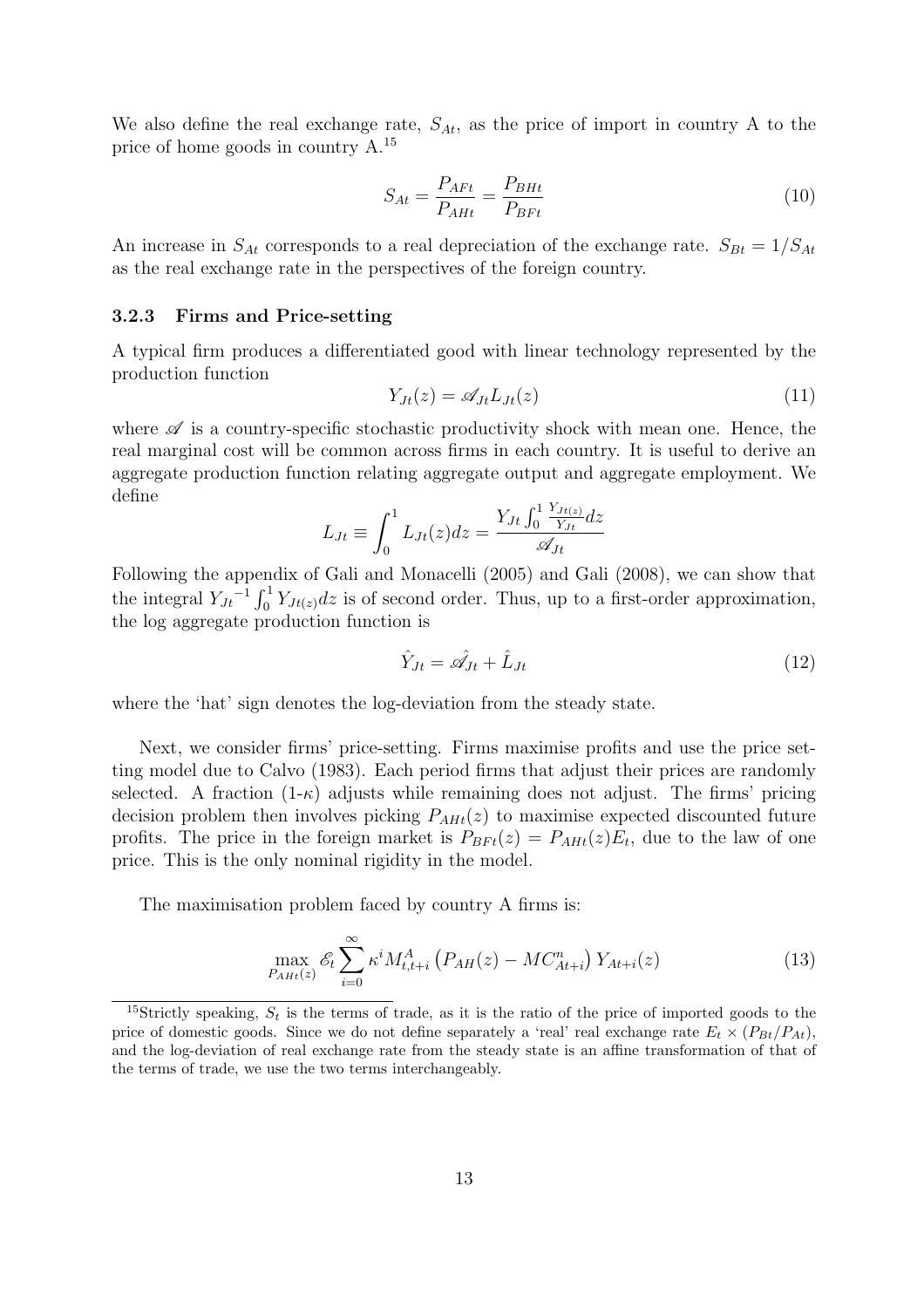We also define the real exchange rate, $S_{At}$, as the price of import in country A to the price of home goods in country A.[15]

$$S_{At} = \frac{P_{AFt}}{P_{AHt}} = \frac{P_{BHt}}{P_{BFt}} \tag{10}$$

An increase in $S_{At}$ corresponds to a real depreciation of the exchange rate. $S_{Bt} = 1/S_{At}$ as the real exchange rate in the perspectives of the foreign country.

### 3.2.3 Firms and Price-setting

A typical firm produces a differentiated good with linear technology represented by the production function

$$Y_{Jt}(z) = \mathscr{A}_{Jt} L_{Jt}(z) \tag{11}$$

where $\mathscr{A}$ is a country-specific stochastic productivity shock with mean one. Hence, the real marginal cost will be common across firms in each country. It is useful to derive an aggregate production function relating aggregate output and aggregate employment. We define

$$L_{Jt} \equiv \int_0^1 L_{Jt}(z)dz = \frac{Y_{Jt} \int_0^1 \frac{Y_{Jt(z)}}{Y_{Jt}} dz}{\mathscr{A}_{Jt}}$$

Following the appendix of Gali and Monacelli (2005) and Gali (2008), we can show that the integral ${Y_{Jt}}^{-1} \int_0^1 Y_{Jt(z)} dz$ is of second order. Thus, up to a first-order approximation, the log aggregate production function is

$$\hat{Y}_{Jt} = \hat{\mathscr{A}}_{Jt} + \hat{L}_{Jt} \tag{12}$$

where the 'hat' sign denotes the log-deviation from the steady state.

Next, we consider firms' price-setting. Firms maximise profits and use the price setting model due to Calvo (1983). Each period firms that adjust their prices are randomly selected. A fraction (1-$\kappa$) adjusts while remaining does not adjust. The firms' pricing decision problem then involves picking $P_{AHt}(z)$ to maximise expected discounted future profits. The price in the foreign market is $P_{BFt}(z) = P_{AHt}(z)E_t$, due to the law of one price. This is the only nominal rigidity in the model.

The maximisation problem faced by country A firms is:

$$\max_{P_{AHt}(z)} \mathscr{E}_t \sum_{i=0}^{\infty} \kappa^i M^A_{t,t+i} \left( P_{AH}(z) - MC^n_{At+i} \right) Y_{At+i}(z) \tag{13}$$

[15]Strictly speaking, $S_t$ is the terms of trade, as it is the ratio of the price of imported goods to the price of domestic goods. Since we do not define separately a 'real' real exchange rate $E_t \times (P_{Bt}/P_{At})$, and the log-deviation of real exchange rate from the steady state is an affine transformation of that of the terms of trade, we use the two terms interchangeably.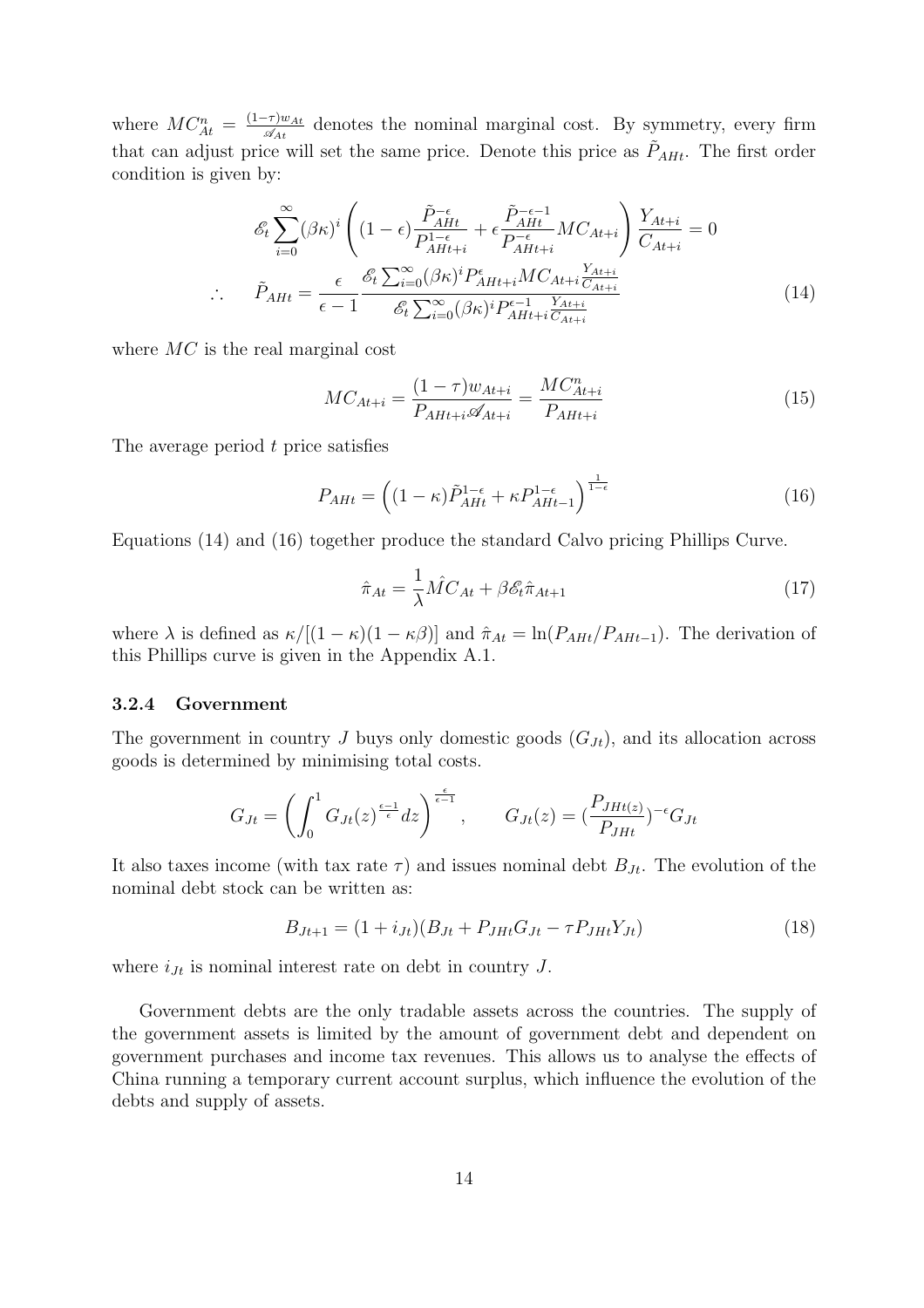where $MC^n_{At} = \frac{(1-\tau)w_{At}}{\mathscr{A}_{At}}$ denotes the nominal marginal cost. By symmetry, every firm that can adjust price will set the same price. Denote this price as $\tilde{P}_{AHt}$. The first order condition is given by:

$$
\mathscr{E}_t \sum_{i=0}^{\infty} (\beta\kappa)^i \left( (1-\epsilon) \frac{\tilde{P}_{AHt}^{-\epsilon}}{P_{AHt+i}^{1-\epsilon}} + \epsilon \frac{\tilde{P}_{AHt}^{-\epsilon-1}}{P_{AHt+i}^{-\epsilon}} MC_{At+i} \right) \frac{Y_{At+i}}{C_{At+i}} = 0
$$

$$
\therefore \quad \tilde{P}_{AHt} = \frac{\epsilon}{\epsilon - 1} \frac{\mathscr{E}_t \sum_{i=0}^{\infty} (\beta\kappa)^i P_{AHt+i}^{\epsilon} MC_{At+i} \frac{Y_{At+i}}{C_{At+i}}}{\mathscr{E}_t \sum_{i=0}^{\infty} (\beta\kappa)^i P_{AHt+i}^{\epsilon-1} \frac{Y_{At+i}}{C_{At+i}}} \tag{14}
$$

where $MC$ is the real marginal cost

$$
MC_{At+i} = \frac{(1-\tau)w_{At+i}}{P_{AHt+i}\mathscr{A}_{At+i}} = \frac{MC^n_{At+i}}{P_{AHt+i}} \tag{15}
$$

The average period $t$ price satisfies

$$
P_{AHt} = \left( (1-\kappa)\tilde{P}_{AHt}^{1-\epsilon} + \kappa P_{AHt-1}^{1-\epsilon} \right)^{\frac{1}{1-\epsilon}} \tag{16}
$$

Equations (14) and (16) together produce the standard Calvo pricing Phillips Curve.

$$
\hat{\pi}_{At} = \frac{1}{\lambda} \hat{MC}_{At} + \beta \mathscr{E}_t \hat{\pi}_{At+1} \tag{17}
$$

where $\lambda$ is defined as $\kappa/[(1-\kappa)(1-\kappa\beta)]$ and $\hat{\pi}_{At} = \ln(P_{AHt}/P_{AHt-1})$. The derivation of this Phillips curve is given in the Appendix A.1.

### 3.2.4 Government

The government in country $J$ buys only domestic goods ($G_{Jt}$), and its allocation across goods is determined by minimising total costs.

$$
G_{Jt} = \left( \int_0^1 G_{Jt}(z)^{\frac{\epsilon-1}{\epsilon}} dz \right)^{\frac{\epsilon}{\epsilon-1}}, \qquad G_{Jt}(z) = (\frac{P_{JHt(z)}}{P_{JHt}})^{-\epsilon} G_{Jt}
$$

It also taxes income (with tax rate $\tau$) and issues nominal debt $B_{Jt}$. The evolution of the nominal debt stock can be written as:

$$
B_{Jt+1} = (1 + i_{Jt})(B_{Jt} + P_{JHt}G_{Jt} - \tau P_{JHt}Y_{Jt}) \tag{18}
$$

where $i_{Jt}$ is nominal interest rate on debt in country $J$.

Government debts are the only tradable assets across the countries. The supply of the government assets is limited by the amount of government debt and dependent on government purchases and income tax revenues. This allows us to analyse the effects of China running a temporary current account surplus, which influence the evolution of the debts and supply of assets.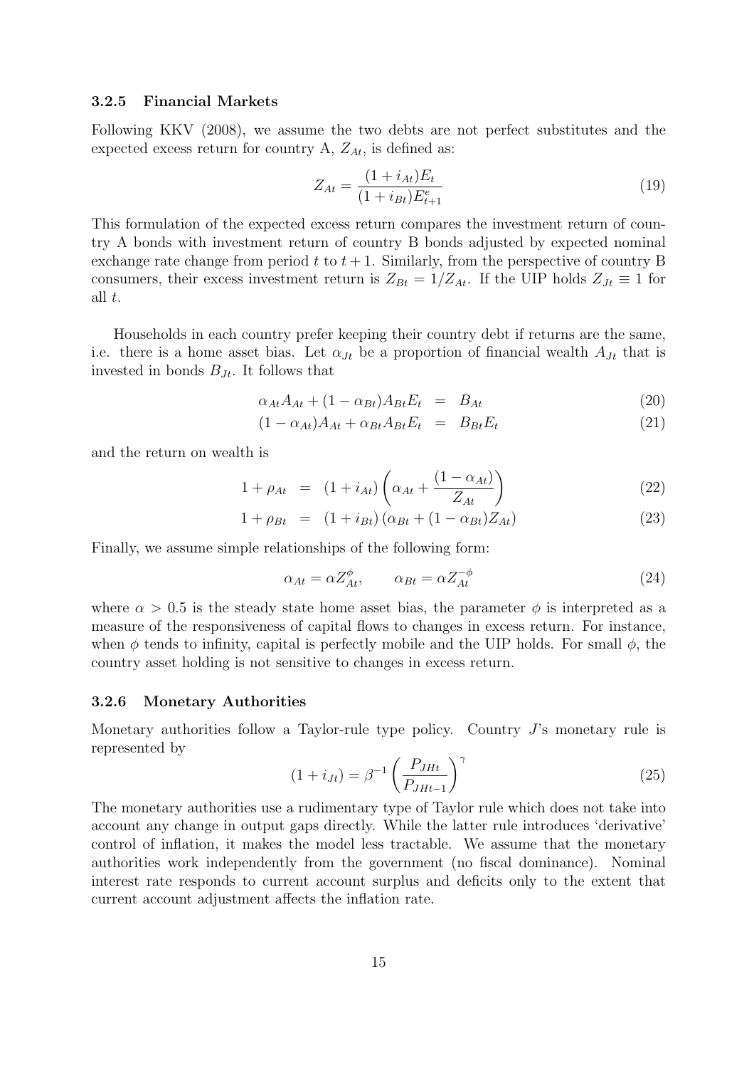#### 3.2.5 Financial Markets

Following KKV (2008), we assume the two debts are not perfect substitutes and the expected excess return for country A, $Z_{At}$, is defined as:

$$Z_{At} = \frac{(1+i_{At})E_t}{(1+i_{Bt})E^e_{t+1}} \tag{19}$$

This formulation of the expected excess return compares the investment return of country A bonds with investment return of country B bonds adjusted by expected nominal exchange rate change from period $t$ to $t+1$. Similarly, from the perspective of country B consumers, their excess investment return is $Z_{Bt} = 1/Z_{At}$. If the UIP holds $Z_{Jt} \equiv 1$ for all $t$.

Households in each country prefer keeping their country debt if returns are the same, i.e. there is a home asset bias. Let $\alpha_{Jt}$ be a proportion of financial wealth $A_{Jt}$ that is invested in bonds $B_{Jt}$. It follows that

$$\alpha_{At}A_{At} + (1-\alpha_{Bt})A_{Bt}E_t = B_{At} \tag{20}$$

$$(1-\alpha_{At})A_{At} + \alpha_{Bt}A_{Bt}E_t = B_{Bt}E_t \tag{21}$$

and the return on wealth is

$$1+\rho_{At} = (1+i_{At})\left(\alpha_{At} + \frac{(1-\alpha_{At})}{Z_{At}}\right) \tag{22}$$

$$1+\rho_{Bt} = (1+i_{Bt})\left(\alpha_{Bt} + (1-\alpha_{Bt})Z_{At}\right) \tag{23}$$

Finally, we assume simple relationships of the following form:

$$\alpha_{At} = \alpha Z^{\phi}_{At}, \qquad \alpha_{Bt} = \alpha Z^{-\phi}_{At} \tag{24}$$

where $\alpha > 0.5$ is the steady state home asset bias, the parameter $\phi$ is interpreted as a measure of the responsiveness of capital flows to changes in excess return. For instance, when $\phi$ tends to infinity, capital is perfectly mobile and the UIP holds. For small $\phi$, the country asset holding is not sensitive to changes in excess return.

#### 3.2.6 Monetary Authorities

Monetary authorities follow a Taylor-rule type policy. Country $J$'s monetary rule is represented by

$$(1+i_{Jt}) = \beta^{-1}\left(\frac{P_{JHt}}{P_{JHt-1}}\right)^{\gamma} \tag{25}$$

The monetary authorities use a rudimentary type of Taylor rule which does not take into account any change in output gaps directly. While the latter rule introduces 'derivative' control of inflation, it makes the model less tractable. We assume that the monetary authorities work independently from the government (no fiscal dominance). Nominal interest rate responds to current account surplus and deficits only to the extent that current account adjustment affects the inflation rate.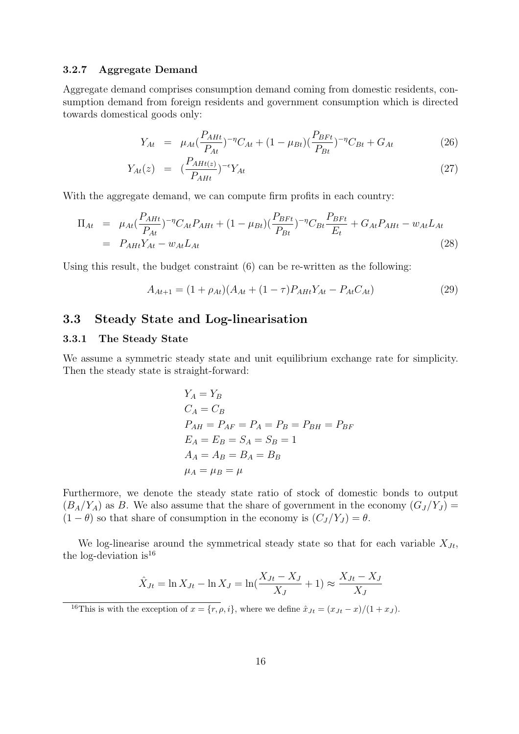#### 3.2.7 Aggregate Demand

Aggregate demand comprises consumption demand coming from domestic residents, consumption demand from foreign residents and government consumption which is directed towards domestical goods only:

$$
\begin{aligned}
Y_{At} &= \mu_{At}(\frac{P_{AHt}}{P_{At}})^{-\eta}C_{At} + (1-\mu_{Bt})(\frac{P_{BFt}}{P_{Bt}})^{-\eta}C_{Bt} + G_{At} && (26) \\
Y_{At}(z) &= (\frac{P_{AHt(z)}}{P_{AHt}})^{-\epsilon}Y_{At} && (27)
\end{aligned}
$$

With the aggregate demand, we can compute firm profits in each country:

$$
\begin{aligned}
\Pi_{At} &= \mu_{At}(\frac{P_{AHt}}{P_{At}})^{-\eta}C_{At}P_{AHt} + (1-\mu_{Bt})(\frac{P_{BFt}}{P_{Bt}})^{-\eta}C_{Bt}\frac{P_{BFt}}{E_t} + G_{At}P_{AHt} - w_{At}L_{At} \\
&= P_{AHt}Y_{At} - w_{At}L_{At} && (28)
\end{aligned}
$$

Using this result, the budget constraint (6) can be re-written as the following:

$$
A_{At+1} = (1+\rho_{At})(A_{At} + (1-\tau)P_{AHt}Y_{At} - P_{At}C_{At}) \tag{29}
$$

## 3.3 Steady State and Log-linearisation

### 3.3.1 The Steady State

We assume a symmetric steady state and unit equilibrium exchange rate for simplicity. Then the steady state is straight-forward:

$$
\begin{aligned}
&Y_A = Y_B \\
&C_A = C_B \\
&P_{AH} = P_{AF} = P_A = P_B = P_{BH} = P_{BF} \\
&E_A = E_B = S_A = S_B = 1 \\
&A_A = A_B = B_A = B_B \\
&\mu_A = \mu_B = \mu
\end{aligned}
$$

Furthermore, we denote the steady state ratio of stock of domestic bonds to output $(B_A/Y_A)$ as $B$. We also assume that the share of government in the economy $(G_J/Y_J) = (1-\theta)$ so that share of consumption in the economy is $(C_J/Y_J) = \theta$.

We log-linearise around the symmetrical steady state so that for each variable $X_{Jt}$, the log-deviation is[16]

$$
\hat{X}_{Jt} = \ln X_{Jt} - \ln X_J = \ln(\frac{X_{Jt} - X_J}{X_J} + 1) \approx \frac{X_{Jt} - X_J}{X_J}
$$

[16] This is with the exception of $x = \{r, \rho, i\}$, where we define $\hat{x}_{Jt} = (x_{Jt} - x)/(1 + x_J)$.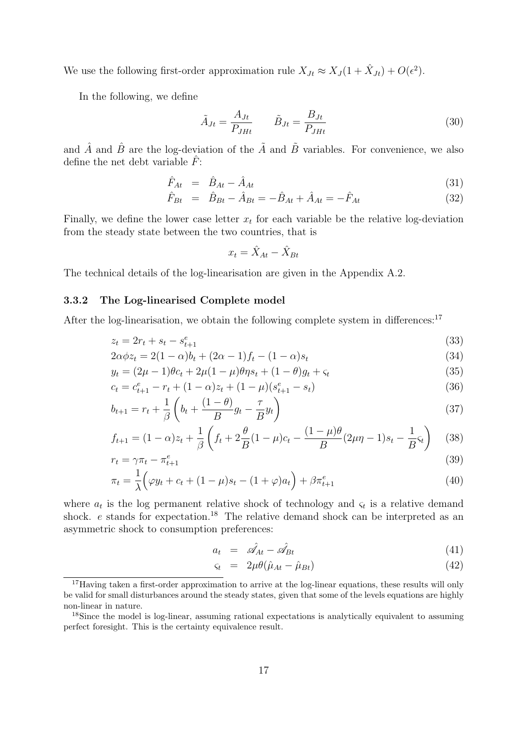We use the following first-order approximation rule $X_{Jt} \approx X_J(1 + \hat{X}_{Jt}) + O(\epsilon^2)$.

In the following, we define

$$\tilde{A}_{Jt} = \frac{A_{Jt}}{P_{JHt}} \qquad \tilde{B}_{Jt} = \frac{B_{Jt}}{P_{JHt}} \tag{30}$$

and $\hat{A}$ and $\hat{B}$ are the log-deviation of the $\tilde{A}$ and $\tilde{B}$ variables. For convenience, we also define the net debt variable $\hat{F}$:

$$\hat{F}_{At} = \hat{B}_{At} - \hat{A}_{At} \tag{31}$$

$$\hat{F}_{Bt} = \hat{B}_{Bt} - \hat{A}_{Bt} = -\hat{B}_{At} + \hat{A}_{At} = -\hat{F}_{At} \tag{32}$$

Finally, we define the lower case letter $x_t$ for each variable be the relative log-deviation from the steady state between the two countries, that is

$$x_t = \hat{X}_{At} - \hat{X}_{Bt}$$

The technical details of the log-linearisation are given in the Appendix A.2.

### 3.3.2 The Log-linearised Complete model

After the log-linearisation, we obtain the following complete system in differences:[17]

$$z_t = 2r_t + s_t - s^e_{t+1} \tag{33}$$

$$2\alpha\phi z_t = 2(1-\alpha)b_t + (2\alpha - 1)f_t - (1-\alpha)s_t \tag{34}$$

$$y_t = (2\mu - 1)\theta c_t + 2\mu(1-\mu)\theta\eta s_t + (1-\theta)g_t + \varsigma_t \tag{35}$$

$$c_t = c^e_{t+1} - r_t + (1-\alpha)z_t + (1-\mu)(s^e_{t+1} - s_t) \tag{36}$$

$$b_{t+1} = r_t + \frac{1}{\beta}\left(b_t + \frac{(1-\theta)}{B}g_t - \frac{\tau}{B}y_t\right) \tag{37}$$

$$f_{t+1} = (1-\alpha)z_t + \frac{1}{\beta}\left(f_t + 2\frac{\theta}{B}(1-\mu)c_t - \frac{(1-\mu)\theta}{B}(2\mu\eta - 1)s_t - \frac{1}{B}\varsigma_t\right) \tag{38}$$

$$r_t = \gamma\pi_t - \pi^e_{t+1} \tag{39}$$

$$\pi_t = \frac{1}{\lambda}\Big(\varphi y_t + c_t + (1-\mu)s_t - (1+\varphi)a_t\Big) + \beta\pi^e_{t+1} \tag{40}$$

where $a_t$ is the log permanent relative shock of technology and $\varsigma_t$ is a relative demand shock. $e$ stands for expectation.[18] The relative demand shock can be interpreted as an asymmetric shock to consumption preferences:

$$a_t = \hat{\mathscr{A}}_{At} - \hat{\mathscr{A}}_{Bt} \tag{41}$$

$$\varsigma_t = 2\mu\theta(\hat{\mu}_{At} - \hat{\mu}_{Bt}) \tag{42}$$

[17] Having taken a first-order approximation to arrive at the log-linear equations, these results will only be valid for small disturbances around the steady states, given that some of the levels equations are highly non-linear in nature.

[18] Since the model is log-linear, assuming rational expectations is analytically equivalent to assuming perfect foresight. This is the certainty equivalence result.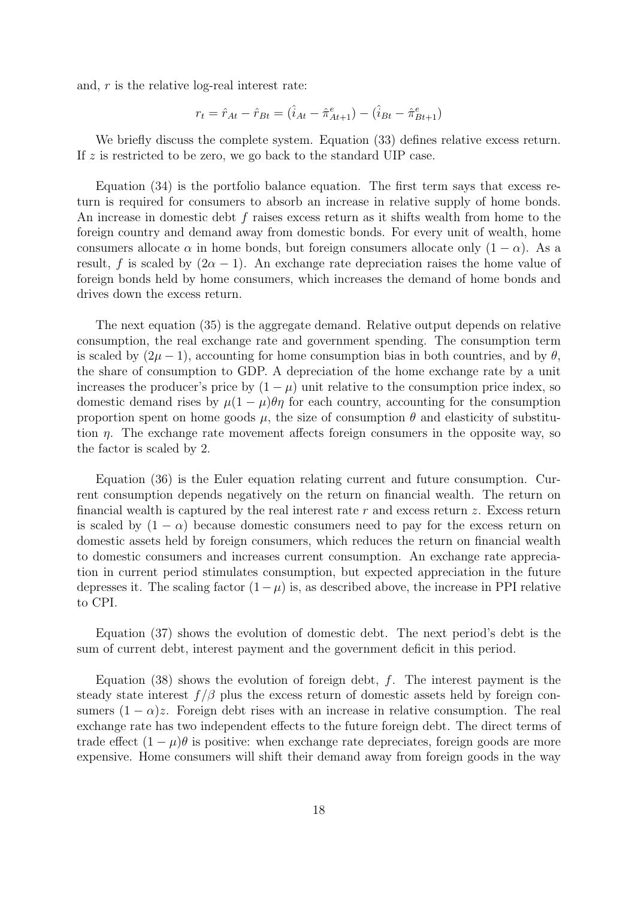and, $r$ is the relative log-real interest rate:

$$r_t = \hat{r}_{At} - \hat{r}_{Bt} = (\hat{i}_{At} - \hat{\pi}^e_{At+1}) - (\hat{i}_{Bt} - \hat{\pi}^e_{Bt+1})$$

We briefly discuss the complete system. Equation (33) defines relative excess return. If $z$ is restricted to be zero, we go back to the standard UIP case.

Equation (34) is the portfolio balance equation. The first term says that excess return is required for consumers to absorb an increase in relative supply of home bonds. An increase in domestic debt $f$ raises excess return as it shifts wealth from home to the foreign country and demand away from domestic bonds. For every unit of wealth, home consumers allocate $\alpha$ in home bonds, but foreign consumers allocate only $(1-\alpha)$. As a result, $f$ is scaled by $(2\alpha - 1)$. An exchange rate depreciation raises the home value of foreign bonds held by home consumers, which increases the demand of home bonds and drives down the excess return.

The next equation (35) is the aggregate demand. Relative output depends on relative consumption, the real exchange rate and government spending. The consumption term is scaled by $(2\mu - 1)$, accounting for home consumption bias in both countries, and by $\theta$, the share of consumption to GDP. A depreciation of the home exchange rate by a unit increases the producer's price by $(1-\mu)$ unit relative to the consumption price index, so domestic demand rises by $\mu(1-\mu)\theta\eta$ for each country, accounting for the consumption proportion spent on home goods $\mu$, the size of consumption $\theta$ and elasticity of substitution $\eta$. The exchange rate movement affects foreign consumers in the opposite way, so the factor is scaled by 2.

Equation (36) is the Euler equation relating current and future consumption. Current consumption depends negatively on the return on financial wealth. The return on financial wealth is captured by the real interest rate $r$ and excess return $z$. Excess return is scaled by $(1-\alpha)$ because domestic consumers need to pay for the excess return on domestic assets held by foreign consumers, which reduces the return on financial wealth to domestic consumers and increases current consumption. An exchange rate appreciation in current period stimulates consumption, but expected appreciation in the future depresses it. The scaling factor $(1-\mu)$ is, as described above, the increase in PPI relative to CPI.

Equation (37) shows the evolution of domestic debt. The next period's debt is the sum of current debt, interest payment and the government deficit in this period.

Equation (38) shows the evolution of foreign debt, $f$. The interest payment is the steady state interest $f/\beta$ plus the excess return of domestic assets held by foreign consumers $(1-\alpha)z$. Foreign debt rises with an increase in relative consumption. The real exchange rate has two independent effects to the future foreign debt. The direct terms of trade effect $(1-\mu)\theta$ is positive: when exchange rate depreciates, foreign goods are more expensive. Home consumers will shift their demand away from foreign goods in the way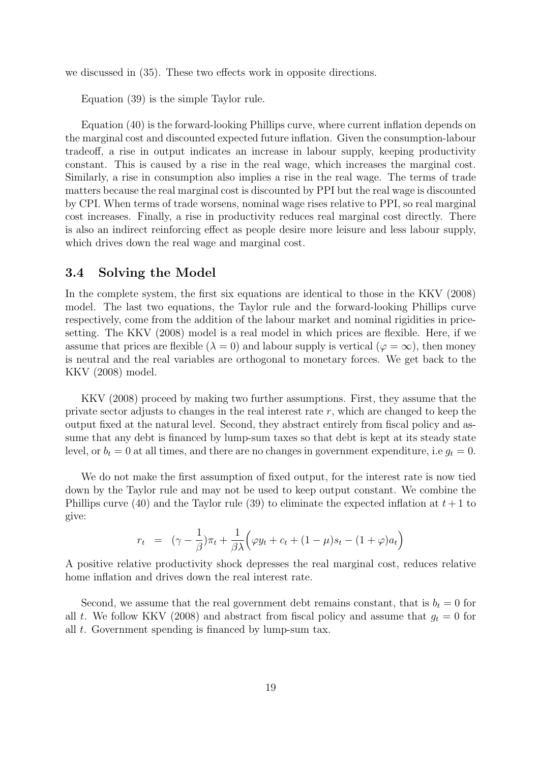we discussed in (35). These two effects work in opposite directions.

Equation (39) is the simple Taylor rule.

Equation (40) is the forward-looking Phillips curve, where current inflation depends on the marginal cost and discounted expected future inflation. Given the consumption-labour tradeoff, a rise in output indicates an increase in labour supply, keeping productivity constant. This is caused by a rise in the real wage, which increases the marginal cost. Similarly, a rise in consumption also implies a rise in the real wage. The terms of trade matters because the real marginal cost is discounted by PPI but the real wage is discounted by CPI. When terms of trade worsens, nominal wage rises relative to PPI, so real marginal cost increases. Finally, a rise in productivity reduces real marginal cost directly. There is also an indirect reinforcing effect as people desire more leisure and less labour supply, which drives down the real wage and marginal cost.

## 3.4 Solving the Model

In the complete system, the first six equations are identical to those in the KKV (2008) model. The last two equations, the Taylor rule and the forward-looking Phillips curve respectively, come from the addition of the labour market and nominal rigidities in price-setting. The KKV (2008) model is a real model in which prices are flexible. Here, if we assume that prices are flexible ($\lambda = 0$) and labour supply is vertical ($\varphi = \infty$), then money is neutral and the real variables are orthogonal to monetary forces. We get back to the KKV (2008) model.

KKV (2008) proceed by making two further assumptions. First, they assume that the private sector adjusts to changes in the real interest rate $r$, which are changed to keep the output fixed at the natural level. Second, they abstract entirely from fiscal policy and assume that any debt is financed by lump-sum taxes so that debt is kept at its steady state level, or $b_t = 0$ at all times, and there are no changes in government expenditure, i.e $g_t = 0$.

We do not make the first assumption of fixed output, for the interest rate is now tied down by the Taylor rule and may not be used to keep output constant. We combine the Phillips curve (40) and the Taylor rule (39) to eliminate the expected inflation at $t+1$ to give:

$$r_t = (\gamma - \frac{1}{\beta})\pi_t + \frac{1}{\beta\lambda}\Big(\varphi y_t + c_t + (1-\mu)s_t - (1+\varphi)a_t\Big)$$

A positive relative productivity shock depresses the real marginal cost, reduces relative home inflation and drives down the real interest rate.

Second, we assume that the real government debt remains constant, that is $b_t = 0$ for all $t$. We follow KKV (2008) and abstract from fiscal policy and assume that $g_t = 0$ for all $t$. Government spending is financed by lump-sum tax.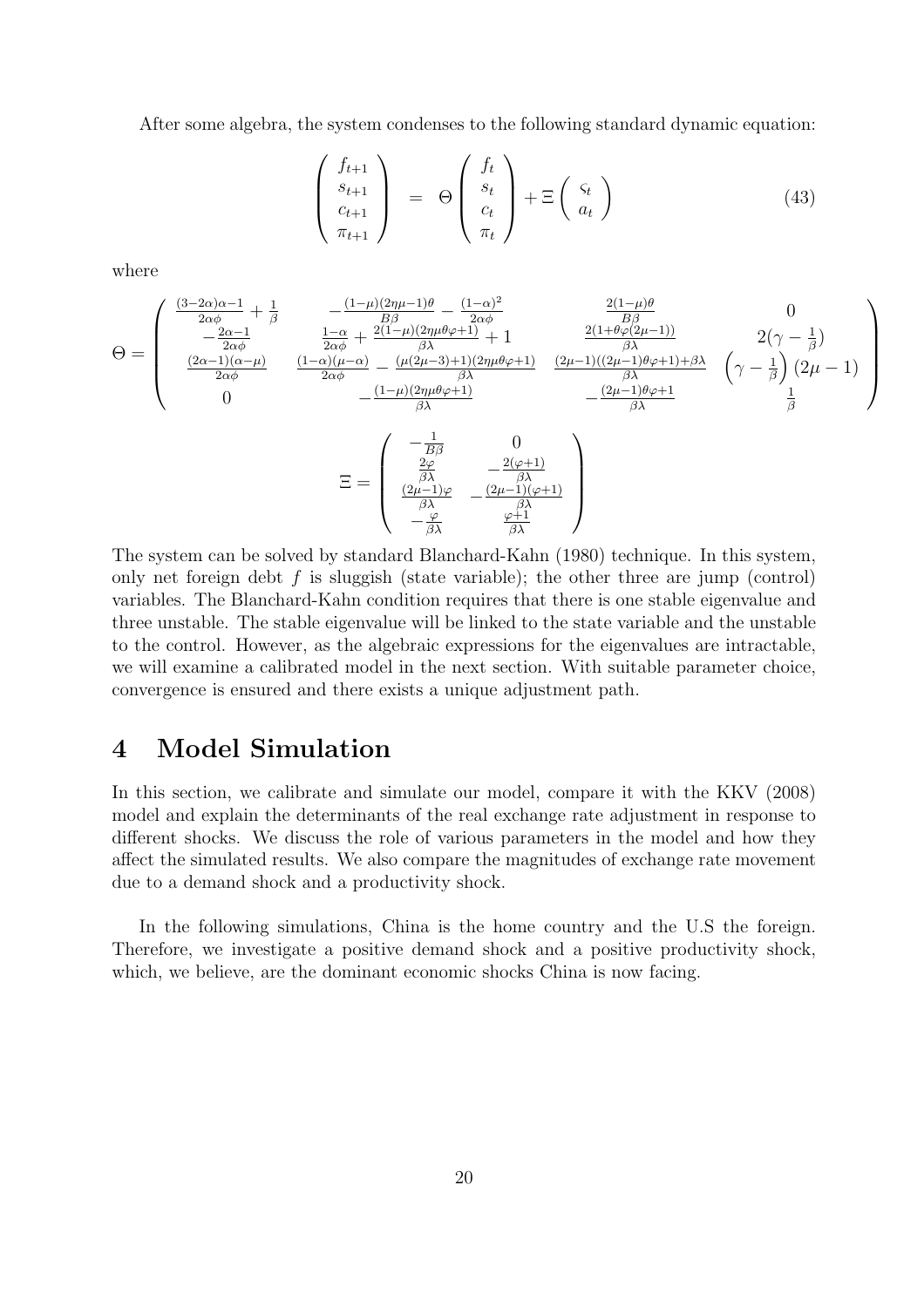After some algebra, the system condenses to the following standard dynamic equation:

$$
\begin{pmatrix} f_{t+1} \\ s_{t+1} \\ c_{t+1} \\ \pi_{t+1} \end{pmatrix} = \Theta \begin{pmatrix} f_t \\ s_t \\ c_t \\ \pi_t \end{pmatrix} + \Xi \begin{pmatrix} \varsigma_t \\ a_t \end{pmatrix} \tag{43}
$$

where

$$
\Theta = \begin{pmatrix}
\frac{(3-2\alpha)\alpha-1}{2\alpha\phi} + \frac{1}{\beta} & -\frac{(1-\mu)(2\eta\mu-1)\theta}{B\beta} - \frac{(1-\alpha)^2}{2\alpha\phi} & \frac{2(1-\mu)\theta}{B\beta} & 0 \\
-\frac{2\alpha-1}{2\alpha\phi} & \frac{1-\alpha}{2\alpha\phi} + \frac{2(1-\mu)(2\eta\mu\theta\varphi+1)}{\beta\lambda} + 1 & \frac{2(1+\theta\varphi(2\mu-1))}{\beta\lambda} & 2(\gamma - \frac{1}{\beta}) \\
\frac{(2\alpha-1)(\alpha-\mu)}{2\alpha\phi} & \frac{(1-\alpha)(\mu-\alpha)}{2\alpha\phi} - \frac{(\mu(2\mu-3)+1)(2\eta\mu\theta\varphi+1)}{\beta\lambda} & \frac{(2\mu-1)((2\mu-1)\theta\varphi+1)+\beta\lambda}{\beta\lambda} & \left(\gamma - \frac{1}{\beta}\right)(2\mu-1) \\
0 & -\frac{(1-\mu)(2\eta\mu\theta\varphi+1)}{\beta\lambda} & -\frac{(2\mu-1)\theta\varphi+1}{\beta\lambda} & \frac{1}{\beta}
\end{pmatrix}
$$

$$
\Xi = \begin{pmatrix}
-\frac{1}{B\beta} & 0 \\
\frac{2\varphi}{\beta\lambda} & -\frac{2(\varphi+1)}{\beta\lambda} \\
\frac{(2\mu-1)\varphi}{\beta\lambda} & -\frac{(2\mu-1)(\varphi+1)}{\beta\lambda} \\
-\frac{\varphi}{\beta\lambda} & \frac{\varphi+1}{\beta\lambda}
\end{pmatrix}
$$

The system can be solved by standard Blanchard-Kahn (1980) technique. In this system, only net foreign debt $f$ is sluggish (state variable); the other three are jump (control) variables. The Blanchard-Kahn condition requires that there is one stable eigenvalue and three unstable. The stable eigenvalue will be linked to the state variable and the unstable to the control. However, as the algebraic expressions for the eigenvalues are intractable, we will examine a calibrated model in the next section. With suitable parameter choice, convergence is ensured and there exists a unique adjustment path.

# 4 Model Simulation

In this section, we calibrate and simulate our model, compare it with the KKV (2008) model and explain the determinants of the real exchange rate adjustment in response to different shocks. We discuss the role of various parameters in the model and how they affect the simulated results. We also compare the magnitudes of exchange rate movement due to a demand shock and a productivity shock.

In the following simulations, China is the home country and the U.S the foreign. Therefore, we investigate a positive demand shock and a positive productivity shock, which, we believe, are the dominant economic shocks China is now facing.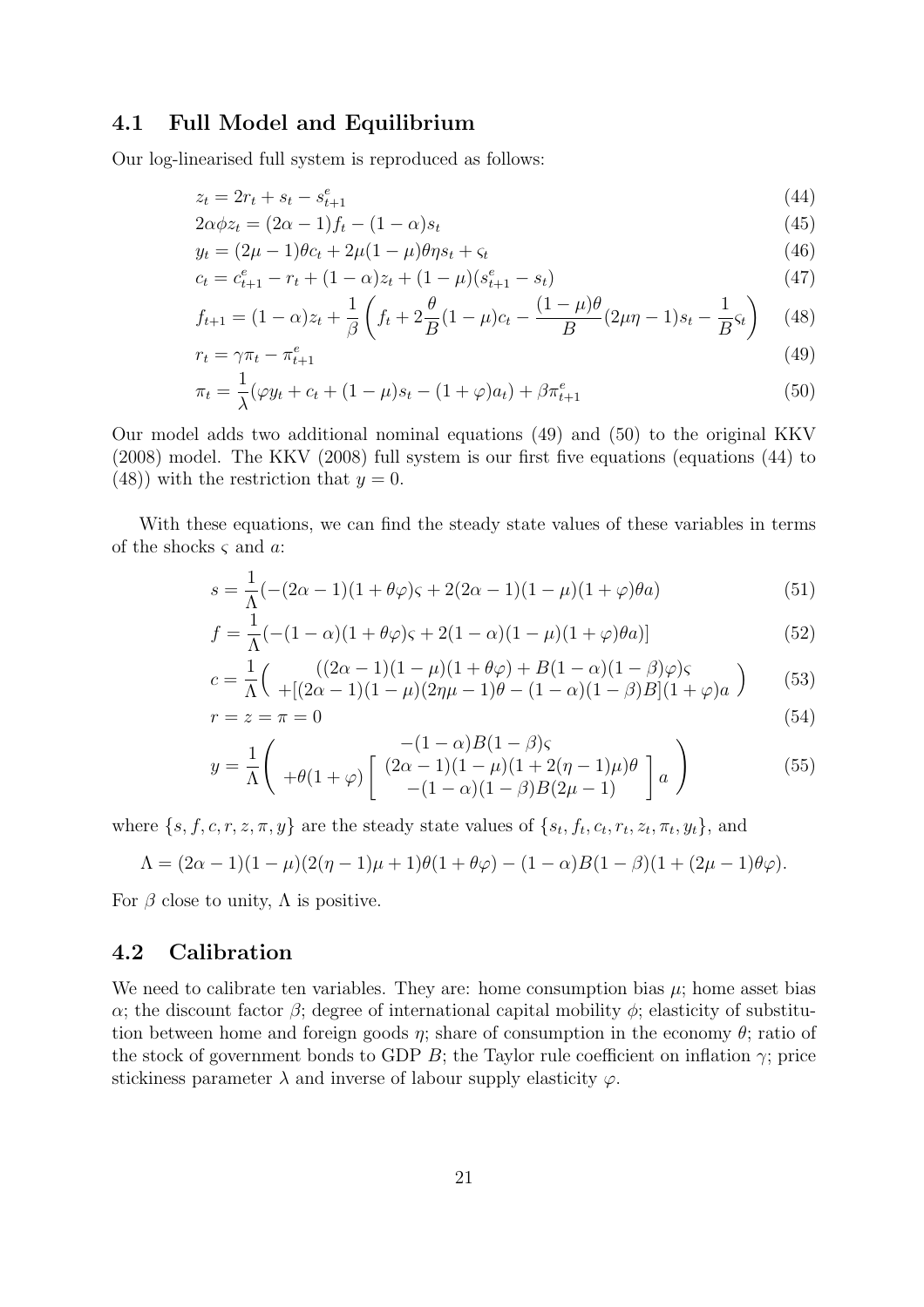## 4.1 Full Model and Equilibrium

Our log-linearised full system is reproduced as follows:

$$z_t = 2r_t + s_t - s^e_{t+1} \tag{44}$$

$$2\alpha\phi z_t = (2\alpha - 1)f_t - (1-\alpha)s_t \tag{45}$$

$$y_t = (2\mu - 1)\theta c_t + 2\mu(1-\mu)\theta\eta s_t + \varsigma_t \tag{46}$$

$$c_t = c^e_{t+1} - r_t + (1-\alpha)z_t + (1-\mu)(s^e_{t+1} - s_t) \tag{47}$$

$$f_{t+1} = (1-\alpha)z_t + \frac{1}{\beta}\left(f_t + 2\frac{\theta}{B}(1-\mu)c_t - \frac{(1-\mu)\theta}{B}(2\mu\eta - 1)s_t - \frac{1}{B}\varsigma_t\right) \tag{48}$$

$$r_t = \gamma\pi_t - \pi^e_{t+1} \tag{49}$$

$$\pi_t = \frac{1}{\lambda}(\varphi y_t + c_t + (1-\mu)s_t - (1+\varphi)a_t) + \beta\pi^e_{t+1} \tag{50}$$

Our model adds two additional nominal equations (49) and (50) to the original KKV (2008) model. The KKV (2008) full system is our first five equations (equations (44) to (48)) with the restriction that $y = 0$.

With these equations, we can find the steady state values of these variables in terms of the shocks $\varsigma$ and $a$:

$$s = \frac{1}{\Lambda}(-(2\alpha-1)(1+\theta\varphi)\varsigma + 2(2\alpha-1)(1-\mu)(1+\varphi)\theta a) \tag{51}$$

$$f = \frac{1}{\Lambda}(-(1-\alpha)(1+\theta\varphi)\varsigma + 2(1-\alpha)(1-\mu)(1+\varphi)\theta a)] \tag{52}$$

$$c = \frac{1}{\Lambda}\begin{pmatrix} ((2\alpha-1)(1-\mu)(1+\theta\varphi) + B(1-\alpha)(1-\beta)\varphi)\varsigma \\ +[(2\alpha-1)(1-\mu)(2\eta\mu-1)\theta - (1-\alpha)(1-\beta)B](1+\varphi)a \end{pmatrix} \tag{53}$$

$$r = z = \pi = 0 \tag{54}$$

$$y = \frac{1}{\Lambda}\begin{pmatrix} -(1-\alpha)B(1-\beta)\varsigma \\ +\theta(1+\varphi)\begin{bmatrix} (2\alpha-1)(1-\mu)(1+2(\eta-1)\mu)\theta \\ -(1-\alpha)(1-\beta)B(2\mu-1) \end{bmatrix} a \end{pmatrix} \tag{55}$$

where $\{s, f, c, r, z, \pi, y\}$ are the steady state values of $\{s_t, f_t, c_t, r_t, z_t, \pi_t, y_t\}$, and

$$\Lambda = (2\alpha-1)(1-\mu)(2(\eta-1)\mu+1)\theta(1+\theta\varphi) - (1-\alpha)B(1-\beta)(1+(2\mu-1)\theta\varphi).$$

For $\beta$ close to unity, $\Lambda$ is positive.

## 4.2 Calibration

We need to calibrate ten variables. They are: home consumption bias $\mu$; home asset bias $\alpha$; the discount factor $\beta$; degree of international capital mobility $\phi$; elasticity of substitution between home and foreign goods $\eta$; share of consumption in the economy $\theta$; ratio of the stock of government bonds to GDP $B$; the Taylor rule coefficient on inflation $\gamma$; price stickiness parameter $\lambda$ and inverse of labour supply elasticity $\varphi$.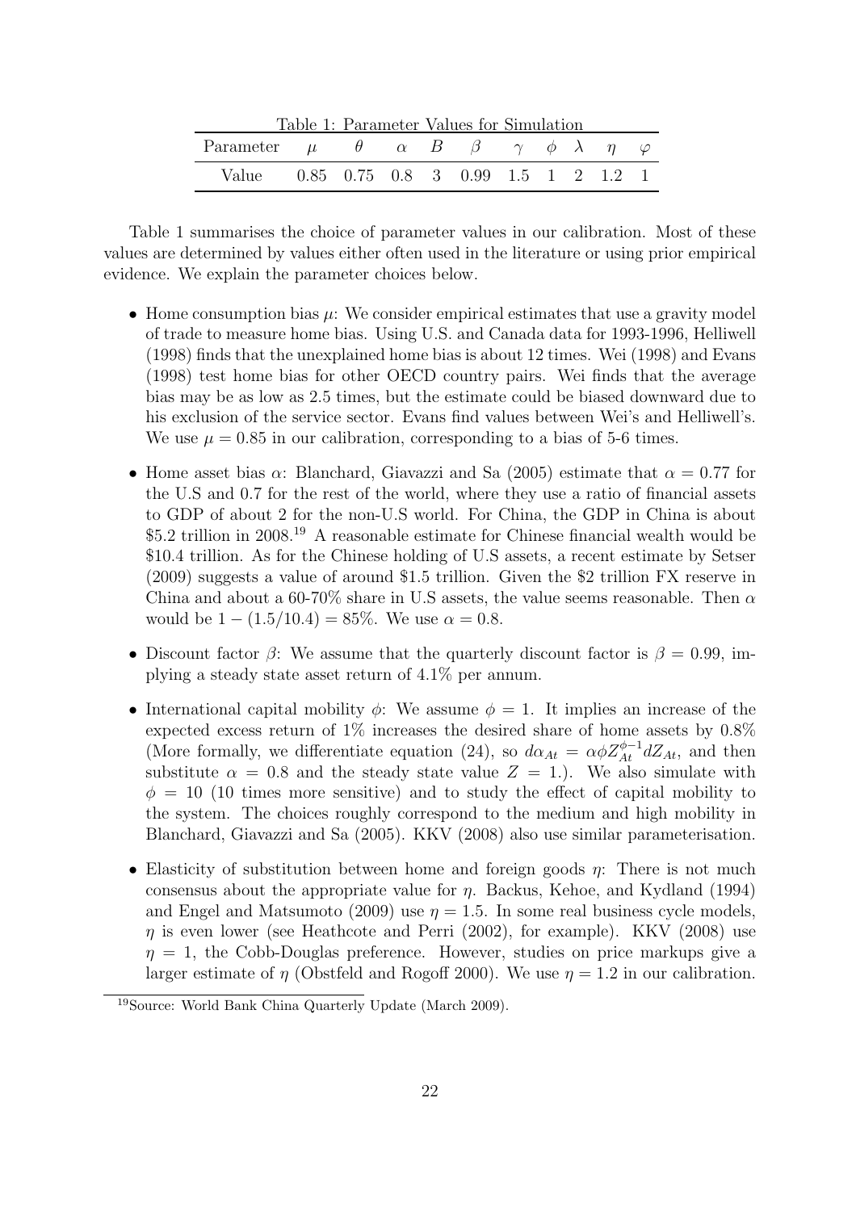Table 1: Parameter Values for Simulation

| Parameter | $\mu$ | $\theta$ | $\alpha$ | $B$ | $\beta$ | $\gamma$ | $\phi$ | $\lambda$ | $\eta$ | $\varphi$ |
|---|---|---|---|---|---|---|---|---|---|---|
| Value | 0.85 | 0.75 | 0.8 | 3 | 0.99 | 1.5 | 1 | 2 | 1.2 | 1 |

Table 1 summarises the choice of parameter values in our calibration. Most of these values are determined by values either often used in the literature or using prior empirical evidence. We explain the parameter choices below.

- Home consumption bias $\mu$: We consider empirical estimates that use a gravity model of trade to measure home bias. Using U.S. and Canada data for 1993-1996, Helliwell (1998) finds that the unexplained home bias is about 12 times. Wei (1998) and Evans (1998) test home bias for other OECD country pairs. Wei finds that the average bias may be as low as 2.5 times, but the estimate could be biased downward due to his exclusion of the service sector. Evans find values between Wei's and Helliwell's. We use $\mu = 0.85$ in our calibration, corresponding to a bias of 5-6 times.

- Home asset bias $\alpha$: Blanchard, Giavazzi and Sa (2005) estimate that $\alpha = 0.77$ for the U.S and 0.7 for the rest of the world, where they use a ratio of financial assets to GDP of about 2 for the non-U.S world. For China, the GDP in China is about \$5.2 trillion in 2008.[19] A reasonable estimate for Chinese financial wealth would be \$10.4 trillion. As for the Chinese holding of U.S assets, a recent estimate by Setser (2009) suggests a value of around \$1.5 trillion. Given the \$2 trillion FX reserve in China and about a 60-70% share in U.S assets, the value seems reasonable. Then $\alpha$ would be $1 - (1.5/10.4) = 85\%$. We use $\alpha = 0.8$.

- Discount factor $\beta$: We assume that the quarterly discount factor is $\beta = 0.99$, implying a steady state asset return of 4.1% per annum.

- International capital mobility $\phi$: We assume $\phi = 1$. It implies an increase of the expected excess return of 1% increases the desired share of home assets by 0.8% (More formally, we differentiate equation (24), so $d\alpha_{At} = \alpha\phi Z_{At}^{\phi-1} dZ_{At}$, and then substitute $\alpha = 0.8$ and the steady state value $Z = 1$.). We also simulate with $\phi = 10$ (10 times more sensitive) and to study the effect of capital mobility to the system. The choices roughly correspond to the medium and high mobility in Blanchard, Giavazzi and Sa (2005). KKV (2008) also use similar parameterisation.

- Elasticity of substitution between home and foreign goods $\eta$: There is not much consensus about the appropriate value for $\eta$. Backus, Kehoe, and Kydland (1994) and Engel and Matsumoto (2009) use $\eta = 1.5$. In some real business cycle models, $\eta$ is even lower (see Heathcote and Perri (2002), for example). KKV (2008) use $\eta = 1$, the Cobb-Douglas preference. However, studies on price markups give a larger estimate of $\eta$ (Obstfeld and Rogoff 2000). We use $\eta = 1.2$ in our calibration.

[19] Source: World Bank China Quarterly Update (March 2009).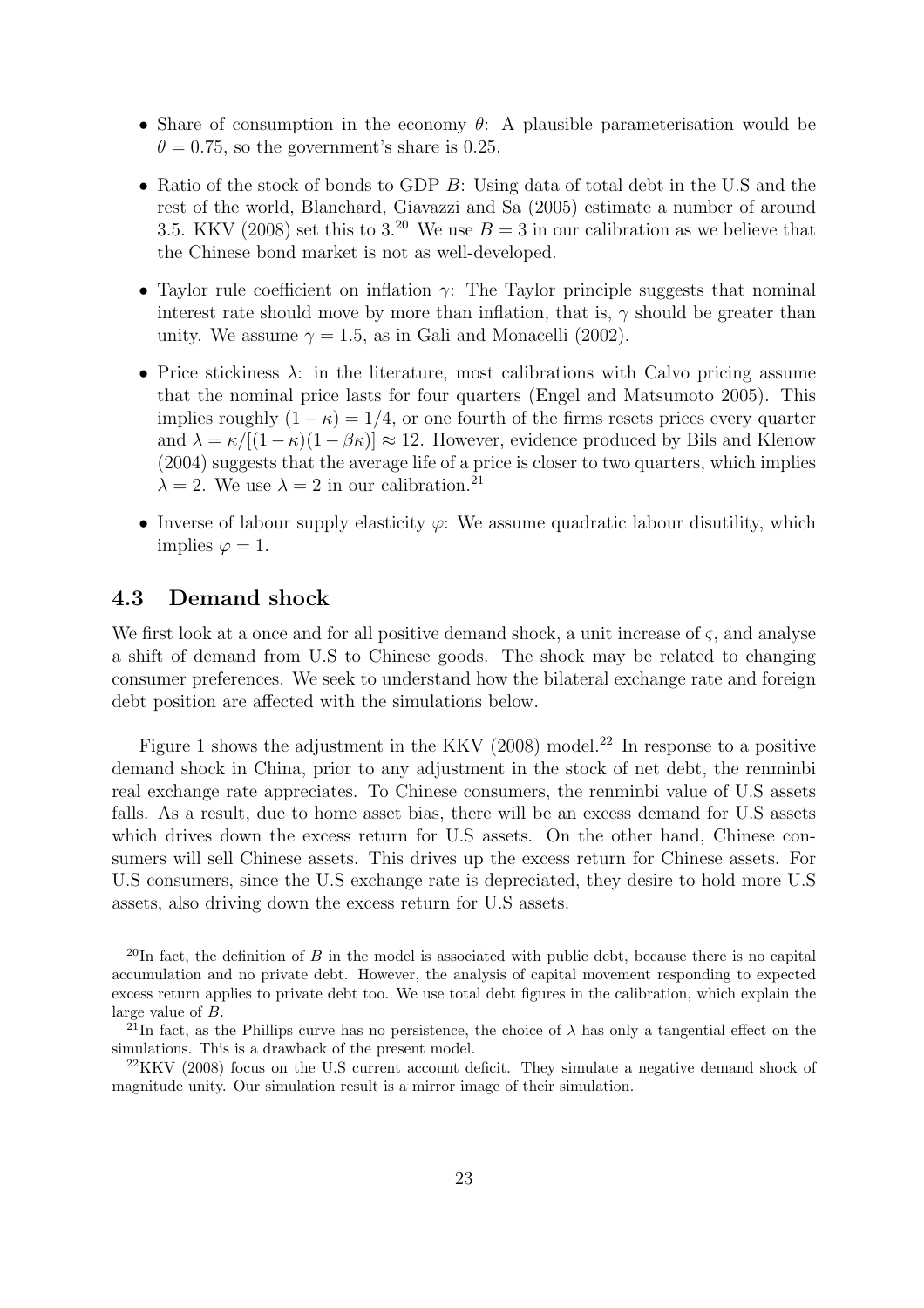- Share of consumption in the economy $\theta$: A plausible parameterisation would be $\theta = 0.75$, so the government's share is 0.25.

- Ratio of the stock of bonds to GDP $B$: Using data of total debt in the U.S and the rest of the world, Blanchard, Giavazzi and Sa (2005) estimate a number of around 3.5. KKV (2008) set this to 3.[20] We use $B = 3$ in our calibration as we believe that the Chinese bond market is not as well-developed.

- Taylor rule coefficient on inflation $\gamma$: The Taylor principle suggests that nominal interest rate should move by more than inflation, that is, $\gamma$ should be greater than unity. We assume $\gamma = 1.5$, as in Gali and Monacelli (2002).

- Price stickiness $\lambda$: in the literature, most calibrations with Calvo pricing assume that the nominal price lasts for four quarters (Engel and Matsumoto 2005). This implies roughly $(1 - \kappa) = 1/4$, or one fourth of the firms resets prices every quarter and $\lambda = \kappa/[(1 - \kappa)(1 - \beta\kappa)] \approx 12$. However, evidence produced by Bils and Klenow (2004) suggests that the average life of a price is closer to two quarters, which implies $\lambda = 2$. We use $\lambda = 2$ in our calibration.[21]

- Inverse of labour supply elasticity $\varphi$: We assume quadratic labour disutility, which implies $\varphi = 1$.

### 4.3 Demand shock

We first look at a once and for all positive demand shock, a unit increase of $\varsigma$, and analyse a shift of demand from U.S to Chinese goods. The shock may be related to changing consumer preferences. We seek to understand how the bilateral exchange rate and foreign debt position are affected with the simulations below.

Figure 1 shows the adjustment in the KKV (2008) model.[22] In response to a positive demand shock in China, prior to any adjustment in the stock of net debt, the renminbi real exchange rate appreciates. To Chinese consumers, the renminbi value of U.S assets falls. As a result, due to home asset bias, there will be an excess demand for U.S assets which drives down the excess return for U.S assets. On the other hand, Chinese consumers will sell Chinese assets. This drives up the excess return for Chinese assets. For U.S consumers, since the U.S exchange rate is depreciated, they desire to hold more U.S assets, also driving down the excess return for U.S assets.

---

[20] In fact, the definition of $B$ in the model is associated with public debt, because there is no capital accumulation and no private debt. However, the analysis of capital movement responding to expected excess return applies to private debt too. We use total debt figures in the calibration, which explain the large value of $B$.

[21] In fact, as the Phillips curve has no persistence, the choice of $\lambda$ has only a tangential effect on the simulations. This is a drawback of the present model.

[22] KKV (2008) focus on the U.S current account deficit. They simulate a negative demand shock of magnitude unity. Our simulation result is a mirror image of their simulation.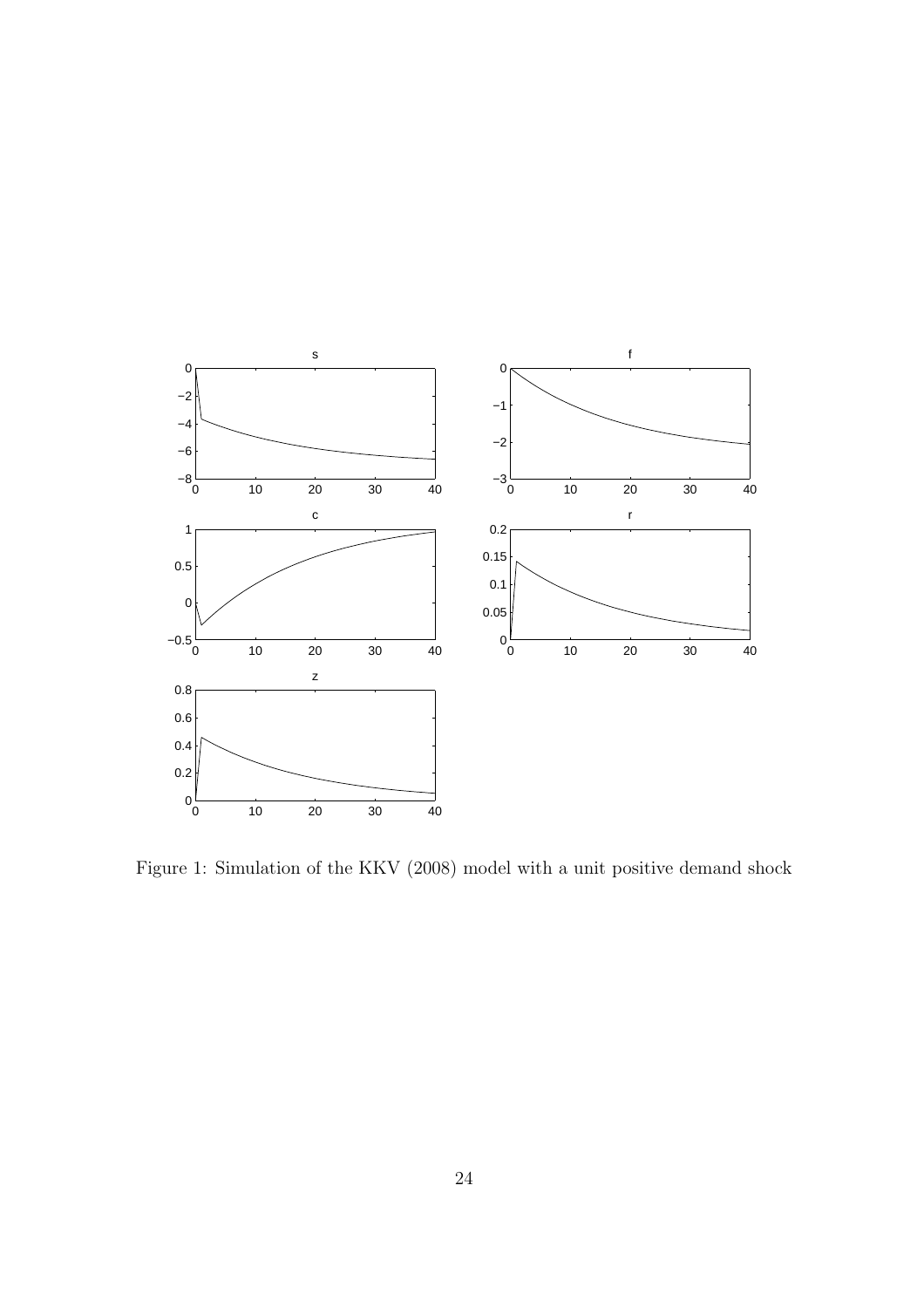Figure 1: Simulation of the KKV (2008) model with a unit positive demand shock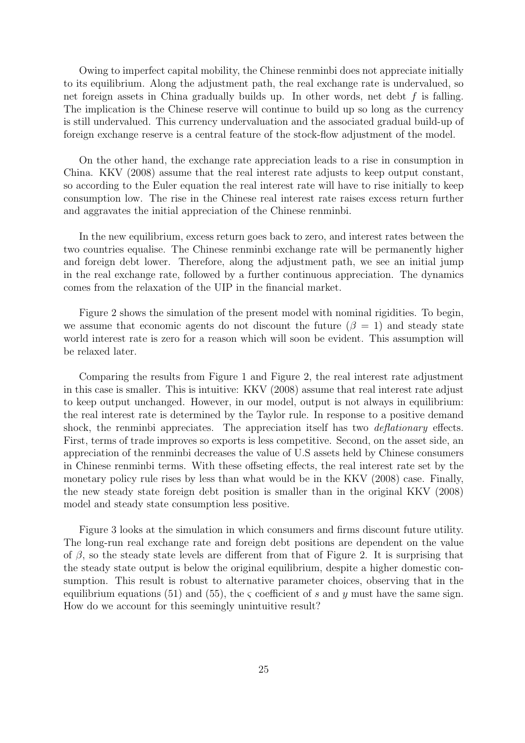Owing to imperfect capital mobility, the Chinese renminbi does not appreciate initially to its equilibrium. Along the adjustment path, the real exchange rate is undervalued, so net foreign assets in China gradually builds up. In other words, net debt $f$ is falling. The implication is the Chinese reserve will continue to build up so long as the currency is still undervalued. This currency undervaluation and the associated gradual build-up of foreign exchange reserve is a central feature of the stock-flow adjustment of the model.

On the other hand, the exchange rate appreciation leads to a rise in consumption in China. KKV (2008) assume that the real interest rate adjusts to keep output constant, so according to the Euler equation the real interest rate will have to rise initially to keep consumption low. The rise in the Chinese real interest rate raises excess return further and aggravates the initial appreciation of the Chinese renminbi.

In the new equilibrium, excess return goes back to zero, and interest rates between the two countries equalise. The Chinese renminbi exchange rate will be permanently higher and foreign debt lower. Therefore, along the adjustment path, we see an initial jump in the real exchange rate, followed by a further continuous appreciation. The dynamics comes from the relaxation of the UIP in the financial market.

Figure 2 shows the simulation of the present model with nominal rigidities. To begin, we assume that economic agents do not discount the future ($\beta = 1$) and steady state world interest rate is zero for a reason which will soon be evident. This assumption will be relaxed later.

Comparing the results from Figure 1 and Figure 2, the real interest rate adjustment in this case is smaller. This is intuitive: KKV (2008) assume that real interest rate adjust to keep output unchanged. However, in our model, output is not always in equilibrium: the real interest rate is determined by the Taylor rule. In response to a positive demand shock, the renminbi appreciates. The appreciation itself has two *deflationary* effects. First, terms of trade improves so exports is less competitive. Second, on the asset side, an appreciation of the renminbi decreases the value of U.S assets held by Chinese consumers in Chinese renminbi terms. With these offseting effects, the real interest rate set by the monetary policy rule rises by less than what would be in the KKV (2008) case. Finally, the new steady state foreign debt position is smaller than in the original KKV (2008) model and steady state consumption less positive.

Figure 3 looks at the simulation in which consumers and firms discount future utility. The long-run real exchange rate and foreign debt positions are dependent on the value of $\beta$, so the steady state levels are different from that of Figure 2. It is surprising that the steady state output is below the original equilibrium, despite a higher domestic consumption. This result is robust to alternative parameter choices, observing that in the equilibrium equations (51) and (55), the $\varsigma$ coefficient of $s$ and $y$ must have the same sign. How do we account for this seemingly unintuitive result?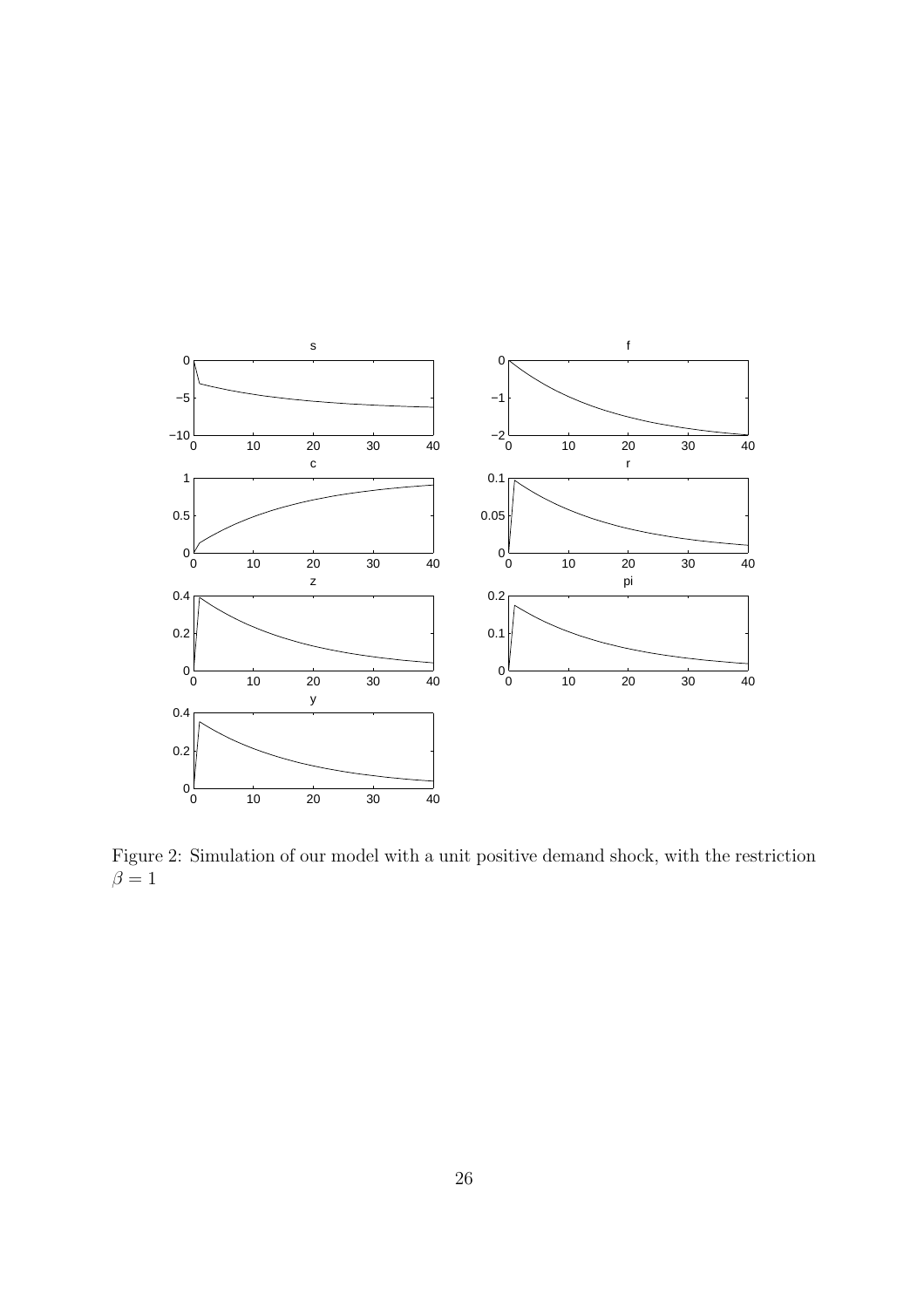Figure 2: Simulation of our model with a unit positive demand shock, with the restriction $\beta = 1$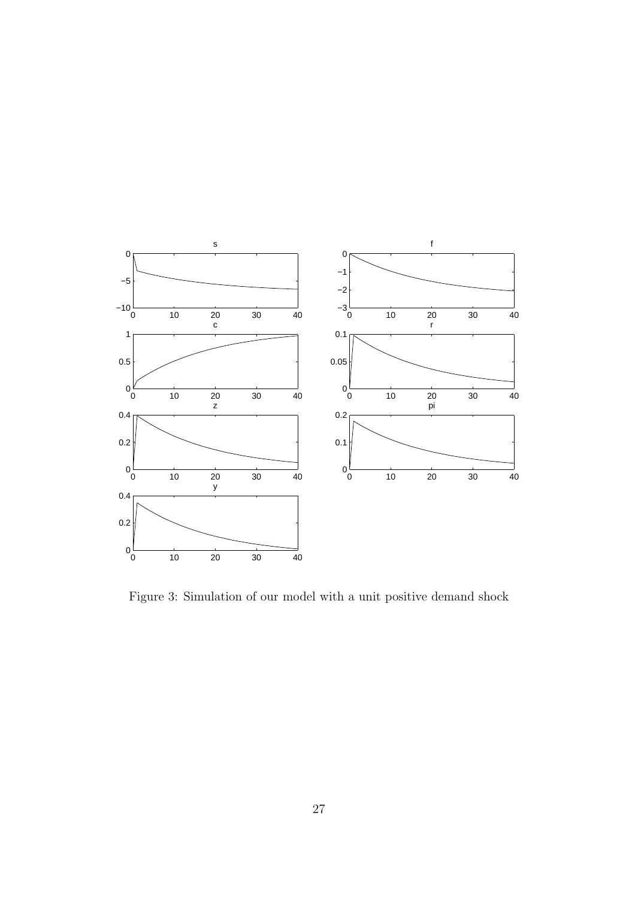Figure 3: Simulation of our model with a unit positive demand shock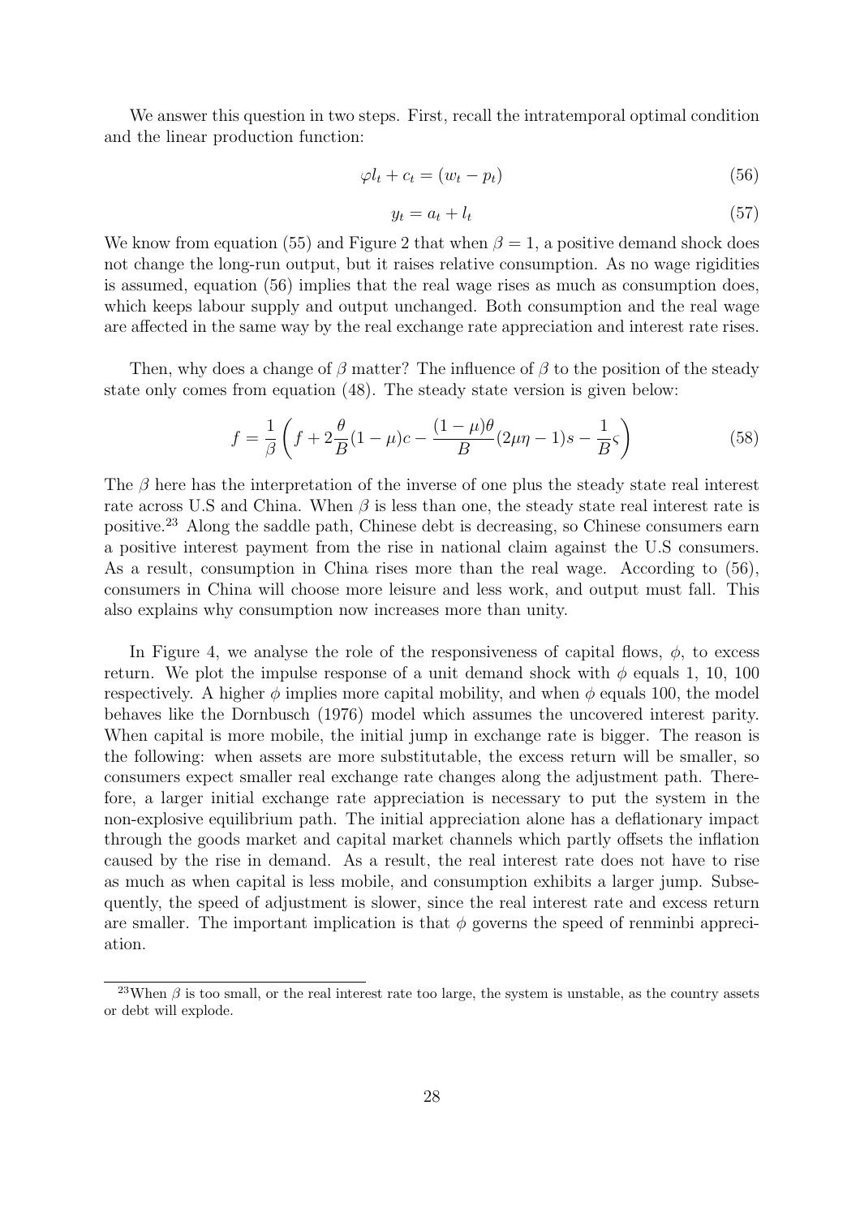We answer this question in two steps. First, recall the intratemporal optimal condition and the linear production function:

$$\varphi l_t + c_t = (w_t - p_t) \tag{56}$$

$$y_t = a_t + l_t \tag{57}$$

We know from equation (55) and Figure 2 that when $\beta = 1$, a positive demand shock does not change the long-run output, but it raises relative consumption. As no wage rigidities is assumed, equation (56) implies that the real wage rises as much as consumption does, which keeps labour supply and output unchanged. Both consumption and the real wage are affected in the same way by the real exchange rate appreciation and interest rate rises.

Then, why does a change of $\beta$ matter? The influence of $\beta$ to the position of the steady state only comes from equation (48). The steady state version is given below:

$$f = \frac{1}{\beta}\left(f + 2\frac{\theta}{B}(1-\mu)c - \frac{(1-\mu)\theta}{B}(2\mu\eta - 1)s - \frac{1}{B}\varsigma\right) \tag{58}$$

The $\beta$ here has the interpretation of the inverse of one plus the steady state real interest rate across U.S and China. When $\beta$ is less than one, the steady state real interest rate is positive.[23] Along the saddle path, Chinese debt is decreasing, so Chinese consumers earn a positive interest payment from the rise in national claim against the U.S consumers. As a result, consumption in China rises more than the real wage. According to (56), consumers in China will choose more leisure and less work, and output must fall. This also explains why consumption now increases more than unity.

In Figure 4, we analyse the role of the responsiveness of capital flows, $\phi$, to excess return. We plot the impulse response of a unit demand shock with $\phi$ equals 1, 10, 100 respectively. A higher $\phi$ implies more capital mobility, and when $\phi$ equals 100, the model behaves like the Dornbusch (1976) model which assumes the uncovered interest parity. When capital is more mobile, the initial jump in exchange rate is bigger. The reason is the following: when assets are more substitutable, the excess return will be smaller, so consumers expect smaller real exchange rate changes along the adjustment path. Therefore, a larger initial exchange rate appreciation is necessary to put the system in the non-explosive equilibrium path. The initial appreciation alone has a deflationary impact through the goods market and capital market channels which partly offsets the inflation caused by the rise in demand. As a result, the real interest rate does not have to rise as much as when capital is less mobile, and consumption exhibits a larger jump. Subsequently, the speed of adjustment is slower, since the real interest rate and excess return are smaller. The important implication is that $\phi$ governs the speed of renminbi appreciation.

[23] When $\beta$ is too small, or the real interest rate too large, the system is unstable, as the country assets or debt will explode.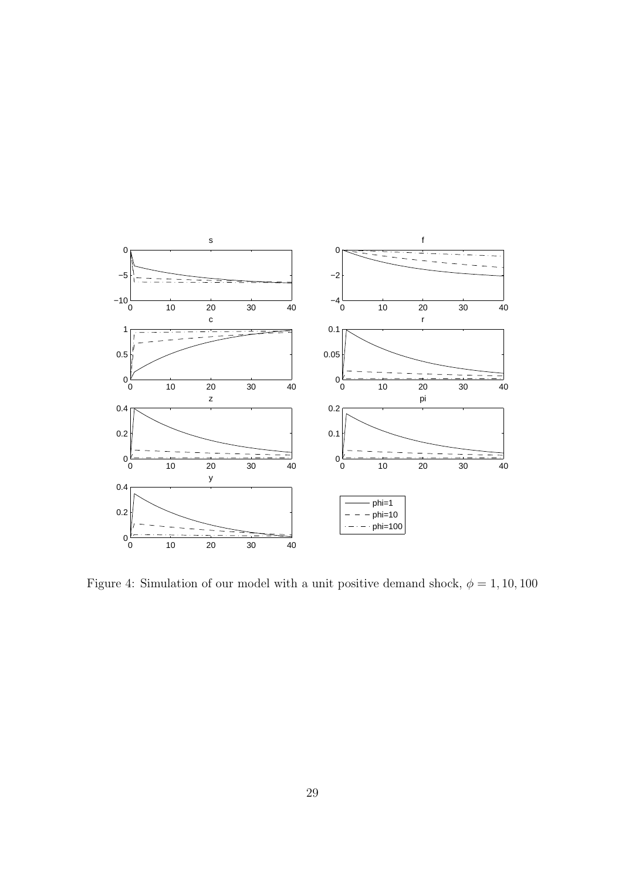Figure 4: Simulation of our model with a unit positive demand shock, $\phi = 1, 10, 100$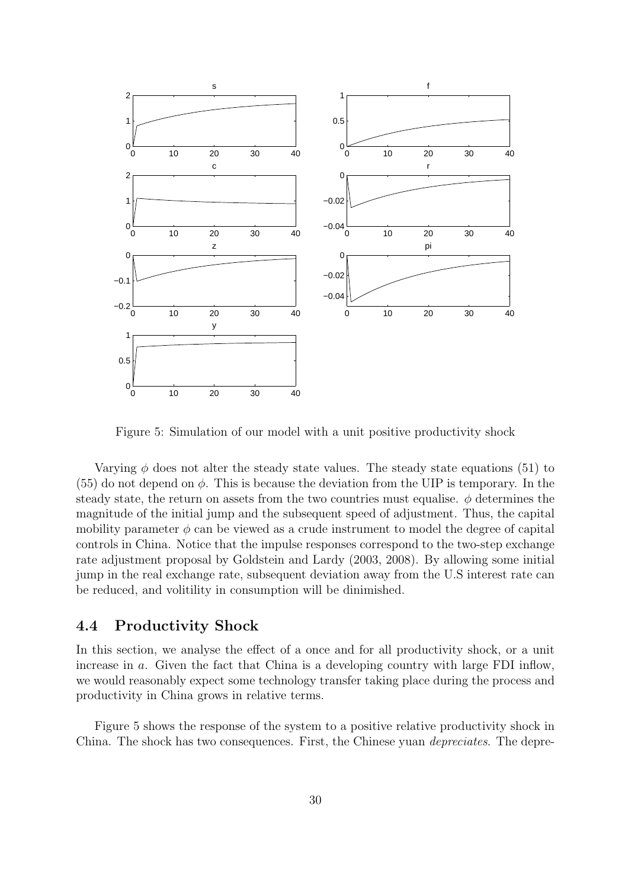Figure 5: Simulation of our model with a unit positive productivity shock

Varying $\phi$ does not alter the steady state values. The steady state equations (51) to (55) do not depend on $\phi$. This is because the deviation from the UIP is temporary. In the steady state, the return on assets from the two countries must equalise. $\phi$ determines the magnitude of the initial jump and the subsequent speed of adjustment. Thus, the capital mobility parameter $\phi$ can be viewed as a crude instrument to model the degree of capital controls in China. Notice that the impulse responses correspond to the two-step exchange rate adjustment proposal by Goldstein and Lardy (2003, 2008). By allowing some initial jump in the real exchange rate, subsequent deviation away from the U.S interest rate can be reduced, and volitility in consumption will be dinimished.

## 4.4 Productivity Shock

In this section, we analyse the effect of a once and for all productivity shock, or a unit increase in $a$. Given the fact that China is a developing country with large FDI inflow, we would reasonably expect some technology transfer taking place during the process and productivity in China grows in relative terms.

Figure 5 shows the response of the system to a positive relative productivity shock in China. The shock has two consequences. First, the Chinese yuan *depreciates*. The depre-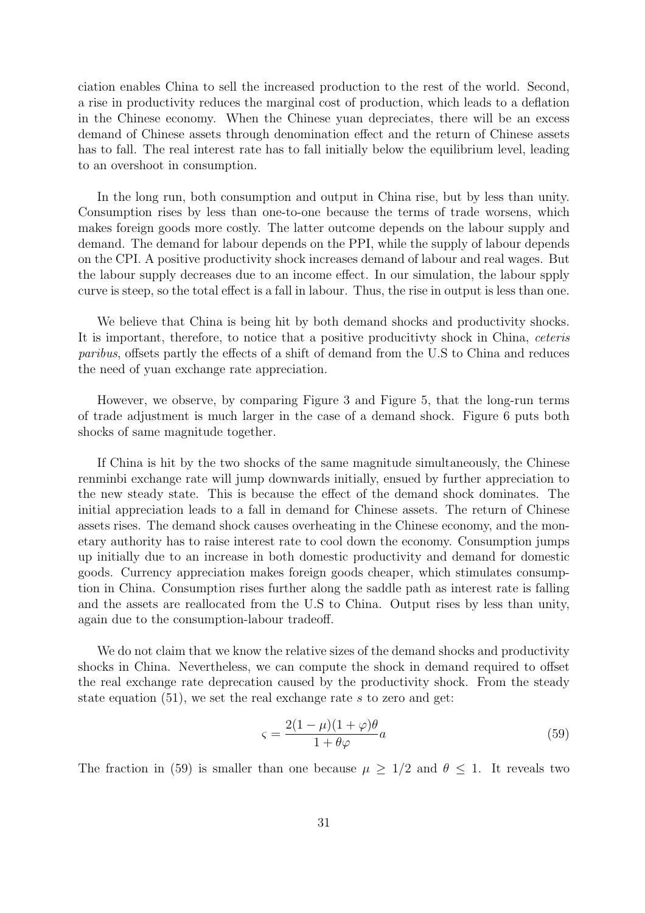ciation enables China to sell the increased production to the rest of the world. Second, a rise in productivity reduces the marginal cost of production, which leads to a deflation in the Chinese economy. When the Chinese yuan depreciates, there will be an excess demand of Chinese assets through denomination effect and the return of Chinese assets has to fall. The real interest rate has to fall initially below the equilibrium level, leading to an overshoot in consumption.

In the long run, both consumption and output in China rise, but by less than unity. Consumption rises by less than one-to-one because the terms of trade worsens, which makes foreign goods more costly. The latter outcome depends on the labour supply and demand. The demand for labour depends on the PPI, while the supply of labour depends on the CPI. A positive productivity shock increases demand of labour and real wages. But the labour supply decreases due to an income effect. In our simulation, the labour spply curve is steep, so the total effect is a fall in labour. Thus, the rise in output is less than one.

We believe that China is being hit by both demand shocks and productivity shocks. It is important, therefore, to notice that a positive producitivty shock in China, *ceteris paribus*, offsets partly the effects of a shift of demand from the U.S to China and reduces the need of yuan exchange rate appreciation.

However, we observe, by comparing Figure 3 and Figure 5, that the long-run terms of trade adjustment is much larger in the case of a demand shock. Figure 6 puts both shocks of same magnitude together.

If China is hit by the two shocks of the same magnitude simultaneously, the Chinese renminbi exchange rate will jump downwards initially, ensued by further appreciation to the new steady state. This is because the effect of the demand shock dominates. The initial appreciation leads to a fall in demand for Chinese assets. The return of Chinese assets rises. The demand shock causes overheating in the Chinese economy, and the monetary authority has to raise interest rate to cool down the economy. Consumption jumps up initially due to an increase in both domestic productivity and demand for domestic goods. Currency appreciation makes foreign goods cheaper, which stimulates consumption in China. Consumption rises further along the saddle path as interest rate is falling and the assets are reallocated from the U.S to China. Output rises by less than unity, again due to the consumption-labour tradeoff.

We do not claim that we know the relative sizes of the demand shocks and productivity shocks in China. Nevertheless, we can compute the shock in demand required to offset the real exchange rate deprecation caused by the productivity shock. From the steady state equation (51), we set the real exchange rate $s$ to zero and get:

$$\varsigma = \frac{2(1-\mu)(1+\varphi)\theta}{1+\theta\varphi}a \tag{59}$$

The fraction in (59) is smaller than one because $\mu \geq 1/2$ and $\theta \leq 1$. It reveals two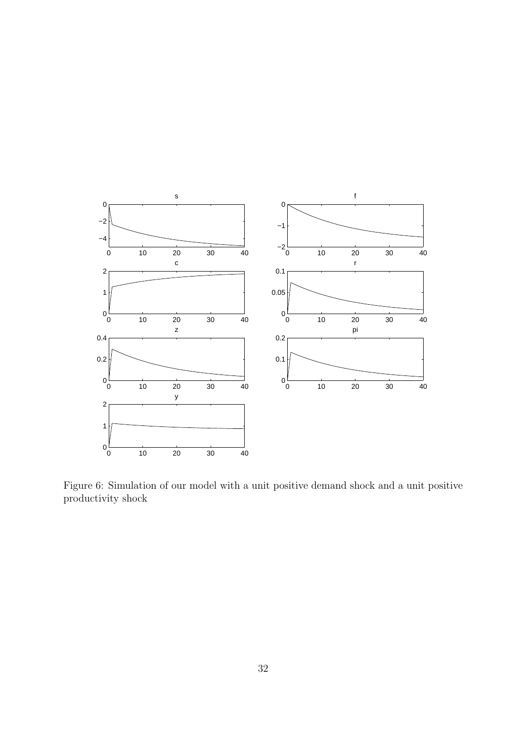Figure 6: Simulation of our model with a unit positive demand shock and a unit positive productivity shock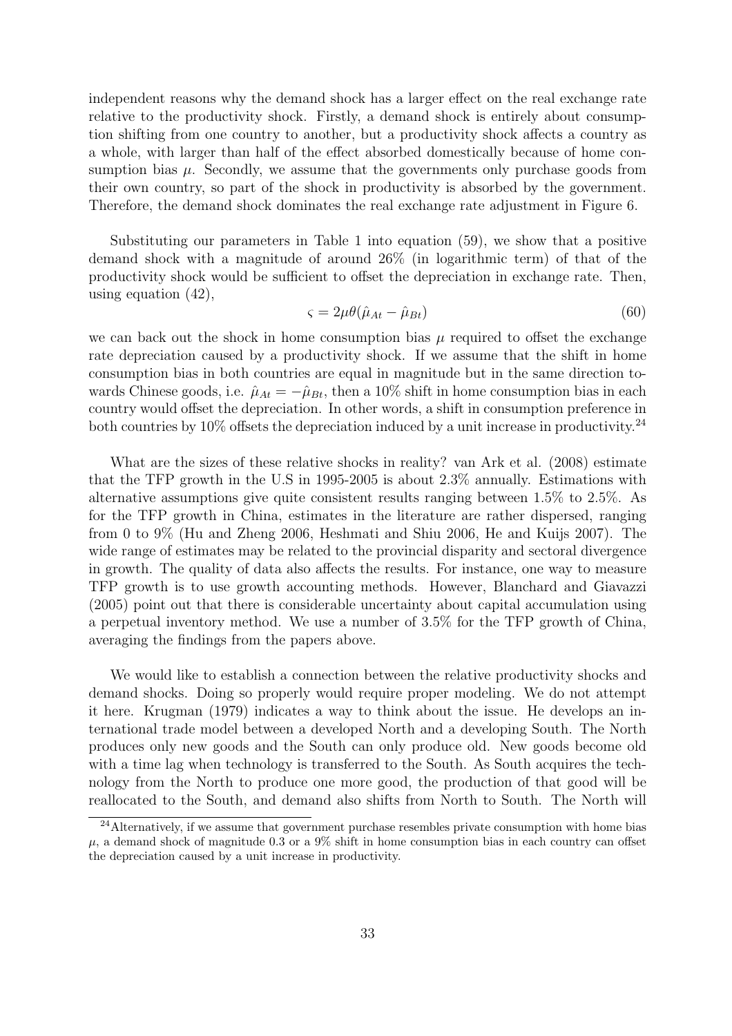independent reasons why the demand shock has a larger effect on the real exchange rate relative to the productivity shock. Firstly, a demand shock is entirely about consumption shifting from one country to another, but a productivity shock affects a country as a whole, with larger than half of the effect absorbed domestically because of home consumption bias $\mu$. Secondly, we assume that the governments only purchase goods from their own country, so part of the shock in productivity is absorbed by the government. Therefore, the demand shock dominates the real exchange rate adjustment in Figure 6.

Substituting our parameters in Table 1 into equation (59), we show that a positive demand shock with a magnitude of around 26% (in logarithmic term) of that of the productivity shock would be sufficient to offset the depreciation in exchange rate. Then, using equation (42),

$$\varsigma = 2\mu\theta(\hat{\mu}_{At} - \hat{\mu}_{Bt}) \tag{60}$$

we can back out the shock in home consumption bias $\mu$ required to offset the exchange rate depreciation caused by a productivity shock. If we assume that the shift in home consumption bias in both countries are equal in magnitude but in the same direction towards Chinese goods, i.e. $\hat{\mu}_{At} = -\hat{\mu}_{Bt}$, then a 10% shift in home consumption bias in each country would offset the depreciation. In other words, a shift in consumption preference in both countries by 10% offsets the depreciation induced by a unit increase in productivity.[24]

What are the sizes of these relative shocks in reality? van Ark et al. (2008) estimate that the TFP growth in the U.S in 1995-2005 is about 2.3% annually. Estimations with alternative assumptions give quite consistent results ranging between 1.5% to 2.5%. As for the TFP growth in China, estimates in the literature are rather dispersed, ranging from 0 to 9% (Hu and Zheng 2006, Heshmati and Shiu 2006, He and Kuijs 2007). The wide range of estimates may be related to the provincial disparity and sectoral divergence in growth. The quality of data also affects the results. For instance, one way to measure TFP growth is to use growth accounting methods. However, Blanchard and Giavazzi (2005) point out that there is considerable uncertainty about capital accumulation using a perpetual inventory method. We use a number of 3.5% for the TFP growth of China, averaging the findings from the papers above.

We would like to establish a connection between the relative productivity shocks and demand shocks. Doing so properly would require proper modeling. We do not attempt it here. Krugman (1979) indicates a way to think about the issue. He develops an international trade model between a developed North and a developing South. The North produces only new goods and the South can only produce old. New goods become old with a time lag when technology is transferred to the South. As South acquires the technology from the North to produce one more good, the production of that good will be reallocated to the South, and demand also shifts from North to South. The North will

[24] Alternatively, if we assume that government purchase resembles private consumption with home bias $\mu$, a demand shock of magnitude 0.3 or a 9% shift in home consumption bias in each country can offset the depreciation caused by a unit increase in productivity.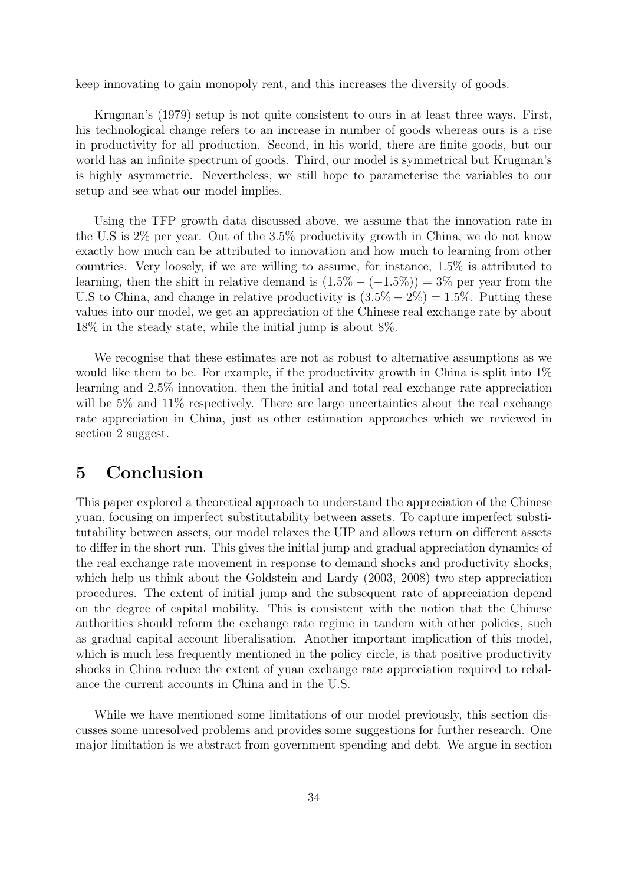keep innovating to gain monopoly rent, and this increases the diversity of goods.

Krugman's (1979) setup is not quite consistent to ours in at least three ways. First, his technological change refers to an increase in number of goods whereas ours is a rise in productivity for all production. Second, in his world, there are finite goods, but our world has an infinite spectrum of goods. Third, our model is symmetrical but Krugman's is highly asymmetric. Nevertheless, we still hope to parameterise the variables to our setup and see what our model implies.

Using the TFP growth data discussed above, we assume that the innovation rate in the U.S is 2% per year. Out of the 3.5% productivity growth in China, we do not know exactly how much can be attributed to innovation and how much to learning from other countries. Very loosely, if we are willing to assume, for instance, 1.5% is attributed to learning, then the shift in relative demand is $(1.5\% - (-1.5\%)) = 3\%$ per year from the U.S to China, and change in relative productivity is $(3.5\% - 2\%) = 1.5\%$. Putting these values into our model, we get an appreciation of the Chinese real exchange rate by about 18% in the steady state, while the initial jump is about 8%.

We recognise that these estimates are not as robust to alternative assumptions as we would like them to be. For example, if the productivity growth in China is split into 1% learning and 2.5% innovation, then the initial and total real exchange rate appreciation will be 5% and 11% respectively. There are large uncertainties about the real exchange rate appreciation in China, just as other estimation approaches which we reviewed in section 2 suggest.

# 5 Conclusion

This paper explored a theoretical approach to understand the appreciation of the Chinese yuan, focusing on imperfect substitutability between assets. To capture imperfect substitutability between assets, our model relaxes the UIP and allows return on different assets to differ in the short run. This gives the initial jump and gradual appreciation dynamics of the real exchange rate movement in response to demand shocks and productivity shocks, which help us think about the Goldstein and Lardy (2003, 2008) two step appreciation procedures. The extent of initial jump and the subsequent rate of appreciation depend on the degree of capital mobility. This is consistent with the notion that the Chinese authorities should reform the exchange rate regime in tandem with other policies, such as gradual capital account liberalisation. Another important implication of this model, which is much less frequently mentioned in the policy circle, is that positive productivity shocks in China reduce the extent of yuan exchange rate appreciation required to rebalance the current accounts in China and in the U.S.

While we have mentioned some limitations of our model previously, this section discusses some unresolved problems and provides some suggestions for further research. One major limitation is we abstract from government spending and debt. We argue in section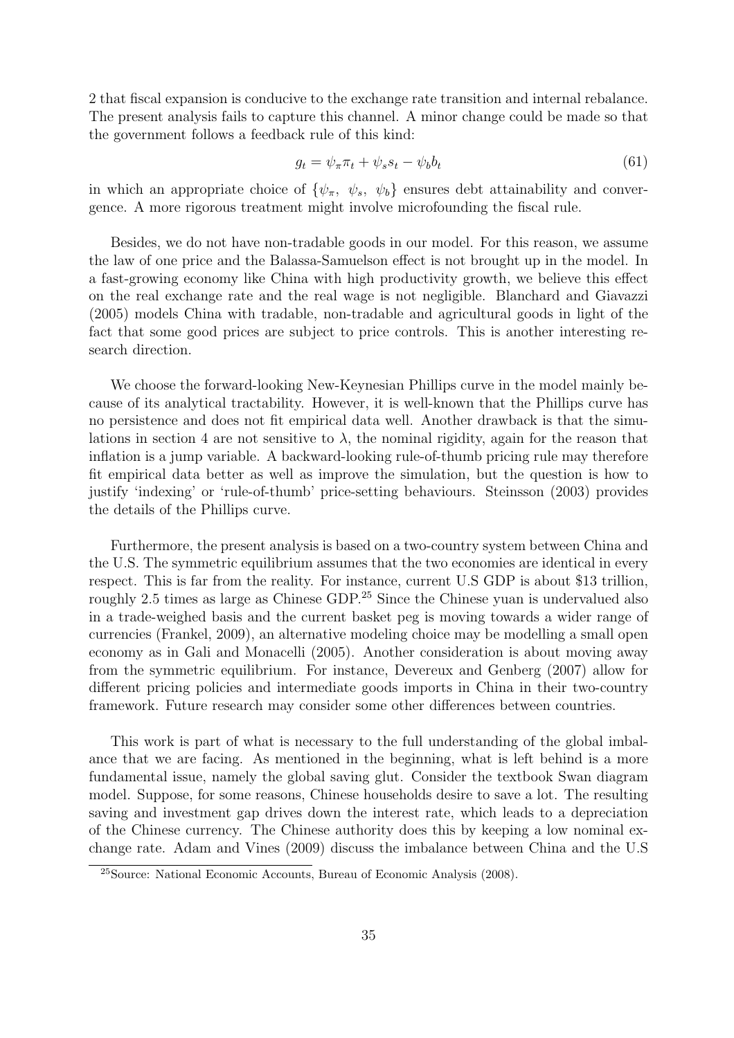2 that fiscal expansion is conducive to the exchange rate transition and internal rebalance. The present analysis fails to capture this channel. A minor change could be made so that the government follows a feedback rule of this kind:

$$g_t = \psi_\pi \pi_t + \psi_s s_t - \psi_b b_t \tag{61}$$

in which an appropriate choice of $\{\psi_\pi,\ \psi_s,\ \psi_b\}$ ensures debt attainability and convergence. A more rigorous treatment might involve microfounding the fiscal rule.

Besides, we do not have non-tradable goods in our model. For this reason, we assume the law of one price and the Balassa-Samuelson effect is not brought up in the model. In a fast-growing economy like China with high productivity growth, we believe this effect on the real exchange rate and the real wage is not negligible. Blanchard and Giavazzi (2005) models China with tradable, non-tradable and agricultural goods in light of the fact that some good prices are subject to price controls. This is another interesting research direction.

We choose the forward-looking New-Keynesian Phillips curve in the model mainly because of its analytical tractability. However, it is well-known that the Phillips curve has no persistence and does not fit empirical data well. Another drawback is that the simulations in section 4 are not sensitive to $\lambda$, the nominal rigidity, again for the reason that inflation is a jump variable. A backward-looking rule-of-thumb pricing rule may therefore fit empirical data better as well as improve the simulation, but the question is how to justify 'indexing' or 'rule-of-thumb' price-setting behaviours. Steinsson (2003) provides the details of the Phillips curve.

Furthermore, the present analysis is based on a two-country system between China and the U.S. The symmetric equilibrium assumes that the two economies are identical in every respect. This is far from the reality. For instance, current U.S GDP is about \$13 trillion, roughly 2.5 times as large as Chinese GDP.[25] Since the Chinese yuan is undervalued also in a trade-weighed basis and the current basket peg is moving towards a wider range of currencies (Frankel, 2009), an alternative modeling choice may be modelling a small open economy as in Gali and Monacelli (2005). Another consideration is about moving away from the symmetric equilibrium. For instance, Devereux and Genberg (2007) allow for different pricing policies and intermediate goods imports in China in their two-country framework. Future research may consider some other differences between countries.

This work is part of what is necessary to the full understanding of the global imbalance that we are facing. As mentioned in the beginning, what is left behind is a more fundamental issue, namely the global saving glut. Consider the textbook Swan diagram model. Suppose, for some reasons, Chinese households desire to save a lot. The resulting saving and investment gap drives down the interest rate, which leads to a depreciation of the Chinese currency. The Chinese authority does this by keeping a low nominal exchange rate. Adam and Vines (2009) discuss the imbalance between China and the U.S

[25] Source: National Economic Accounts, Bureau of Economic Analysis (2008).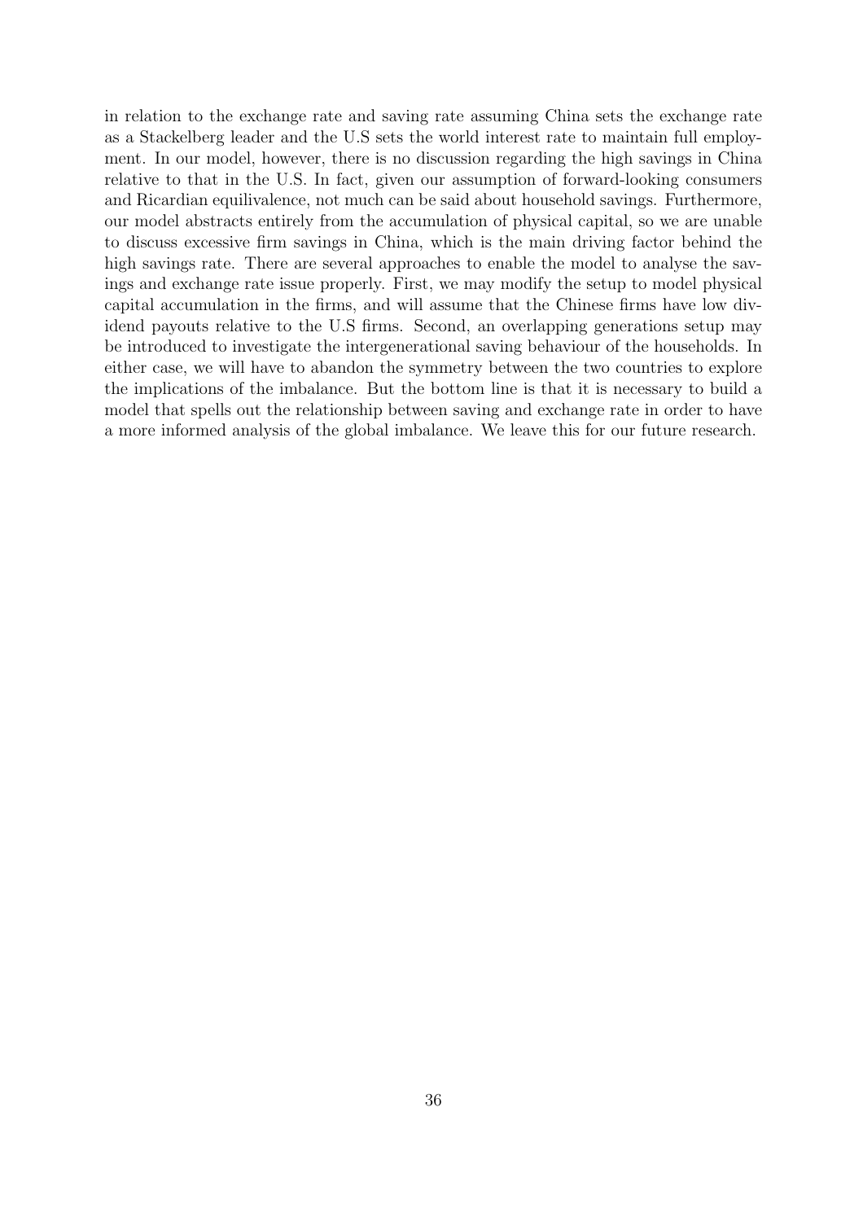in relation to the exchange rate and saving rate assuming China sets the exchange rate as a Stackelberg leader and the U.S sets the world interest rate to maintain full employment. In our model, however, there is no discussion regarding the high savings in China relative to that in the U.S. In fact, given our assumption of forward-looking consumers and Ricardian equilivalence, not much can be said about household savings. Furthermore, our model abstracts entirely from the accumulation of physical capital, so we are unable to discuss excessive firm savings in China, which is the main driving factor behind the high savings rate. There are several approaches to enable the model to analyse the savings and exchange rate issue properly. First, we may modify the setup to model physical capital accumulation in the firms, and will assume that the Chinese firms have low dividend payouts relative to the U.S firms. Second, an overlapping generations setup may be introduced to investigate the intergenerational saving behaviour of the households. In either case, we will have to abandon the symmetry between the two countries to explore the implications of the imbalance. But the bottom line is that it is necessary to build a model that spells out the relationship between saving and exchange rate in order to have a more informed analysis of the global imbalance. We leave this for our future research.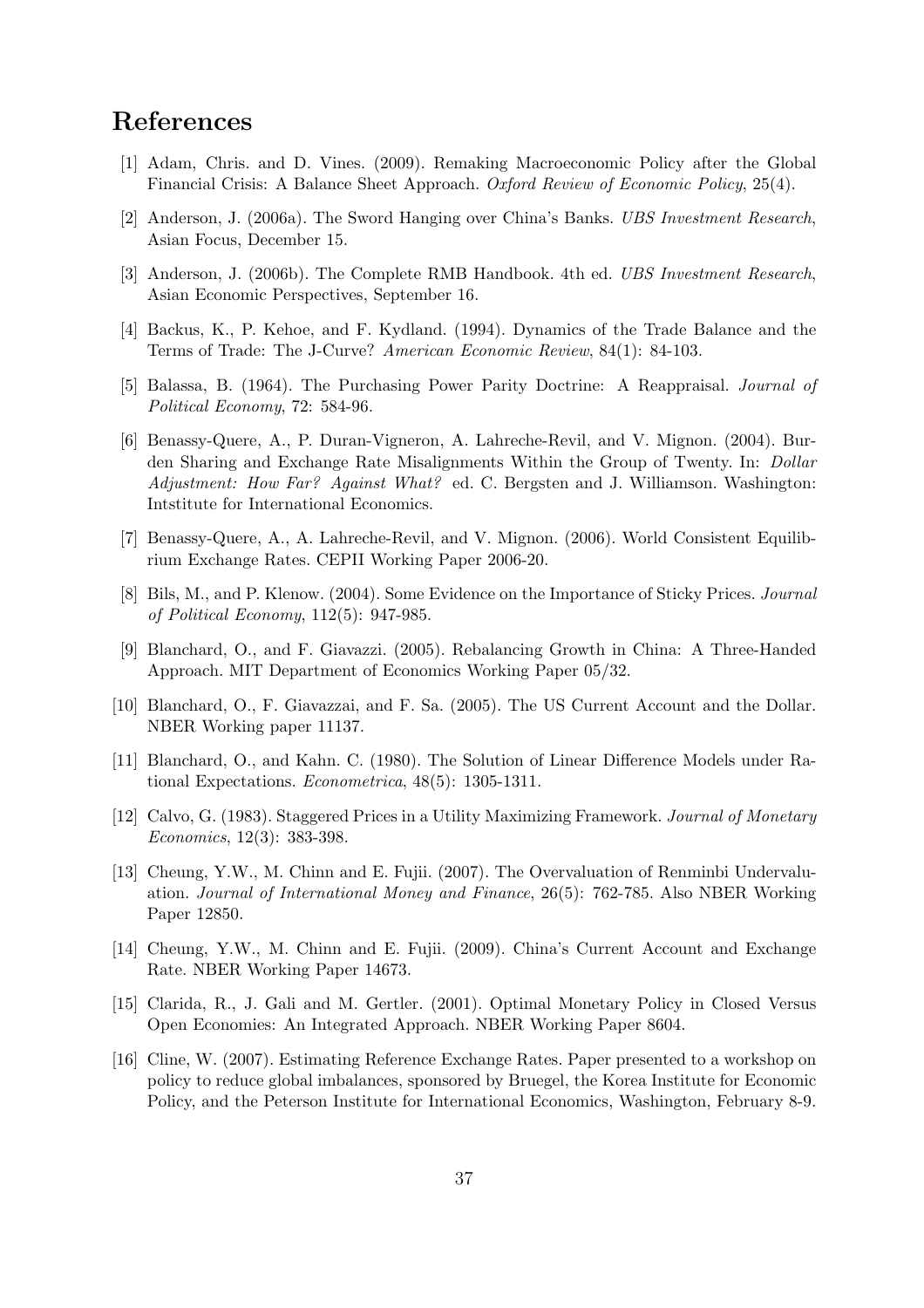# References

[1] Adam, Chris. and D. Vines. (2009). Remaking Macroeconomic Policy after the Global Financial Crisis: A Balance Sheet Approach. *Oxford Review of Economic Policy*, 25(4).

[2] Anderson, J. (2006a). The Sword Hanging over China's Banks. *UBS Investment Research*, Asian Focus, December 15.

[3] Anderson, J. (2006b). The Complete RMB Handbook. 4th ed. *UBS Investment Research*, Asian Economic Perspectives, September 16.

[4] Backus, K., P. Kehoe, and F. Kydland. (1994). Dynamics of the Trade Balance and the Terms of Trade: The J-Curve? *American Economic Review*, 84(1): 84-103.

[5] Balassa, B. (1964). The Purchasing Power Parity Doctrine: A Reappraisal. *Journal of Political Economy*, 72: 584-96.

[6] Benassy-Quere, A., P. Duran-Vigneron, A. Lahreche-Revil, and V. Mignon. (2004). Burden Sharing and Exchange Rate Misalignments Within the Group of Twenty. In: *Dollar Adjustment: How Far? Against What?* ed. C. Bergsten and J. Williamson. Washington: Intstitute for International Economics.

[7] Benassy-Quere, A., A. Lahreche-Revil, and V. Mignon. (2006). World Consistent Equilibrium Exchange Rates. CEPII Working Paper 2006-20.

[8] Bils, M., and P. Klenow. (2004). Some Evidence on the Importance of Sticky Prices. *Journal of Political Economy*, 112(5): 947-985.

[9] Blanchard, O., and F. Giavazzi. (2005). Rebalancing Growth in China: A Three-Handed Approach. MIT Department of Economics Working Paper 05/32.

[10] Blanchard, O., F. Giavazzai, and F. Sa. (2005). The US Current Account and the Dollar. NBER Working paper 11137.

[11] Blanchard, O., and Kahn. C. (1980). The Solution of Linear Difference Models under Rational Expectations. *Econometrica*, 48(5): 1305-1311.

[12] Calvo, G. (1983). Staggered Prices in a Utility Maximizing Framework. *Journal of Monetary Economics*, 12(3): 383-398.

[13] Cheung, Y.W., M. Chinn and E. Fujii. (2007). The Overvaluation of Renminbi Undervaluation. *Journal of International Money and Finance*, 26(5): 762-785. Also NBER Working Paper 12850.

[14] Cheung, Y.W., M. Chinn and E. Fujii. (2009). China's Current Account and Exchange Rate. NBER Working Paper 14673.

[15] Clarida, R., J. Gali and M. Gertler. (2001). Optimal Monetary Policy in Closed Versus Open Economies: An Integrated Approach. NBER Working Paper 8604.

[16] Cline, W. (2007). Estimating Reference Exchange Rates. Paper presented to a workshop on policy to reduce global imbalances, sponsored by Bruegel, the Korea Institute for Economic Policy, and the Peterson Institute for International Economics, Washington, February 8-9.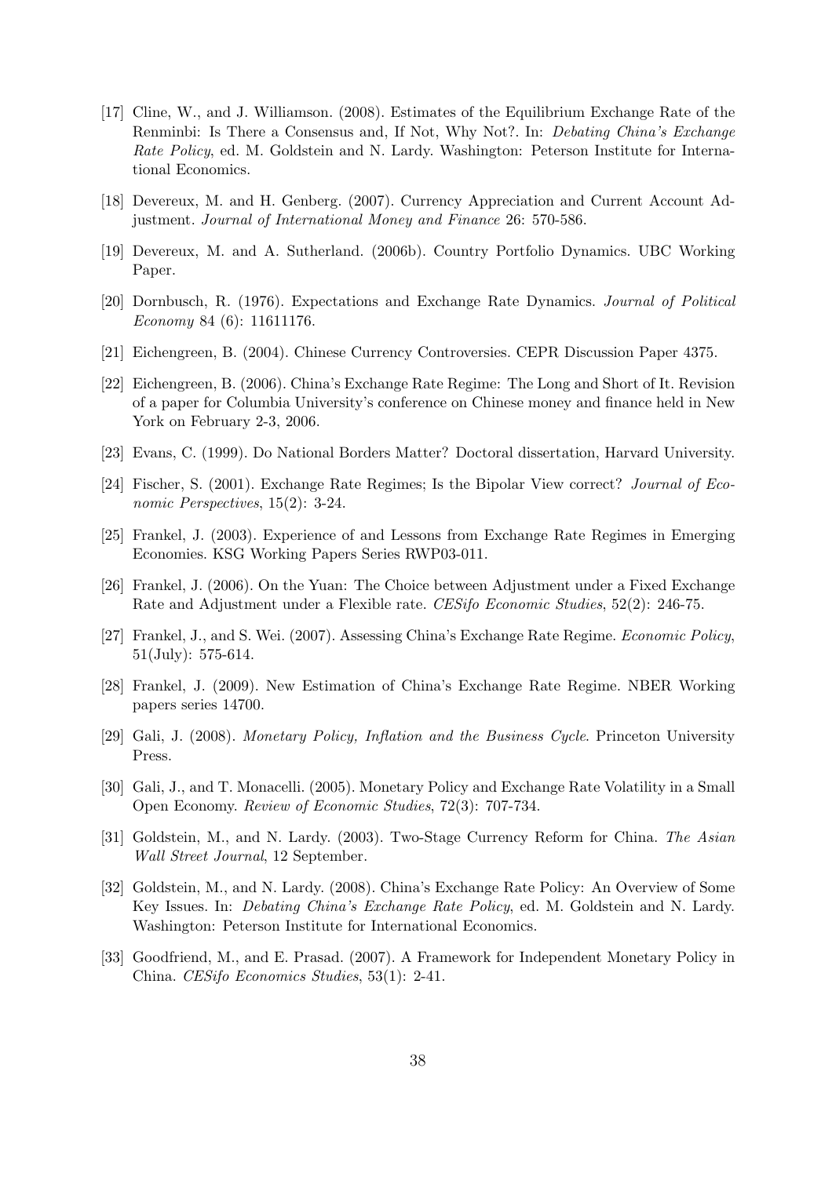[17] Cline, W., and J. Williamson. (2008). Estimates of the Equilibrium Exchange Rate of the Renminbi: Is There a Consensus and, If Not, Why Not?. In: *Debating China's Exchange Rate Policy*, ed. M. Goldstein and N. Lardy. Washington: Peterson Institute for International Economics.

[18] Devereux, M. and H. Genberg. (2007). Currency Appreciation and Current Account Adjustment. *Journal of International Money and Finance* 26: 570-586.

[19] Devereux, M. and A. Sutherland. (2006b). Country Portfolio Dynamics. UBC Working Paper.

[20] Dornbusch, R. (1976). Expectations and Exchange Rate Dynamics. *Journal of Political Economy* 84 (6): 11611176.

[21] Eichengreen, B. (2004). Chinese Currency Controversies. CEPR Discussion Paper 4375.

[22] Eichengreen, B. (2006). China's Exchange Rate Regime: The Long and Short of It. Revision of a paper for Columbia University's conference on Chinese money and finance held in New York on February 2-3, 2006.

[23] Evans, C. (1999). Do National Borders Matter? Doctoral dissertation, Harvard University.

[24] Fischer, S. (2001). Exchange Rate Regimes; Is the Bipolar View correct? *Journal of Economic Perspectives*, 15(2): 3-24.

[25] Frankel, J. (2003). Experience of and Lessons from Exchange Rate Regimes in Emerging Economies. KSG Working Papers Series RWP03-011.

[26] Frankel, J. (2006). On the Yuan: The Choice between Adjustment under a Fixed Exchange Rate and Adjustment under a Flexible rate. *CESifo Economic Studies*, 52(2): 246-75.

[27] Frankel, J., and S. Wei. (2007). Assessing China's Exchange Rate Regime. *Economic Policy*, 51(July): 575-614.

[28] Frankel, J. (2009). New Estimation of China's Exchange Rate Regime. NBER Working papers series 14700.

[29] Gali, J. (2008). *Monetary Policy, Inflation and the Business Cycle*. Princeton University Press.

[30] Gali, J., and T. Monacelli. (2005). Monetary Policy and Exchange Rate Volatility in a Small Open Economy. *Review of Economic Studies*, 72(3): 707-734.

[31] Goldstein, M., and N. Lardy. (2003). Two-Stage Currency Reform for China. *The Asian Wall Street Journal*, 12 September.

[32] Goldstein, M., and N. Lardy. (2008). China's Exchange Rate Policy: An Overview of Some Key Issues. In: *Debating China's Exchange Rate Policy*, ed. M. Goldstein and N. Lardy. Washington: Peterson Institute for International Economics.

[33] Goodfriend, M., and E. Prasad. (2007). A Framework for Independent Monetary Policy in China. *CESifo Economics Studies*, 53(1): 2-41.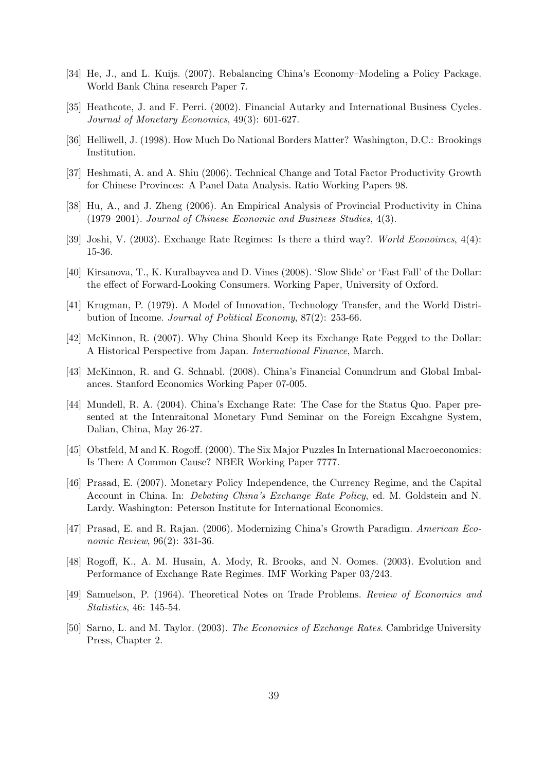[34] He, J., and L. Kuijs. (2007). Rebalancing China's Economy–Modeling a Policy Package. World Bank China research Paper 7.

[35] Heathcote, J. and F. Perri. (2002). Financial Autarky and International Business Cycles. *Journal of Monetary Economics*, 49(3): 601-627.

[36] Helliwell, J. (1998). How Much Do National Borders Matter? Washington, D.C.: Brookings Institution.

[37] Heshmati, A. and A. Shiu (2006). Technical Change and Total Factor Productivity Growth for Chinese Provinces: A Panel Data Analysis. Ratio Working Papers 98.

[38] Hu, A., and J. Zheng (2006). An Empirical Analysis of Provincial Productivity in China (1979–2001). *Journal of Chinese Economic and Business Studies*, 4(3).

[39] Joshi, V. (2003). Exchange Rate Regimes: Is there a third way?. *World Econoimcs*, 4(4): 15-36.

[40] Kirsanova, T., K. Kuralbayvea and D. Vines (2008). 'Slow Slide' or 'Fast Fall' of the Dollar: the effect of Forward-Looking Consumers. Working Paper, University of Oxford.

[41] Krugman, P. (1979). A Model of Innovation, Technology Transfer, and the World Distribution of Income. *Journal of Political Economy*, 87(2): 253-66.

[42] McKinnon, R. (2007). Why China Should Keep its Exchange Rate Pegged to the Dollar: A Historical Perspective from Japan. *International Finance*, March.

[43] McKinnon, R. and G. Schnabl. (2008). China's Financial Conundrum and Global Imbalances. Stanford Economics Working Paper 07-005.

[44] Mundell, R. A. (2004). China's Exchange Rate: The Case for the Status Quo. Paper presented at the Intenraitonal Monetary Fund Seminar on the Foreign Excahgne System, Dalian, China, May 26-27.

[45] Obstfeld, M and K. Rogoff. (2000). The Six Major Puzzles In International Macroeconomics: Is There A Common Cause? NBER Working Paper 7777.

[46] Prasad, E. (2007). Monetary Policy Independence, the Currency Regime, and the Capital Account in China. In: *Debating China's Exchange Rate Policy*, ed. M. Goldstein and N. Lardy. Washington: Peterson Institute for International Economics.

[47] Prasad, E. and R. Rajan. (2006). Modernizing China's Growth Paradigm. *American Economic Review*, 96(2): 331-36.

[48] Rogoff, K., A. M. Husain, A. Mody, R. Brooks, and N. Oomes. (2003). Evolution and Performance of Exchange Rate Regimes. IMF Working Paper 03/243.

[49] Samuelson, P. (1964). Theoretical Notes on Trade Problems. *Review of Economics and Statistics*, 46: 145-54.

[50] Sarno, L. and M. Taylor. (2003). *The Economics of Exchange Rates*. Cambridge University Press, Chapter 2.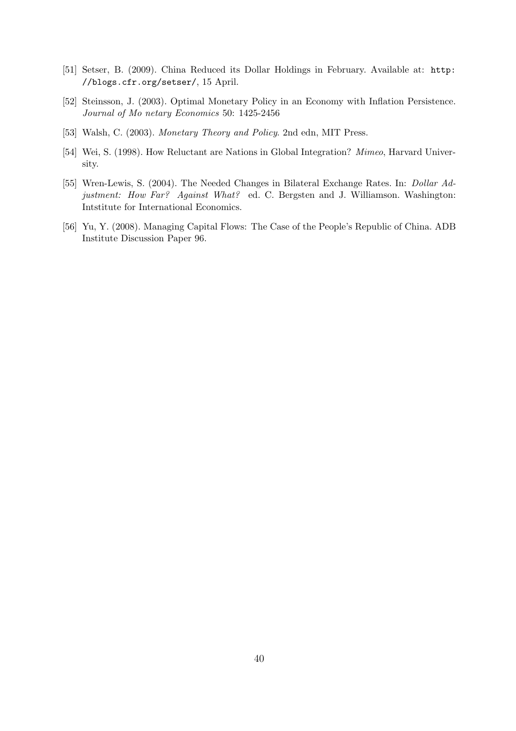[51] Setser, B. (2009). China Reduced its Dollar Holdings in February. Available at: `http://blogs.cfr.org/setser/`, 15 April.

[52] Steinsson, J. (2003). Optimal Monetary Policy in an Economy with Inflation Persistence. *Journal of Mo netary Economics* 50: 1425-2456

[53] Walsh, C. (2003). *Monetary Theory and Policy*. 2nd edn, MIT Press.

[54] Wei, S. (1998). How Reluctant are Nations in Global Integration? *Mimeo*, Harvard University.

[55] Wren-Lewis, S. (2004). The Needed Changes in Bilateral Exchange Rates. In: *Dollar Adjustment: How Far? Against What?* ed. C. Bergsten and J. Williamson. Washington: Intstitute for International Economics.

[56] Yu, Y. (2008). Managing Capital Flows: The Case of the People's Republic of China. ADB Institute Discussion Paper 96.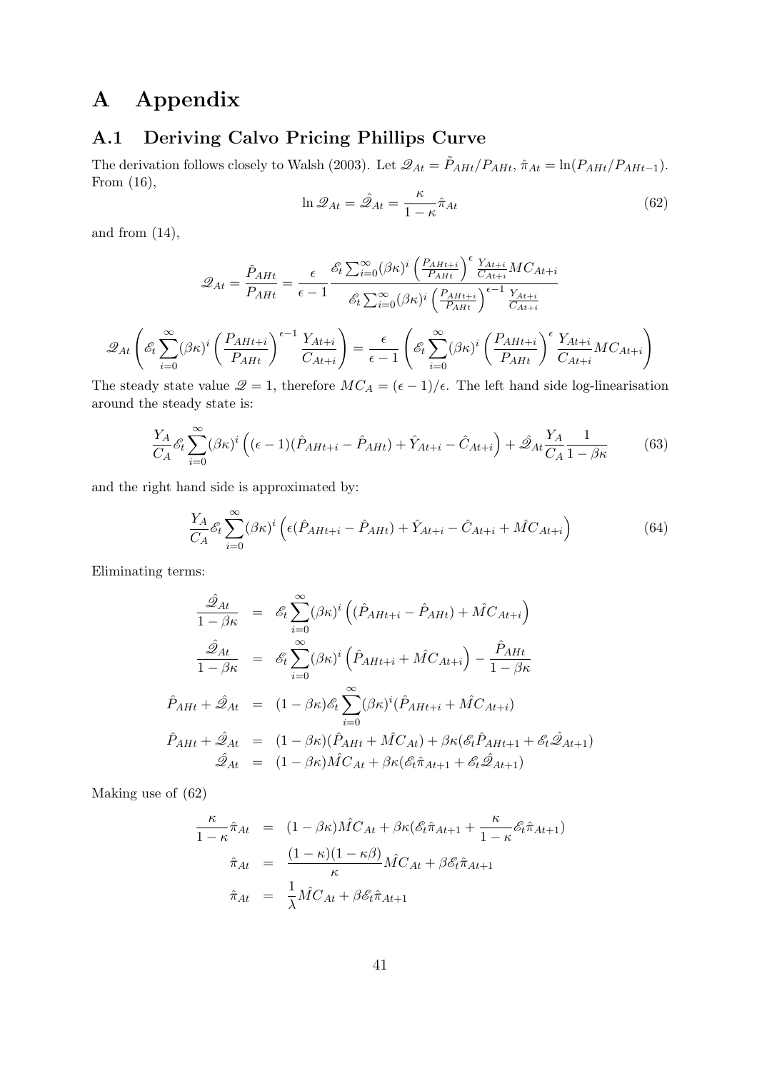# A Appendix

## A.1 Deriving Calvo Pricing Phillips Curve

The derivation follows closely to Walsh (2003). Let $\mathscr{Q}_{At} = \tilde{P}_{AHt}/P_{AHt}$, $\hat{\pi}_{At} = \ln(P_{AHt}/P_{AHt-1})$. From (16),

$$\ln \mathscr{Q}_{At} = \hat{\mathscr{Q}}_{At} = \frac{\kappa}{1-\kappa}\hat{\pi}_{At} \tag{62}$$

and from (14),

$$\mathscr{Q}_{At} = \frac{\tilde{P}_{AHt}}{P_{AHt}} = \frac{\epsilon}{\epsilon - 1}\frac{\mathscr{E}_t \sum_{i=0}^{\infty}(\beta\kappa)^i \left(\frac{P_{AHt+i}}{P_{AHt}}\right)^{\epsilon} \frac{Y_{At+i}}{C_{At+i}} MC_{At+i}}{\mathscr{E}_t \sum_{i=0}^{\infty}(\beta\kappa)^i \left(\frac{P_{AHt+i}}{P_{AHt}}\right)^{\epsilon-1} \frac{Y_{At+i}}{C_{At+i}}}$$

$$\mathscr{Q}_{At}\left(\mathscr{E}_t \sum_{i=0}^{\infty}(\beta\kappa)^i \left(\frac{P_{AHt+i}}{P_{AHt}}\right)^{\epsilon-1} \frac{Y_{At+i}}{C_{At+i}}\right) = \frac{\epsilon}{\epsilon-1}\left(\mathscr{E}_t \sum_{i=0}^{\infty}(\beta\kappa)^i \left(\frac{P_{AHt+i}}{P_{AHt}}\right)^{\epsilon} \frac{Y_{At+i}}{C_{At+i}} MC_{At+i}\right)$$

The steady state value $\mathscr{Q} = 1$, therefore $MC_A = (\epsilon - 1)/\epsilon$. The left hand side log-linearisation around the steady state is:

$$\frac{Y_A}{C_A}\mathscr{E}_t \sum_{i=0}^{\infty}(\beta\kappa)^i \left((\epsilon-1)(\hat{P}_{AHt+i} - \hat{P}_{AHt}) + \hat{Y}_{At+i} - \hat{C}_{At+i}\right) + \hat{\mathscr{Q}}_{At}\frac{Y_A}{C_A}\frac{1}{1-\beta\kappa} \tag{63}$$

and the right hand side is approximated by:

$$\frac{Y_A}{C_A}\mathscr{E}_t \sum_{i=0}^{\infty}(\beta\kappa)^i \left(\epsilon(\hat{P}_{AHt+i} - \hat{P}_{AHt}) + \hat{Y}_{At+i} - \hat{C}_{At+i} + \hat{MC}_{At+i}\right) \tag{64}$$

Eliminating terms:

$$\begin{aligned}
\frac{\hat{\mathscr{Q}}_{At}}{1-\beta\kappa} &= \mathscr{E}_t \sum_{i=0}^{\infty}(\beta\kappa)^i \left((\hat{P}_{AHt+i} - \hat{P}_{AHt}) + \hat{MC}_{At+i}\right) \\
\frac{\hat{\mathscr{Q}}_{At}}{1-\beta\kappa} &= \mathscr{E}_t \sum_{i=0}^{\infty}(\beta\kappa)^i \left(\hat{P}_{AHt+i} + \hat{MC}_{At+i}\right) - \frac{\hat{P}_{AHt}}{1-\beta\kappa} \\
\hat{P}_{AHt} + \hat{\mathscr{Q}}_{At} &= (1-\beta\kappa)\mathscr{E}_t \sum_{i=0}^{\infty}(\beta\kappa)^i(\hat{P}_{AHt+i} + \hat{MC}_{At+i}) \\
\hat{P}_{AHt} + \hat{\mathscr{Q}}_{At} &= (1-\beta\kappa)(\hat{P}_{AHt} + \hat{MC}_{At}) + \beta\kappa(\mathscr{E}_t\hat{P}_{AHt+1} + \mathscr{E}_t\hat{\mathscr{Q}}_{At+1}) \\
\hat{\mathscr{Q}}_{At} &= (1-\beta\kappa)\hat{MC}_{At} + \beta\kappa(\mathscr{E}_t\hat{\pi}_{At+1} + \mathscr{E}_t\hat{\mathscr{Q}}_{At+1})
\end{aligned}$$

Making use of (62)

$$\begin{aligned}
\frac{\kappa}{1-\kappa}\hat{\pi}_{At} &= (1-\beta\kappa)\hat{MC}_{At} + \beta\kappa(\mathscr{E}_t\hat{\pi}_{At+1} + \frac{\kappa}{1-\kappa}\mathscr{E}_t\hat{\pi}_{At+1}) \\
\hat{\pi}_{At} &= \frac{(1-\kappa)(1-\kappa\beta)}{\kappa}\hat{MC}_{At} + \beta\mathscr{E}_t\hat{\pi}_{At+1} \\
\hat{\pi}_{At} &= \frac{1}{\lambda}\hat{MC}_{At} + \beta\mathscr{E}_t\hat{\pi}_{At+1}
\end{aligned}$$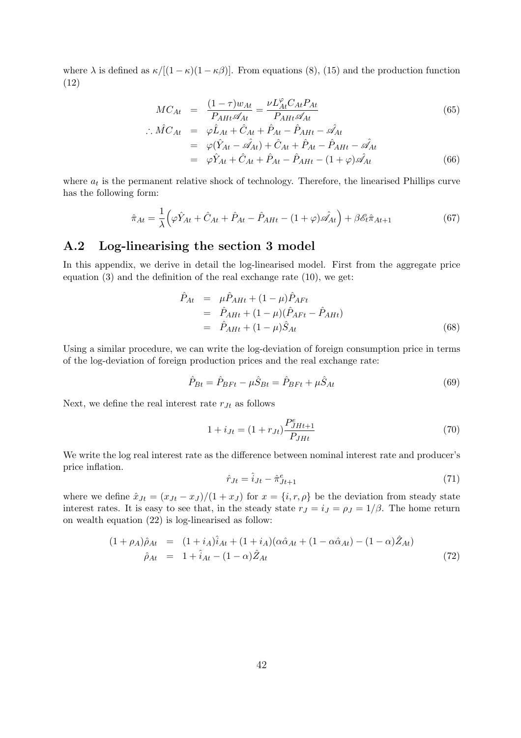where $\lambda$ is defined as $\kappa/[(1-\kappa)(1-\kappa\beta)]$. From equations (8), (15) and the production function (12)

$$
\begin{aligned}
MC_{At} &= \frac{(1-\tau)w_{At}}{P_{AHt}\mathscr{A}_{At}} = \frac{\nu L_{At}^{\varphi} C_{At} P_{At}}{P_{AHt}\mathscr{A}_{At}} && (65) \\
\therefore \hat{MC}_{At} &= \varphi \hat{L}_{At} + \hat{C}_{At} + \hat{P}_{At} - \hat{P}_{AHt} - \hat{\mathscr{A}}_{At} \\
&= \varphi(\hat{Y}_{At} - \hat{\mathscr{A}}_{At}) + \hat{C}_{At} + \hat{P}_{At} - \hat{P}_{AHt} - \hat{\mathscr{A}}_{At} \\
&= \varphi \hat{Y}_{At} + \hat{C}_{At} + \hat{P}_{At} - \hat{P}_{AHt} - (1+\varphi)\hat{\mathscr{A}}_{At} && (66)
\end{aligned}
$$

where $a_t$ is the permanent relative shock of technology. Therefore, the linearised Phillips curve has the following form:

$$
\hat{\pi}_{At} = \frac{1}{\lambda}\Big(\varphi \hat{Y}_{At} + \hat{C}_{At} + \hat{P}_{At} - \hat{P}_{AHt} - (1+\varphi)\hat{\mathscr{A}}_{At}\Big) + \beta \mathscr{E}_t \hat{\pi}_{At+1} \tag{67}
$$

## A.2 Log-linearising the section 3 model

In this appendix, we derive in detail the log-linearised model. First from the aggregate price equation (3) and the definition of the real exchange rate (10), we get:

$$
\begin{aligned}
\hat{P}_{At} &= \mu \hat{P}_{AHt} + (1-\mu)\hat{P}_{AFt} \\
&= \hat{P}_{AHt} + (1-\mu)(\hat{P}_{AFt} - \hat{P}_{AHt}) \\
&= \hat{P}_{AHt} + (1-\mu)\hat{S}_{At} && (68)
\end{aligned}
$$

Using a similar procedure, we can write the log-deviation of foreign consumption price in terms of the log-deviation of foreign production prices and the real exchange rate:

$$
\hat{P}_{Bt} = \hat{P}_{BFt} - \mu \hat{S}_{Bt} = \hat{P}_{BFt} + \mu \hat{S}_{At} \tag{69}
$$

Next, we define the real interest rate $r_{Jt}$ as follows

$$
1 + i_{Jt} = (1 + r_{Jt})\frac{P^{e}_{JHt+1}}{P_{JHt}} \tag{70}
$$

We write the log real interest rate as the difference between nominal interest rate and producer's price inflation.

$$
\hat{r}_{Jt} = \hat{i}_{Jt} - \hat{\pi}^{e}_{Jt+1} \tag{71}
$$

where we define $\hat{x}_{Jt} = (x_{Jt} - x_J)/(1 + x_J)$ for $x = \{i, r, \rho\}$ be the deviation from steady state interest rates. It is easy to see that, in the steady state $r_J = i_J = \rho_J = 1/\beta$. The home return on wealth equation (22) is log-linearised as follow:

$$
\begin{aligned}
(1+\rho_A)\hat{\rho}_{At} &= (1+i_A)\hat{i}_{At} + (1+i_A)(\alpha\hat{\alpha}_{At} + (1-\alpha\hat{\alpha}_{At}) - (1-\alpha)\hat{Z}_{At}) \\
\hat{\rho}_{At} &= 1 + \hat{i}_{At} - (1-\alpha)\hat{Z}_{At} && (72)
\end{aligned}
$$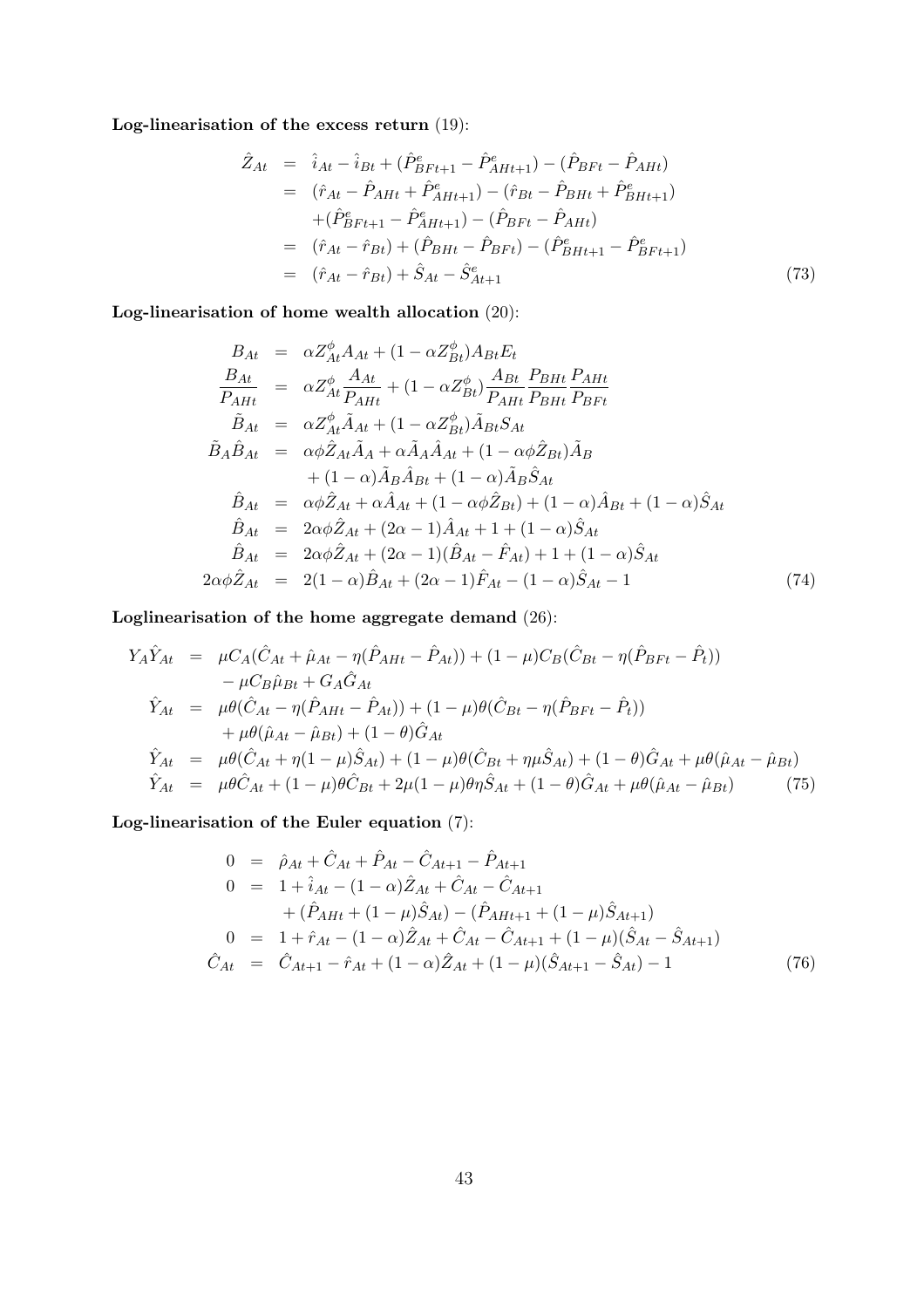**Log-linearisation of the excess return** (19):

$$
\begin{aligned}
\hat{Z}_{At} &= \hat{i}_{At} - \hat{i}_{Bt} + (\hat{P}^e_{BFt+1} - \hat{P}^e_{AHt+1}) - (\hat{P}_{BFt} - \hat{P}_{AHt}) \\
&= (\hat{r}_{At} - \hat{P}_{AHt} + \hat{P}^e_{AHt+1}) - (\hat{r}_{Bt} - \hat{P}_{BHt} + \hat{P}^e_{BHt+1}) \\
&\quad + (\hat{P}^e_{BFt+1} - \hat{P}^e_{AHt+1}) - (\hat{P}_{BFt} - \hat{P}_{AHt}) \\
&= (\hat{r}_{At} - \hat{r}_{Bt}) + (\hat{P}_{BHt} - \hat{P}_{BFt}) - (\hat{P}^e_{BHt+1} - \hat{P}^e_{BFt+1}) \\
&= (\hat{r}_{At} - \hat{r}_{Bt}) + \hat{S}_{At} - \hat{S}^e_{At+1}
\end{aligned}
\tag{73}
$$

**Log-linearisation of home wealth allocation** (20):

$$
\begin{aligned}
B_{At} &= \alpha Z^{\phi}_{At} A_{At} + (1 - \alpha Z^{\phi}_{Bt}) A_{Bt} E_t \\
\frac{B_{At}}{P_{AHt}} &= \alpha Z^{\phi}_{At} \frac{A_{At}}{P_{AHt}} + (1 - \alpha Z^{\phi}_{Bt}) \frac{A_{Bt}}{P_{AHt}} \frac{P_{BHt}}{P_{BHt}} \frac{P_{AHt}}{P_{BFt}} \\
\tilde{B}_{At} &= \alpha Z^{\phi}_{At} \tilde{A}_{At} + (1 - \alpha Z^{\phi}_{Bt}) \tilde{A}_{Bt} S_{At} \\
\tilde{B}_A \hat{B}_{At} &= \alpha \phi \hat{Z}_{At} \tilde{A}_A + \alpha \tilde{A}_A \hat{A}_{At} + (1 - \alpha \phi \hat{Z}_{Bt}) \tilde{A}_B \\
&\quad + (1 - \alpha) \tilde{A}_B \hat{A}_{Bt} + (1 - \alpha) \tilde{A}_B \hat{S}_{At} \\
\hat{B}_{At} &= \alpha \phi \hat{Z}_{At} + \alpha \hat{A}_{At} + (1 - \alpha \phi \hat{Z}_{Bt}) + (1 - \alpha) \hat{A}_{Bt} + (1 - \alpha) \hat{S}_{At} \\
\hat{B}_{At} &= 2\alpha \phi \hat{Z}_{At} + (2\alpha - 1) \hat{A}_{At} + 1 + (1 - \alpha) \hat{S}_{At} \\
\hat{B}_{At} &= 2\alpha \phi \hat{Z}_{At} + (2\alpha - 1)(\hat{B}_{At} - \hat{F}_{At}) + 1 + (1 - \alpha) \hat{S}_{At} \\
2\alpha \phi \hat{Z}_{At} &= 2(1 - \alpha) \hat{B}_{At} + (2\alpha - 1) \hat{F}_{At} - (1 - \alpha) \hat{S}_{At} - 1
\end{aligned}
\tag{74}
$$

**Loglinearisation of the home aggregate demand** (26):

$$
\begin{aligned}
Y_A \hat{Y}_{At} &= \mu C_A (\hat{C}_{At} + \hat{\mu}_{At} - \eta(\hat{P}_{AHt} - \hat{P}_{At})) + (1 - \mu) C_B (\hat{C}_{Bt} - \eta(\hat{P}_{BFt} - \hat{P}_t)) \\
&\quad - \mu C_B \hat{\mu}_{Bt} + G_A \hat{G}_{At} \\
\hat{Y}_{At} &= \mu \theta (\hat{C}_{At} - \eta(\hat{P}_{AHt} - \hat{P}_{At})) + (1 - \mu) \theta (\hat{C}_{Bt} - \eta(\hat{P}_{BFt} - \hat{P}_t)) \\
&\quad + \mu \theta (\hat{\mu}_{At} - \hat{\mu}_{Bt}) + (1 - \theta) \hat{G}_{At} \\
\hat{Y}_{At} &= \mu \theta (\hat{C}_{At} + \eta (1 - \mu) \hat{S}_{At}) + (1 - \mu) \theta (\hat{C}_{Bt} + \eta \mu \hat{S}_{At}) + (1 - \theta) \hat{G}_{At} + \mu \theta (\hat{\mu}_{At} - \hat{\mu}_{Bt}) \\
\hat{Y}_{At} &= \mu \theta \hat{C}_{At} + (1 - \mu) \theta \hat{C}_{Bt} + 2\mu (1 - \mu) \theta \eta \hat{S}_{At} + (1 - \theta) \hat{G}_{At} + \mu \theta (\hat{\mu}_{At} - \hat{\mu}_{Bt})
\end{aligned}
\tag{75}
$$

**Log-linearisation of the Euler equation** (7):

$$
\begin{aligned}
0 &= \hat{\rho}_{At} + \hat{C}_{At} + \hat{P}_{At} - \hat{C}_{At+1} - \hat{P}_{At+1} \\
0 &= 1 + \hat{i}_{At} - (1 - \alpha) \hat{Z}_{At} + \hat{C}_{At} - \hat{C}_{At+1} \\
&\quad + (\hat{P}_{AHt} + (1 - \mu) \hat{S}_{At}) - (\hat{P}_{AHt+1} + (1 - \mu) \hat{S}_{At+1}) \\
0 &= 1 + \hat{r}_{At} - (1 - \alpha) \hat{Z}_{At} + \hat{C}_{At} - \hat{C}_{At+1} + (1 - \mu)(\hat{S}_{At} - \hat{S}_{At+1}) \\
\hat{C}_{At} &= \hat{C}_{At+1} - \hat{r}_{At} + (1 - \alpha) \hat{Z}_{At} + (1 - \mu)(\hat{S}_{At+1} - \hat{S}_{At}) - 1
\end{aligned}
\tag{76}
$$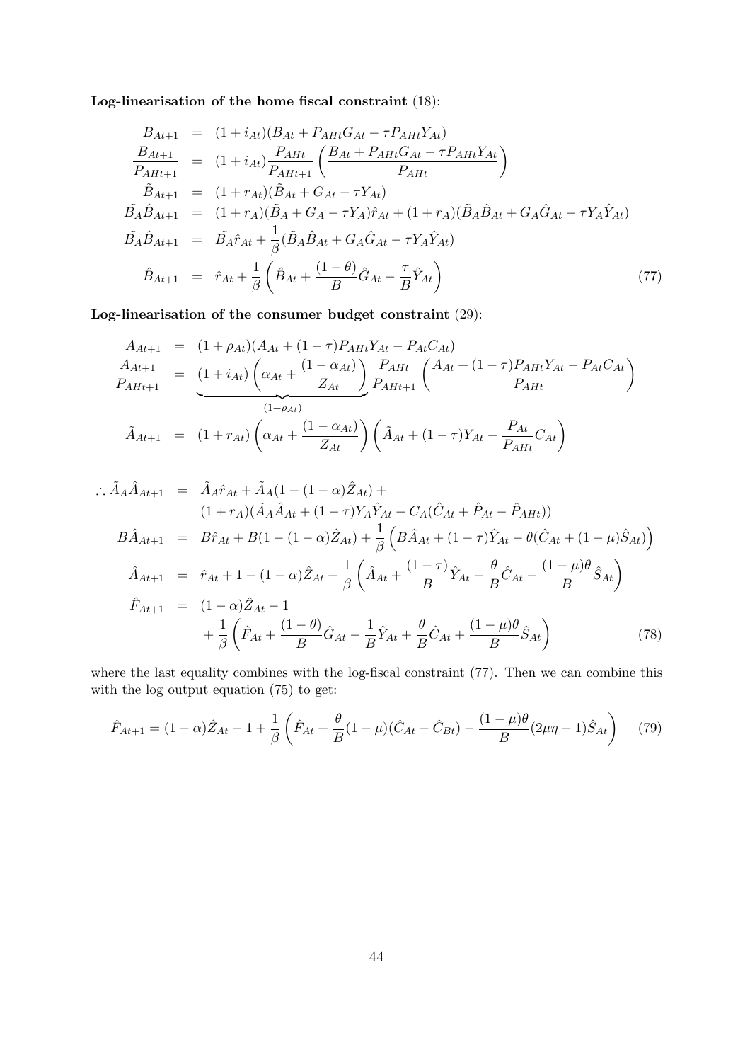**Log-linearisation of the home fiscal constraint** (18):

$$
\begin{aligned}
B_{At+1} &= (1+i_{At})(B_{At} + P_{AHt}G_{At} - \tau P_{AHt}Y_{At}) \\
\frac{B_{At+1}}{P_{AHt+1}} &= (1+i_{At})\frac{P_{AHt}}{P_{AHt+1}}\left(\frac{B_{At} + P_{AHt}G_{At} - \tau P_{AHt}Y_{At}}{P_{AHt}}\right) \\
\tilde{B}_{At+1} &= (1+r_{At})(\tilde{B}_{At} + G_{At} - \tau Y_{At}) \\
\tilde{B_A}\hat{B}_{At+1} &= (1+r_A)(\tilde{B}_A + G_A - \tau Y_A)\hat{r}_{At} + (1+r_A)(\tilde{B}_A\hat{B}_{At} + G_A\hat{G}_{At} - \tau Y_A\hat{Y}_{At}) \\
\tilde{B_A}\hat{B}_{At+1} &= \tilde{B_A}\hat{r}_{At} + \frac{1}{\beta}(\tilde{B}_A\hat{B}_{At} + G_A\hat{G}_{At} - \tau Y_A\hat{Y}_{At}) \\
\hat{B}_{At+1} &= \hat{r}_{At} + \frac{1}{\beta}\left(\hat{B}_{At} + \frac{(1-\theta)}{B}\hat{G}_{At} - \frac{\tau}{B}\hat{Y}_{At}\right) \qquad (77)
\end{aligned}
$$

**Log-linearisation of the consumer budget constraint** (29):

$$
\begin{aligned}
A_{At+1} &= (1+\rho_{At})(A_{At} + (1-\tau)P_{AHt}Y_{At} - P_{At}C_{At}) \\
\frac{A_{At+1}}{P_{AHt+1}} &= \underbrace{(1+i_{At})\left(\alpha_{At} + \frac{(1-\alpha_{At})}{Z_{At}}\right)}_{(1+\rho_{At})}\frac{P_{AHt}}{P_{AHt+1}}\left(\frac{A_{At} + (1-\tau)P_{AHt}Y_{At} - P_{At}C_{At}}{P_{AHt}}\right) \\
\tilde{A}_{At+1} &= (1+r_{At})\left(\alpha_{At} + \frac{(1-\alpha_{At})}{Z_{At}}\right)\left(\tilde{A}_{At} + (1-\tau)Y_{At} - \frac{P_{At}}{P_{AHt}}C_{At}\right)
\end{aligned}
$$

$$
\begin{aligned}
\therefore \tilde{A}_A\hat{A}_{At+1} &= \tilde{A}_A\hat{r}_{At} + \tilde{A}_A(1-(1-\alpha)\hat{Z}_{At}) + \\
&\quad (1+r_A)(\tilde{A}_A\hat{A}_{At} + (1-\tau)Y_A\hat{Y}_{At} - C_A(\hat{C}_{At} + \hat{P}_{At} - \hat{P}_{AHt})) \\
B\hat{A}_{At+1} &= B\hat{r}_{At} + B(1-(1-\alpha)\hat{Z}_{At}) + \frac{1}{\beta}\left(B\hat{A}_{At} + (1-\tau)\hat{Y}_{At} - \theta(\hat{C}_{At} + (1-\mu)\hat{S}_{At})\right) \\
\hat{A}_{At+1} &= \hat{r}_{At} + 1 - (1-\alpha)\hat{Z}_{At} + \frac{1}{\beta}\left(\hat{A}_{At} + \frac{(1-\tau)}{B}\hat{Y}_{At} - \frac{\theta}{B}\hat{C}_{At} - \frac{(1-\mu)\theta}{B}\hat{S}_{At}\right) \\
\hat{F}_{At+1} &= (1-\alpha)\hat{Z}_{At} - 1 \\
&\quad + \frac{1}{\beta}\left(\hat{F}_{At} + \frac{(1-\theta)}{B}\hat{G}_{At} - \frac{1}{B}\hat{Y}_{At} + \frac{\theta}{B}\hat{C}_{At} + \frac{(1-\mu)\theta}{B}\hat{S}_{At}\right) \qquad (78)
\end{aligned}
$$

where the last equality combines with the log-fiscal constraint (77). Then we can combine this with the log output equation (75) to get:

$$
\hat{F}_{At+1} = (1-\alpha)\hat{Z}_{At} - 1 + \frac{1}{\beta}\left(\hat{F}_{At} + \frac{\theta}{B}(1-\mu)(\hat{C}_{At} - \hat{C}_{Bt}) - \frac{(1-\mu)\theta}{B}(2\mu\eta - 1)\hat{S}_{At}\right) \qquad (79)
$$